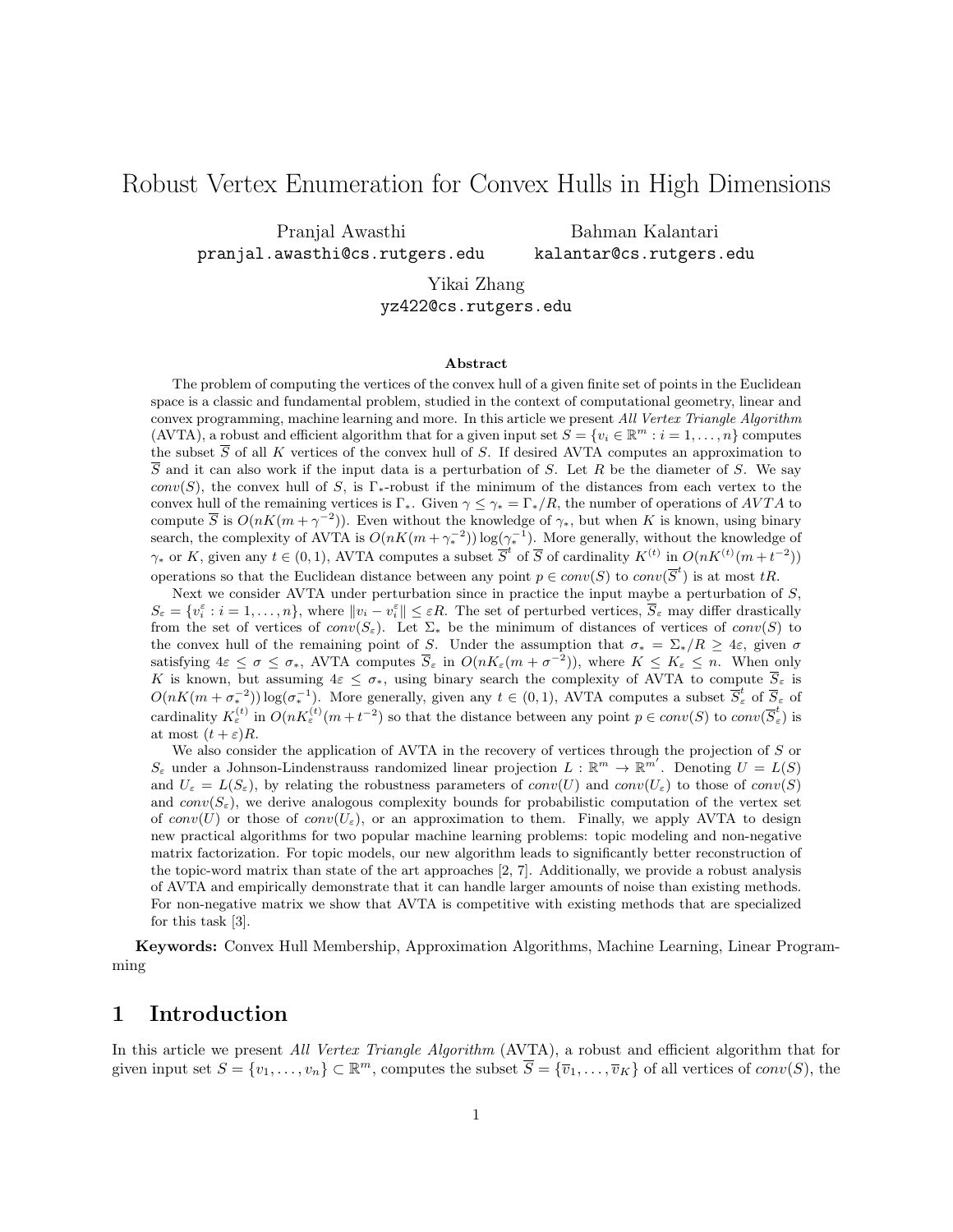# Robust Vertex Enumeration for Convex Hulls in High Dimensions

Pranjal Awasthi
pranjal.awasthi@cs.rutgers.edu

Bahman Kalantari
kalantar@cs.rutgers.edu

Yikai Zhang
yz422@cs.rutgers.edu

### Abstract

The problem of computing the vertices of the convex hull of a given finite set of points in the Euclidean space is a classic and fundamental problem, studied in the context of computational geometry, linear and convex programming, machine learning and more. In this article we present *All Vertex Triangle Algorithm* (AVTA), a robust and efficient algorithm that for a given input set $S = \{v_i \in \mathbb{R}^m : i = 1, \dots, n\}$ computes the subset $\overline{S}$ of all $K$ vertices of the convex hull of $S$. If desired AVTA computes an approximation to $\overline{S}$ and it can also work if the input data is a perturbation of $S$. Let $R$ be the diameter of $S$. We say $conv(S)$, the convex hull of $S$, is $\Gamma_*$-robust if the minimum of the distances from each vertex to the convex hull of the remaining vertices is $\Gamma_*$. Given $\gamma \leq \gamma_* = \Gamma_*/R$, the number of operations of $AVTA$ to compute $\overline{S}$ is $O(nK(m + \gamma^{-2}))$. Even without the knowledge of $\gamma_*$, but when $K$ is known, using binary search, the complexity of AVTA is $O(nK(m + \gamma_*^{-2})) \log(\gamma_*^{-1})$. More generally, without the knowledge of $\gamma_*$ or $K$, given any $t \in (0, 1)$, AVTA computes a subset $\overline{S}^t$ of $\overline{S}$ of cardinality $K^{(t)}$ in $O(nK^{(t)}(m + t^{-2}))$ operations so that the Euclidean distance between any point $p \in conv(S)$ to $conv(\overline{S}^t)$ is at most $tR$.

Next we consider AVTA under perturbation since in practice the input maybe a perturbation of $S$, $S_\varepsilon = \{v_i^\varepsilon : i = 1, \dots, n\}$, where $\|v_i - v_i^\varepsilon\| \leq \varepsilon R$. The set of perturbed vertices, $\overline{S}_\varepsilon$ may differ drastically from the set of vertices of $conv(S_\varepsilon)$. Let $\Sigma_*$ be the minimum of distances of vertices of $conv(S)$ to the convex hull of the remaining point of $S$. Under the assumption that $\sigma_* = \Sigma_*/R \geq 4\varepsilon$, given $\sigma$ satisfying $4\varepsilon \leq \sigma \leq \sigma_*$, AVTA computes $\overline{S}_\varepsilon$ in $O(nK_\varepsilon(m + \sigma^{-2}))$, where $K \leq K_\varepsilon \leq n$. When only $K$ is known, but assuming $4\varepsilon \leq \sigma_*$, using binary search the complexity of AVTA to compute $\overline{S}_\varepsilon$ is $O(nK(m + \sigma_*^{-2})) \log(\sigma_*^{-1})$. More generally, given any $t \in (0, 1)$, AVTA computes a subset $\overline{S}_\varepsilon^t$ of $\overline{S}_\varepsilon$ of cardinality $K_\varepsilon^{(t)}$ in $O(nK_\varepsilon^{(t)}(m + t^{-2})$ so that the distance between any point $p \in conv(S)$ to $conv(\overline{S}_\varepsilon^t)$ is at most $(t + \varepsilon)R$.

We also consider the application of AVTA in the recovery of vertices through the projection of $S$ or $S_\varepsilon$ under a Johnson-Lindenstrauss randomized linear projection $L : \mathbb{R}^m \to \mathbb{R}^{m'}$. Denoting $U = L(S)$ and $U_\varepsilon = L(S_\varepsilon)$, by relating the robustness parameters of $conv(U)$ and $conv(U_\varepsilon)$ to those of $conv(S)$ and $conv(S_\varepsilon)$, we derive analogous complexity bounds for probabilistic computation of the vertex set of $conv(U)$ or those of $conv(U_\varepsilon)$, or an approximation to them. Finally, we apply AVTA to design new practical algorithms for two popular machine learning problems: topic modeling and non-negative matrix factorization. For topic models, our new algorithm leads to significantly better reconstruction of the topic-word matrix than state of the art approaches [2, 7]. Additionally, we provide a robust analysis of AVTA and empirically demonstrate that it can handle larger amounts of noise than existing methods. For non-negative matrix we show that AVTA is competitive with existing methods that are specialized for this task [3].

**Keywords:** Convex Hull Membership, Approximation Algorithms, Machine Learning, Linear Programming

## 1 Introduction

In this article we present *All Vertex Triangle Algorithm* (AVTA), a robust and efficient algorithm that for given input set $S = \{v_1, \dots, v_n\} \subset \mathbb{R}^m$, computes the subset $\overline{S} = \{\overline{v}_1, \dots, \overline{v}_K\}$ of all vertices of $conv(S)$, the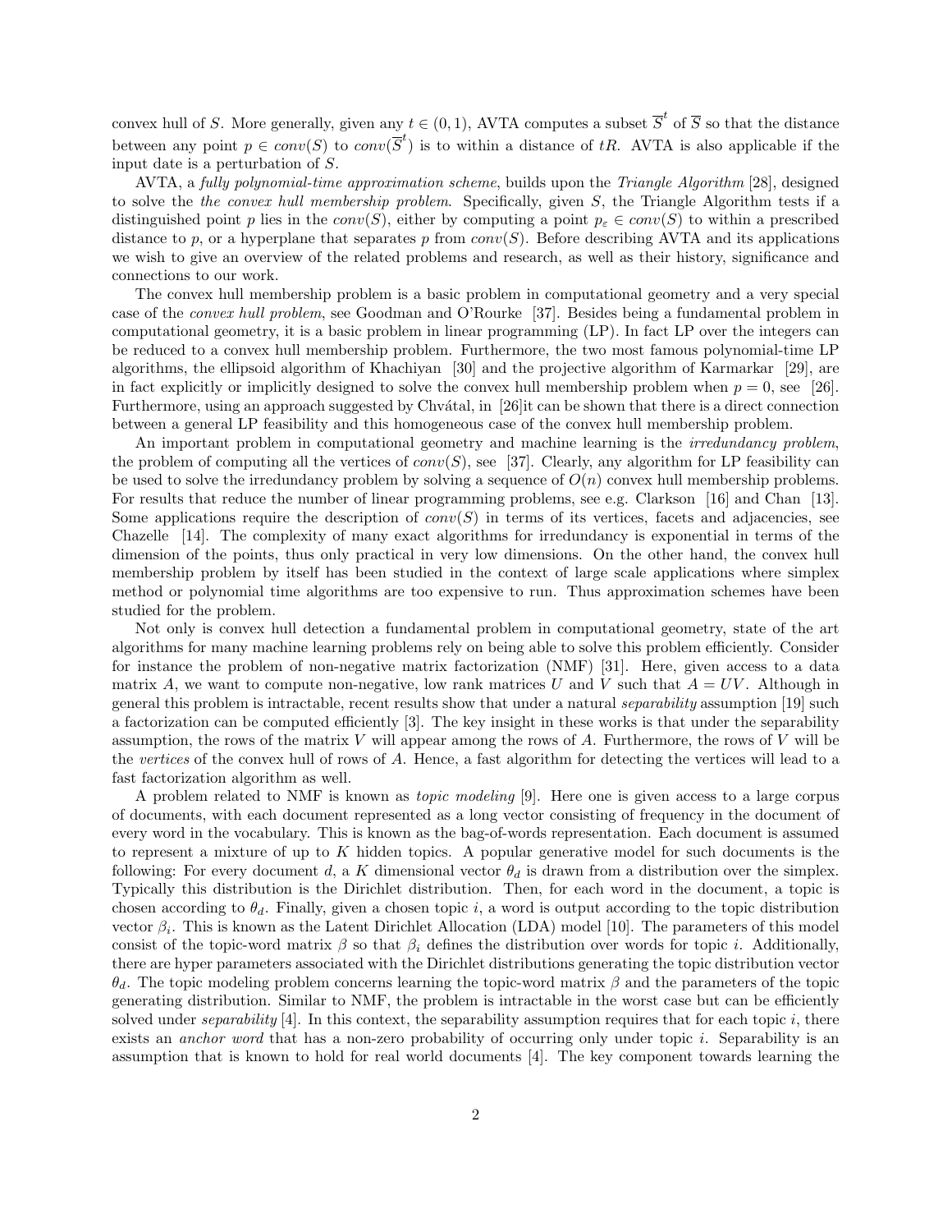convex hull of $S$. More generally, given any $t \in (0,1)$, AVTA computes a subset $\overline{S}^t$ of $\overline{S}$ so that the distance between any point $p \in conv(S)$ to $conv(\overline{S}^t)$ is to within a distance of $tR$. AVTA is also applicable if the input date is a perturbation of $S$.

AVTA, a *fully polynomial-time approximation scheme*, builds upon the *Triangle Algorithm* [28], designed to solve the *the convex hull membership problem*. Specifically, given $S$, the Triangle Algorithm tests if a distinguished point $p$ lies in the $conv(S)$, either by computing a point $p_\varepsilon \in conv(S)$ to within a prescribed distance to $p$, or a hyperplane that separates $p$ from $conv(S)$. Before describing AVTA and its applications we wish to give an overview of the related problems and research, as well as their history, significance and connections to our work.

The convex hull membership problem is a basic problem in computational geometry and a very special case of the *convex hull problem*, see Goodman and O'Rourke [37]. Besides being a fundamental problem in computational geometry, it is a basic problem in linear programming (LP). In fact LP over the integers can be reduced to a convex hull membership problem. Furthermore, the two most famous polynomial-time LP algorithms, the ellipsoid algorithm of Khachiyan [30] and the projective algorithm of Karmarkar [29], are in fact explicitly or implicitly designed to solve the convex hull membership problem when $p = 0$, see [26]. Furthermore, using an approach suggested by Chvátal, in [26]it can be shown that there is a direct connection between a general LP feasibility and this homogeneous case of the convex hull membership problem.

An important problem in computational geometry and machine learning is the *irredundancy problem*, the problem of computing all the vertices of $conv(S)$, see [37]. Clearly, any algorithm for LP feasibility can be used to solve the irredundancy problem by solving a sequence of $O(n)$ convex hull membership problems. For results that reduce the number of linear programming problems, see e.g. Clarkson [16] and Chan [13]. Some applications require the description of $conv(S)$ in terms of its vertices, facets and adjacencies, see Chazelle [14]. The complexity of many exact algorithms for irredundancy is exponential in terms of the dimension of the points, thus only practical in very low dimensions. On the other hand, the convex hull membership problem by itself has been studied in the context of large scale applications where simplex method or polynomial time algorithms are too expensive to run. Thus approximation schemes have been studied for the problem.

Not only is convex hull detection a fundamental problem in computational geometry, state of the art algorithms for many machine learning problems rely on being able to solve this problem efficiently. Consider for instance the problem of non-negative matrix factorization (NMF) [31]. Here, given access to a data matrix $A$, we want to compute non-negative, low rank matrices $U$ and $V$ such that $A = UV$. Although in general this problem is intractable, recent results show that under a natural *separability* assumption [19] such a factorization can be computed efficiently [3]. The key insight in these works is that under the separability assumption, the rows of the matrix $V$ will appear among the rows of $A$. Furthermore, the rows of $V$ will be the *vertices* of the convex hull of rows of $A$. Hence, a fast algorithm for detecting the vertices will lead to a fast factorization algorithm as well.

A problem related to NMF is known as *topic modeling* [9]. Here one is given access to a large corpus of documents, with each document represented as a long vector consisting of frequency in the document of every word in the vocabulary. This is known as the bag-of-words representation. Each document is assumed to represent a mixture of up to $K$ hidden topics. A popular generative model for such documents is the following: For every document $d$, a $K$ dimensional vector $\theta_d$ is drawn from a distribution over the simplex. Typically this distribution is the Dirichlet distribution. Then, for each word in the document, a topic is chosen according to $\theta_d$. Finally, given a chosen topic $i$, a word is output according to the topic distribution vector $\beta_i$. This is known as the Latent Dirichlet Allocation (LDA) model [10]. The parameters of this model consist of the topic-word matrix $\beta$ so that $\beta_i$ defines the distribution over words for topic $i$. Additionally, there are hyper parameters associated with the Dirichlet distributions generating the topic distribution vector $\theta_d$. The topic modeling problem concerns learning the topic-word matrix $\beta$ and the parameters of the topic generating distribution. Similar to NMF, the problem is intractable in the worst case but can be efficiently solved under *separability* [4]. In this context, the separability assumption requires that for each topic $i$, there exists an *anchor word* that has a non-zero probability of occurring only under topic $i$. Separability is an assumption that is known to hold for real world documents [4]. The key component towards learning the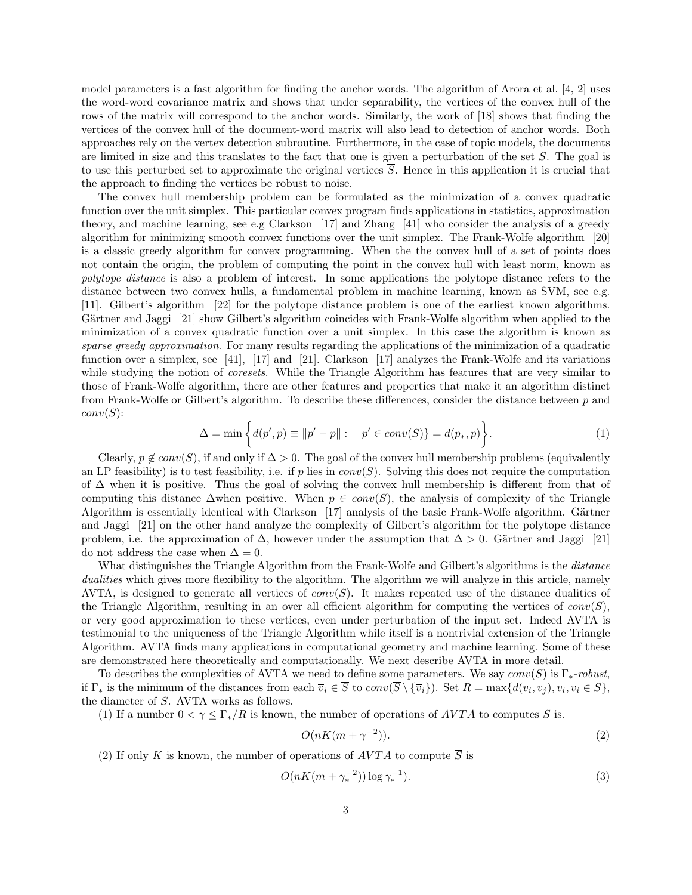model parameters is a fast algorithm for finding the anchor words. The algorithm of Arora et al. [4, 2] uses the word-word covariance matrix and shows that under separability, the vertices of the convex hull of the rows of the matrix will correspond to the anchor words. Similarly, the work of [18] shows that finding the vertices of the convex hull of the document-word matrix will also lead to detection of anchor words. Both approaches rely on the vertex detection subroutine. Furthermore, in the case of topic models, the documents are limited in size and this translates to the fact that one is given a perturbation of the set $S$. The goal is to use this perturbed set to approximate the original vertices $\overline{S}$. Hence in this application it is crucial that the approach to finding the vertices be robust to noise.

The convex hull membership problem can be formulated as the minimization of a convex quadratic function over the unit simplex. This particular convex program finds applications in statistics, approximation theory, and machine learning, see e.g Clarkson [17] and Zhang [41] who consider the analysis of a greedy algorithm for minimizing smooth convex functions over the unit simplex. The Frank-Wolfe algorithm [20] is a classic greedy algorithm for convex programming. When the the convex hull of a set of points does not contain the origin, the problem of computing the point in the convex hull with least norm, known as *polytope distance* is also a problem of interest. In some applications the polytope distance refers to the distance between two convex hulls, a fundamental problem in machine learning, known as SVM, see e.g. [11]. Gilbert's algorithm [22] for the polytope distance problem is one of the earliest known algorithms. Gärtner and Jaggi [21] show Gilbert's algorithm coincides with Frank-Wolfe algorithm when applied to the minimization of a convex quadratic function over a unit simplex. In this case the algorithm is known as *sparse greedy approximation*. For many results regarding the applications of the minimization of a quadratic function over a simplex, see [41], [17] and [21]. Clarkson [17] analyzes the Frank-Wolfe and its variations while studying the notion of *coresets*. While the Triangle Algorithm has features that are very similar to those of Frank-Wolfe algorithm, there are other features and properties that make it an algorithm distinct from Frank-Wolfe or Gilbert's algorithm. To describe these differences, consider the distance between $p$ and $conv(S)$:

$$\Delta = \min \left\{ d(p', p) \equiv \|p' - p\| : \quad p' \in conv(S) \right\} = d(p_*, p) \Bigg\}. \tag{1}$$

Clearly, $p \notin conv(S)$, if and only if $\Delta > 0$. The goal of the convex hull membership problems (equivalently an LP feasibility) is to test feasibility, i.e. if $p$ lies in $conv(S)$. Solving this does not require the computation of $\Delta$ when it is positive. Thus the goal of solving the convex hull membership is different from that of computing this distance $\Delta$when positive. When $p \in conv(S)$, the analysis of complexity of the Triangle Algorithm is essentially identical with Clarkson [17] analysis of the basic Frank-Wolfe algorithm. Gärtner and Jaggi [21] on the other hand analyze the complexity of Gilbert's algorithm for the polytope distance problem, i.e. the approximation of $\Delta$, however under the assumption that $\Delta > 0$. Gärtner and Jaggi [21] do not address the case when $\Delta = 0$.

What distinguishes the Triangle Algorithm from the Frank-Wolfe and Gilbert's algorithms is the *distance dualities* which gives more flexibility to the algorithm. The algorithm we will analyze in this article, namely AVTA, is designed to generate all vertices of $conv(S)$. It makes repeated use of the distance dualities of the Triangle Algorithm, resulting in an over all efficient algorithm for computing the vertices of $conv(S)$, or very good approximation to these vertices, even under perturbation of the input set. Indeed AVTA is testimonial to the uniqueness of the Triangle Algorithm while itself is a nontrivial extension of the Triangle Algorithm. AVTA finds many applications in computational geometry and machine learning. Some of these are demonstrated here theoretically and computationally. We next describe AVTA in more detail.

To describes the complexities of AVTA we need to define some parameters. We say $conv(S)$ is $\Gamma_*$-*robust*, if $\Gamma_*$ is the minimum of the distances from each $\overline{v}_i \in \overline{S}$ to $conv(\overline{S} \setminus \{\overline{v}_i\})$. Set $R = \max\{d(v_i, v_j), v_i, v_i \in S\}$, the diameter of $S$. AVTA works as follows.

(1) If a number $0 < \gamma \leq \Gamma_*/R$ is known, the number of operations of $AVTA$ to computes $\overline{S}$ is.

$$O(nK(m + \gamma^{-2})). \tag{2}$$

(2) If only $K$ is known, the number of operations of $AVTA$ to compute $\overline{S}$ is

$$O(nK(m + \gamma_*^{-2})) \log \gamma_*^{-1}). \tag{3}$$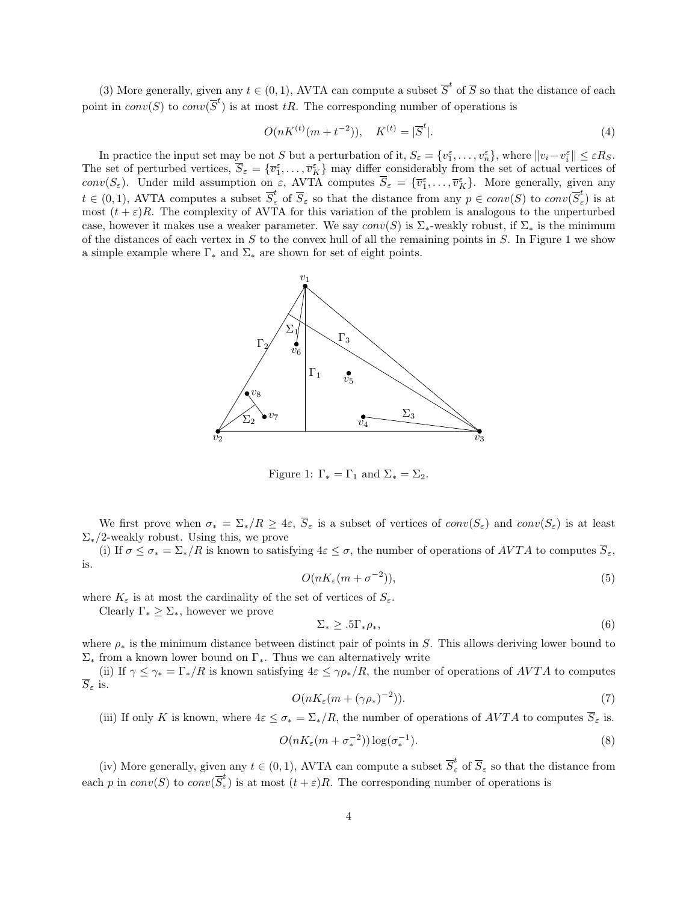(3) More generally, given any $t \in (0,1)$, AVTA can compute a subset $\overline{S}^t$ of $\overline{S}$ so that the distance of each point in $conv(S)$ to $conv(\overline{S}^t)$ is at most $tR$. The corresponding number of operations is

$$O(nK^{(t)}(m + t^{-2})), \quad K^{(t)} = |\overline{S}^t|. \tag{4}$$

In practice the input set may be not $S$ but a perturbation of it, $S_\varepsilon = \{v_1^\varepsilon, \ldots, v_n^\varepsilon\}$, where $\|v_i - v_i^\varepsilon\| \le \varepsilon R_S$. The set of perturbed vertices, $\overline{S}_\varepsilon = \{\overline{v}_1^\varepsilon, \ldots, \overline{v}_K^\varepsilon\}$ may differ considerably from the set of actual vertices of $conv(S_\varepsilon)$. Under mild assumption on $\varepsilon$, AVTA computes $\overline{S}_\varepsilon = \{\overline{v}_1^\varepsilon, \ldots, \overline{v}_K^\varepsilon\}$. More generally, given any $t \in (0,1)$, AVTA computes a subset $\overline{S}_\varepsilon^t$ of $\overline{S}_\varepsilon$ so that the distance from any $p \in conv(S)$ to $conv(\overline{S}_\varepsilon^t)$ is at most $(t+\varepsilon)R$. The complexity of AVTA for this variation of the problem is analogous to the unperturbed case, however it makes use a weaker parameter. We say $conv(S)$ is $\Sigma_*$-weakly robust, if $\Sigma_*$ is the minimum of the distances of each vertex in $S$ to the convex hull of all the remaining points in $S$. In Figure 1 we show a simple example where $\Gamma_*$ and $\Sigma_*$ are shown for set of eight points.

Figure 1: $\Gamma_* = \Gamma_1$ and $\Sigma_* = \Sigma_2$.

We first prove when $\sigma_* = \Sigma_*/R \ge 4\varepsilon$, $\overline{S}_\varepsilon$ is a subset of vertices of $conv(S_\varepsilon)$ and $conv(S_\varepsilon)$ is at least $\Sigma_*/2$-weakly robust. Using this, we prove

(i) If $\sigma \le \sigma_* = \Sigma_*/R$ is known to satisfying $4\varepsilon \le \sigma$, the number of operations of $AVTA$ to computes $\overline{S}_\varepsilon$, is.

$$O(nK_\varepsilon(m + \sigma^{-2})), \tag{5}$$

where $K_\varepsilon$ is at most the cardinality of the set of vertices of $S_\varepsilon$.

Clearly $\Gamma_* \ge \Sigma_*$, however we prove

$$\Sigma_* \ge .5\Gamma_*\rho_*, \tag{6}$$

where $\rho_*$ is the minimum distance between distinct pair of points in $S$. This allows deriving lower bound to $\Sigma_*$ from a known lower bound on $\Gamma_*$. Thus we can alternatively write

(ii) If $\gamma \le \gamma_* = \Gamma_*/R$ is known satisfying $4\varepsilon \le \gamma\rho_*/R$, the number of operations of $AVTA$ to computes $\overline{S}_\varepsilon$ is.

$$O(nK_\varepsilon(m + (\gamma\rho_*)^{-2})). \tag{7}$$

(iii) If only $K$ is known, where $4\varepsilon \le \sigma_* = \Sigma_*/R$, the number of operations of $AVTA$ to computes $\overline{S}_\varepsilon$ is.

$$O(nK_\varepsilon(m + \sigma_*^{-2}))\log(\sigma_*^{-1}). \tag{8}$$

(iv) More generally, given any $t \in (0,1)$, AVTA can compute a subset $\overline{S}_\varepsilon^t$ of $\overline{S}_\varepsilon$ so that the distance from each $p$ in $conv(S)$ to $conv(\overline{S}_\varepsilon^t)$ is at most $(t+\varepsilon)R$. The corresponding number of operations is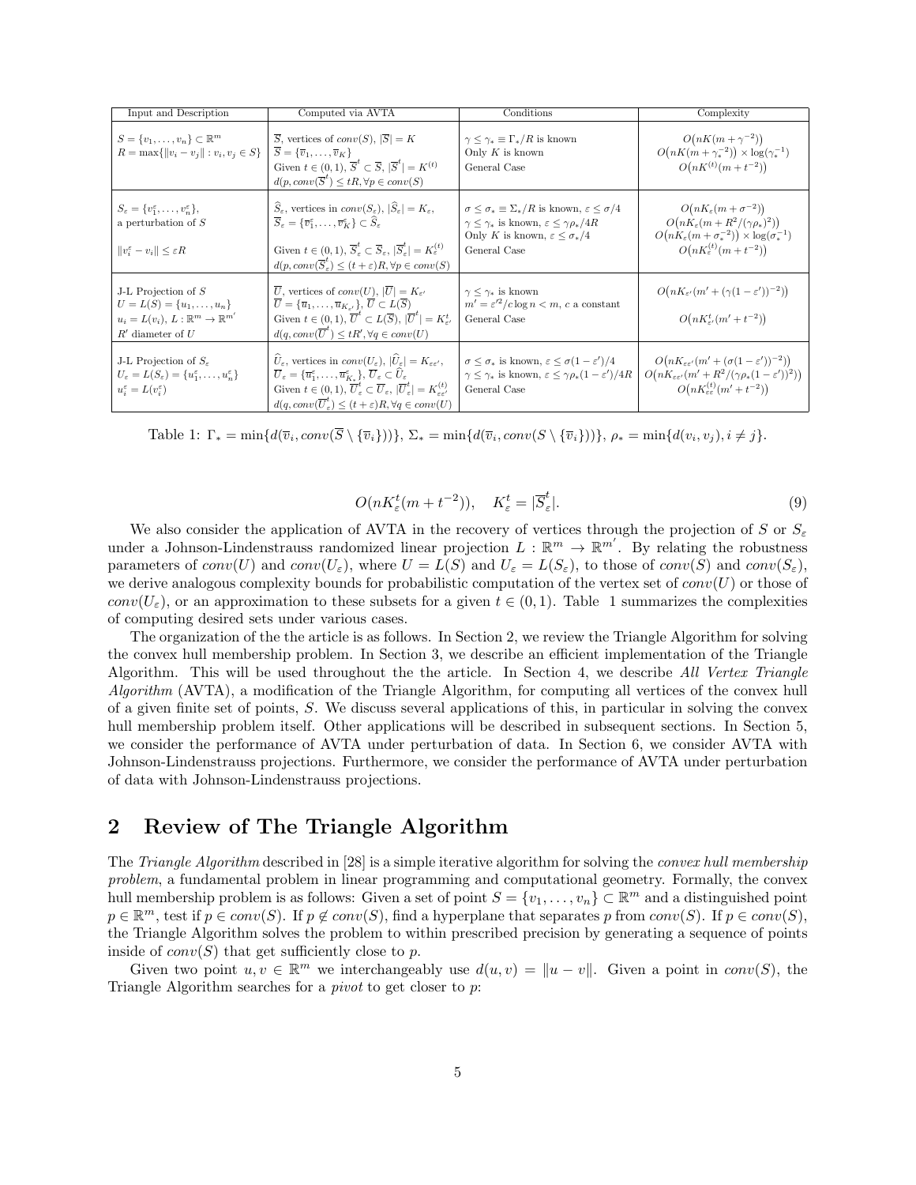| Input and Description | Computed via AVTA | Conditions | Complexity |
|---|---|---|---|
| $S=\{v_1,\dots,v_n\}\subset\mathbb{R}^m$<br>$R=\max\{\lVert v_i-v_j\rVert : v_i,v_j\in S\}$ | $\overline{S}$, vertices of $conv(S)$, $\lvert\overline{S}\rvert=K$<br>$\overline{S}=\{\overline{v}_1,\dots,\overline{v}_K\}$<br>Given $t\in(0,1)$, $\overline{S}^t\subset\overline{S}$, $\lvert\overline{S}^t\rvert=K^{(t)}$<br>$d(p,conv(\overline{S}^t)\leq tR,\forall p\in conv(S)$ | $\gamma\leq\gamma_*\equiv\Gamma_*/R$ is known<br>Only $K$ is known<br>General Case | $O\big(nK(m+\gamma^{-2})\big)$<br>$O\big(nK(m+\gamma_*^{-2})\big)\times\log(\gamma_*^{-1})$<br>$O\big(nK^{(t)}(m+t^{-2})\big)$ |
| $S_\varepsilon=\{v_1^\varepsilon,\dots,v_n^\varepsilon\}$,<br>a perturbation of $S$<br><br>$\lVert v_i^\varepsilon-v_i\rVert\leq\varepsilon R$ | $\widehat{S}_\varepsilon$, vertices in $conv(S_\varepsilon)$, $\lvert\widehat{S}_\varepsilon\rvert=K_\varepsilon$,<br>$\overline{S}_\varepsilon=\{\overline{v}_1^\varepsilon,\dots,\overline{v}_K^\varepsilon\}\subset\widehat{S}_\varepsilon$<br><br>Given $t\in(0,1)$, $\overline{S}_\varepsilon^t\subset\overline{S}_\varepsilon$, $\lvert\overline{S}_\varepsilon^t\rvert=K_\varepsilon^{(t)}$<br>$d(p,conv(\overline{S}_\varepsilon^t)\leq(t+\varepsilon)R,\forall p\in conv(S)$ | $\sigma\leq\sigma_*\equiv\Sigma_*/R$ is known, $\varepsilon\leq\sigma/4$<br>$\gamma\leq\gamma_*$ is known, $\varepsilon\leq\gamma\rho_*/4R$<br>Only $K$ is known, $\varepsilon\leq\sigma_*/4$<br>General Case | $O\big(nK_\varepsilon(m+\sigma^{-2})\big)$<br>$O\big(nK_\varepsilon(m+R^2/(\gamma\rho_*)^2)\big)$<br>$O\big(nK_\varepsilon(m+\sigma_*^{-2})\big)\times\log(\sigma_*^{-1})$<br>$O\big(nK_\varepsilon^{(t)}(m+t^{-2})\big)$ |
| J-L Projection of $S$<br>$U=L(S)=\{u_1,\dots,u_n\}$<br>$u_i=L(v_i)$, $L:\mathbb{R}^m\to\mathbb{R}^{m'}$<br>$R'$ diameter of $U$ | $\overline{U}$, vertices of $conv(U)$, $\lvert\overline{U}\rvert=K_{\varepsilon'}$<br>$\overline{U}=\{\overline{u}_1,\dots,\overline{u}_{K_{\varepsilon'}}\}$, $\overline{U}\subset L(\overline{S})$<br>Given $t\in(0,1)$, $\overline{U}^t\subset L(\overline{S})$, $\lvert\overline{U}^t\rvert=K_{\varepsilon'}^t$<br>$d(q,conv(\overline{U}^t)\leq tR',\forall q\in conv(U)$ | $\gamma\leq\gamma_*$ is known<br>$m'=\varepsilon'^2/c\log n<m$, $c$ a constant<br>General Case | $O\big(nK_{\varepsilon'}(m'+(\gamma(1-\varepsilon'))^{-2})\big)$<br><br>$O\big(nK_{\varepsilon'}^t(m'+t^{-2})\big)$ |
| J-L Projection of $S_\varepsilon$<br>$U_\varepsilon=L(S_\varepsilon)=\{u_1^\varepsilon,\dots,u_n^\varepsilon\}$<br>$u_i^\varepsilon=L(v_i^\varepsilon)$ | $\widehat{U}_\varepsilon$, vertices in $conv(U_\varepsilon)$, $\lvert\widehat{U}_\varepsilon\rvert=K_{\varepsilon\varepsilon'}$,<br>$\overline{U}_\varepsilon=\{\overline{u}_1^\varepsilon,\dots,\overline{u}_{K_\varepsilon}^\varepsilon\}$, $\overline{U}_\varepsilon\subset\widehat{U}_\varepsilon$<br>Given $t\in(0,1)$, $\overline{U}_\varepsilon^t\subset\overline{U}_\varepsilon$, $\lvert\overline{U}_\varepsilon^t\rvert=K_{\varepsilon\varepsilon'}^{(t)}$<br>$d(q,conv(\overline{U}_\varepsilon^t)\leq(t+\varepsilon)R,\forall q\in conv(U)$ | $\sigma\leq\sigma_*$ is known, $\varepsilon\leq\sigma(1-\varepsilon')/4$<br>$\gamma\leq\gamma_*$ is known, $\varepsilon\leq\gamma\rho_*(1-\varepsilon')/4R$<br>General Case | $O\big(nK_{\varepsilon\varepsilon'}(m'+(\sigma(1-\varepsilon'))^{-2})\big)$<br>$O\big(nK_{\varepsilon\varepsilon'}(m'+R^2/(\gamma\rho_*(1-\varepsilon')^2)\big)$<br>$O\big(nK_{\varepsilon\varepsilon'}^{(t)}(m'+t^{-2})\big)$ |

Table 1: $\Gamma_*=\min\{d(\overline{v}_i,conv(\overline{S}\setminus\{\overline{v}_i\}))\}$, $\Sigma_*=\min\{d(\overline{v}_i,conv(S\setminus\{\overline{v}_i\}))\}$, $\rho_*=\min\{d(v_i,v_j),i\neq j\}$.

$$O(nK_\varepsilon^t(m+t^{-2})),\quad K_\varepsilon^t=|\overline{S}_\varepsilon^t|. \tag{9}$$

We also consider the application of AVTA in the recovery of vertices through the projection of $S$ or $S_\varepsilon$ under a Johnson-Lindenstrauss randomized linear projection $L:\mathbb{R}^m\to\mathbb{R}^{m'}$. By relating the robustness parameters of $conv(U)$ and $conv(U_\varepsilon)$, where $U=L(S)$ and $U_\varepsilon=L(S_\varepsilon)$, to those of $conv(S)$ and $conv(S_\varepsilon)$, we derive analogous complexity bounds for probabilistic computation of the vertex set of $conv(U)$ or those of $conv(U_\varepsilon)$, or an approximation to these subsets for a given $t\in(0,1)$. Table 1 summarizes the complexities of computing desired sets under various cases.

The organization of the the article is as follows. In Section 2, we review the Triangle Algorithm for solving the convex hull membership problem. In Section 3, we describe an efficient implementation of the Triangle Algorithm. This will be used throughout the the article. In Section 4, we describe *All Vertex Triangle Algorithm* (AVTA), a modification of the Triangle Algorithm, for computing all vertices of the convex hull of a given finite set of points, $S$. We discuss several applications of this, in particular in solving the convex hull membership problem itself. Other applications will be described in subsequent sections. In Section 5, we consider the performance of AVTA under perturbation of data. In Section 6, we consider AVTA with Johnson-Lindenstrauss projections. Furthermore, we consider the performance of AVTA under perturbation of data with Johnson-Lindenstrauss projections.

## 2 Review of The Triangle Algorithm

The *Triangle Algorithm* described in [28] is a simple iterative algorithm for solving the *convex hull membership problem*, a fundamental problem in linear programming and computational geometry. Formally, the convex hull membership problem is as follows: Given a set of point $S=\{v_1,\dots,v_n\}\subset\mathbb{R}^m$ and a distinguished point $p\in\mathbb{R}^m$, test if $p\in conv(S)$. If $p\notin conv(S)$, find a hyperplane that separates $p$ from $conv(S)$. If $p\in conv(S)$, the Triangle Algorithm solves the problem to within prescribed precision by generating a sequence of points inside of $conv(S)$ that get sufficiently close to $p$.

Given two point $u,v\in\mathbb{R}^m$ we interchangeably use $d(u,v)=\|u-v\|$. Given a point in $conv(S)$, the Triangle Algorithm searches for a *pivot* to get closer to $p$: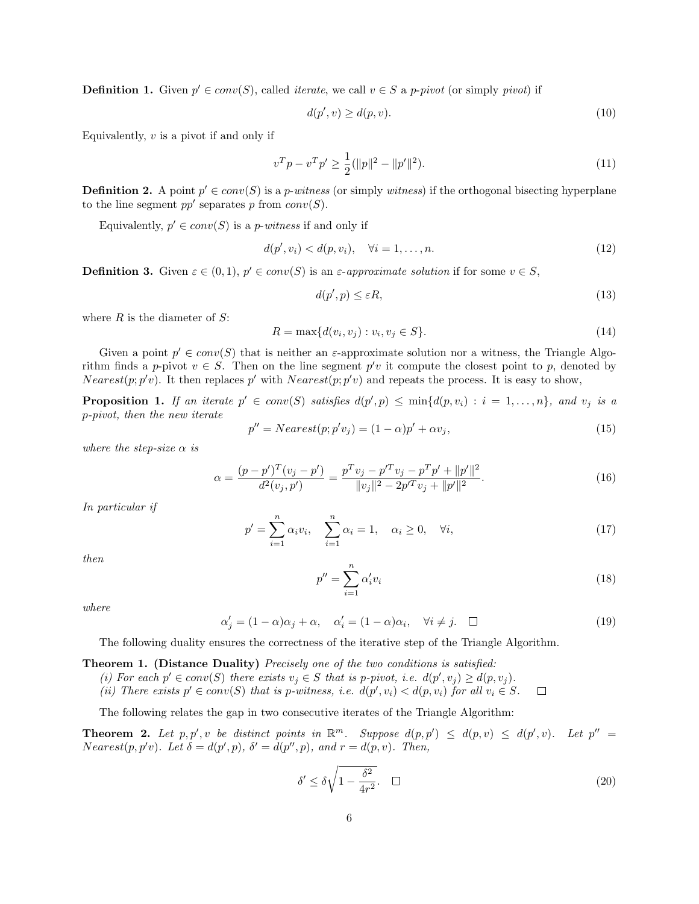**Definition 1.** Given $p' \in conv(S)$, called *iterate*, we call $v \in S$ a *p-pivot* (or simply *pivot*) if

$$d(p', v) \geq d(p, v). \tag{10}$$

Equivalently, $v$ is a pivot if and only if

$$v^T p - v^T p' \geq \frac{1}{2}(\|p\|^2 - \|p'\|^2). \tag{11}$$

**Definition 2.** A point $p' \in conv(S)$ is a *p-witness* (or simply *witness*) if the orthogonal bisecting hyperplane to the line segment $pp'$ separates $p$ from $conv(S)$.

Equivalently, $p' \in conv(S)$ is a *p-witness* if and only if

$$d(p', v_i) < d(p, v_i), \quad \forall i = 1, \ldots, n. \tag{12}$$

**Definition 3.** Given $\varepsilon \in (0, 1)$, $p' \in conv(S)$ is an *$\varepsilon$-approximate solution* if for some $v \in S$,

$$d(p', p) \leq \varepsilon R, \tag{13}$$

where $R$ is the diameter of $S$:

$$R = \max\{d(v_i, v_j) : v_i, v_j \in S\}. \tag{14}$$

Given a point $p' \in conv(S)$ that is neither an $\varepsilon$-approximate solution nor a witness, the Triangle Algorithm finds a $p$-pivot $v \in S$. Then on the line segment $p'v$ it compute the closest point to $p$, denoted by $Nearest(p; p'v)$. It then replaces $p'$ with $Nearest(p; p'v)$ and repeats the process. It is easy to show,

**Proposition 1.** *If an iterate $p' \in conv(S)$ satisfies $d(p', p) \leq \min\{d(p, v_i) : i = 1, \ldots, n\}$, and $v_j$ is a $p$-pivot, then the new iterate*

$$p'' = Nearest(p; p'v_j) = (1 - \alpha)p' + \alpha v_j, \tag{15}$$

*where the step-size $\alpha$ is*

$$\alpha = \frac{(p - p')^T (v_j - p')}{d^2(v_j, p')} = \frac{p^T v_j - p'^T v_j - p^T p' + \|p'\|^2}{\|v_j\|^2 - 2p'^T v_j + \|p'\|^2}. \tag{16}$$

*In particular if*

$$p' = \sum_{i=1}^{n} \alpha_i v_i, \quad \sum_{i=1}^{n} \alpha_i = 1, \quad \alpha_i \geq 0, \quad \forall i, \tag{17}$$

*then*

$$p'' = \sum_{i=1}^{n} \alpha'_i v_i \tag{18}$$

*where*

$$\alpha'_j = (1 - \alpha)\alpha_j + \alpha, \quad \alpha'_i = (1 - \alpha)\alpha_i, \quad \forall i \neq j. \quad \square \tag{19}$$

The following duality ensures the correctness of the iterative step of the Triangle Algorithm.

**Theorem 1. (Distance Duality)** *Precisely one of the two conditions is satisfied:*
*(i) For each $p' \in conv(S)$ there exists $v_j \in S$ that is p-pivot, i.e. $d(p', v_j) \geq d(p, v_j)$.*
*(ii) There exists $p' \in conv(S)$ that is p-witness, i.e. $d(p', v_i) < d(p, v_i)$ for all $v_i \in S$.* $\square$

The following relates the gap in two consecutive iterates of the Triangle Algorithm:

**Theorem 2.** *Let $p, p', v$ be distinct points in $\mathbb{R}^m$. Suppose $d(p, p') \leq d(p, v) \leq d(p', v)$. Let $p'' = Nearest(p, p'v)$. Let $\delta = d(p', p)$, $\delta' = d(p'', p)$, and $r = d(p, v)$. Then,*

$$\delta' \leq \delta\sqrt{1 - \frac{\delta^2}{4r^2}}. \quad \square \tag{20}$$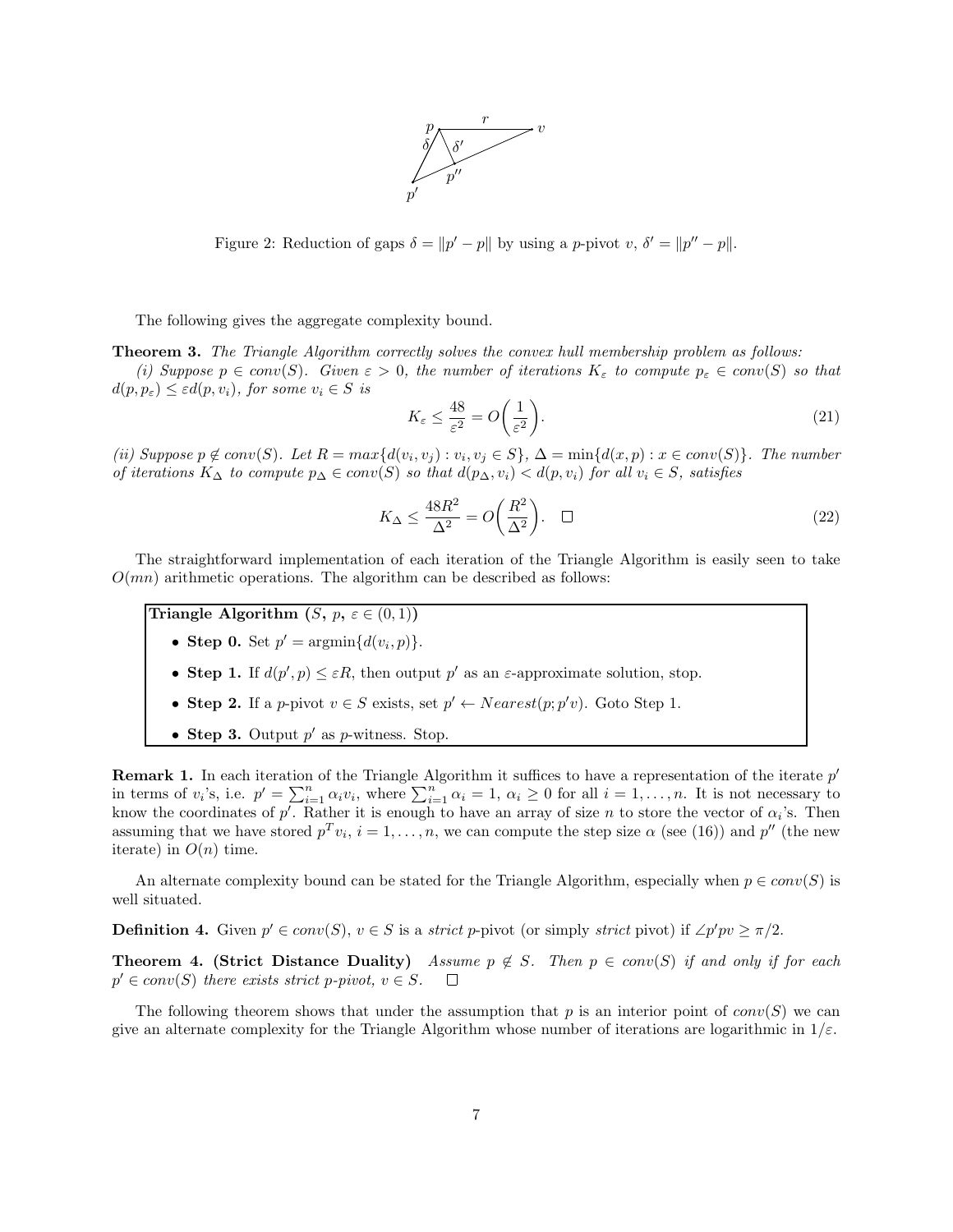Figure 2: Reduction of gaps $\delta = \|p' - p\|$ by using a $p$-pivot $v$, $\delta' = \|p'' - p\|$.

The following gives the aggregate complexity bound.

**Theorem 3.** *The Triangle Algorithm correctly solves the convex hull membership problem as follows:*

*(i) Suppose $p \in conv(S)$. Given $\varepsilon > 0$, the number of iterations $K_\varepsilon$ to compute $p_\varepsilon \in conv(S)$ so that $d(p, p_\varepsilon) \leq \varepsilon d(p, v_i)$, for some $v_i \in S$ is*

$$K_\varepsilon \leq \frac{48}{\varepsilon^2} = O\bigg(\frac{1}{\varepsilon^2}\bigg). \tag{21}$$

*(ii) Suppose $p \notin conv(S)$. Let $R = max\{d(v_i, v_j) : v_i, v_j \in S\}$, $\Delta = \min\{d(x, p) : x \in conv(S)\}$. The number of iterations $K_\Delta$ to compute $p_\Delta \in conv(S)$ so that $d(p_\Delta, v_i) < d(p, v_i)$ for all $v_i \in S$, satisfies*

$$K_\Delta \leq \frac{48R^2}{\Delta^2} = O\bigg(\frac{R^2}{\Delta^2}\bigg). \quad \square \tag{22}$$

The straightforward implementation of each iteration of the Triangle Algorithm is easily seen to take $O(mn)$ arithmetic operations. The algorithm can be described as follows:

**Triangle Algorithm ($S$, $p$, $\varepsilon \in (0, 1)$)**

- **Step 0.** Set $p' = \text{argmin}\{d(v_i, p)\}$.
- **Step 1.** If $d(p', p) \leq \varepsilon R$, then output $p'$ as an $\varepsilon$-approximate solution, stop.
- **Step 2.** If a $p$-pivot $v \in S$ exists, set $p' \leftarrow Nearest(p; p'v)$. Goto Step 1.
- **Step 3.** Output $p'$ as $p$-witness. Stop.

**Remark 1.** In each iteration of the Triangle Algorithm it suffices to have a representation of the iterate $p'$ in terms of $v_i$'s, i.e. $p' = \sum_{i=1}^{n} \alpha_i v_i$, where $\sum_{i=1}^{n} \alpha_i = 1$, $\alpha_i \geq 0$ for all $i = 1, \ldots, n$. It is not necessary to know the coordinates of $p'$. Rather it is enough to have an array of size $n$ to store the vector of $\alpha_i$'s. Then assuming that we have stored $p^T v_i$, $i = 1, \ldots, n$, we can compute the step size $\alpha$ (see (16)) and $p''$ (the new iterate) in $O(n)$ time.

An alternate complexity bound can be stated for the Triangle Algorithm, especially when $p \in conv(S)$ is well situated.

**Definition 4.** Given $p' \in conv(S)$, $v \in S$ is a *strict* $p$-pivot (or simply *strict* pivot) if $\angle p'pv \geq \pi/2$.

**Theorem 4. (Strict Distance Duality)** *Assume $p \notin S$. Then $p \in conv(S)$ if and only if for each $p' \in conv(S)$ there exists strict $p$-pivot, $v \in S$.* $\square$

The following theorem shows that under the assumption that $p$ is an interior point of $conv(S)$ we can give an alternate complexity for the Triangle Algorithm whose number of iterations are logarithmic in $1/\varepsilon$.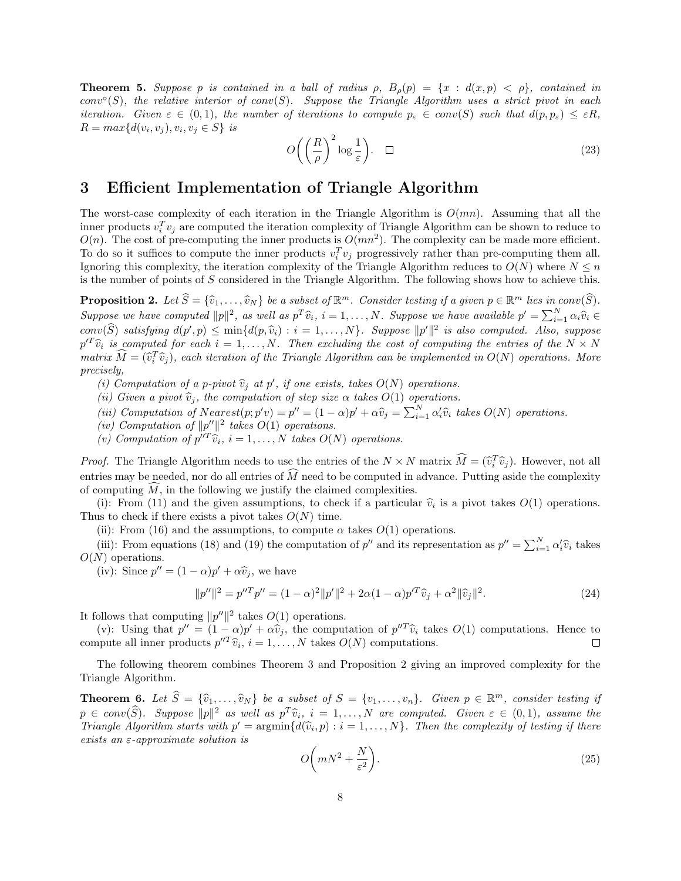**Theorem 5.** *Suppose $p$ is contained in a ball of radius $\rho$, $B_\rho(p) = \{x : d(x,p) < \rho\}$, contained in $conv^\circ(S)$, the relative interior of $conv(S)$. Suppose the Triangle Algorithm uses a strict pivot in each iteration. Given $\varepsilon \in (0,1)$, the number of iterations to compute $p_\varepsilon \in conv(S)$ such that $d(p, p_\varepsilon) \leq \varepsilon R$, $R = max\{d(v_i, v_j), v_i, v_j \in S\}$ is*

$$O\bigg(\Big(\frac{R}{\rho}\Big)^2 \log\frac{1}{\varepsilon}\bigg). \quad \square \tag{23}$$

## 3 Efficient Implementation of Triangle Algorithm

The worst-case complexity of each iteration in the Triangle Algorithm is $O(mn)$. Assuming that all the inner products $v_i^T v_j$ are computed the iteration complexity of Triangle Algorithm can be shown to reduce to $O(n)$. The cost of pre-computing the inner products is $O(mn^2)$. The complexity can be made more efficient. To do so it suffices to compute the inner products $v_i^T v_j$ progressively rather than pre-computing them all. Ignoring this complexity, the iteration complexity of the Triangle Algorithm reduces to $O(N)$ where $N \leq n$ is the number of points of $S$ considered in the Triangle Algorithm. The following shows how to achieve this.

**Proposition 2.** *Let $\widehat{S} = \{\widehat{v}_1, \ldots, \widehat{v}_N\}$ be a subset of $\mathbb{R}^m$. Consider testing if a given $p \in \mathbb{R}^m$ lies in $conv(\widehat{S})$. Suppose we have computed $\|p\|^2$, as well as $p^T\widehat{v}_i$, $i = 1, \ldots, N$. Suppose we have available $p' = \sum_{i=1}^N \alpha_i \widehat{v}_i \in conv(\widehat{S})$ satisfying $d(p', p) \leq \min\{d(p, \widehat{v}_i) : i = 1, \ldots, N\}$. Suppose $\|p'\|^2$ is also computed. Also, suppose $p'^T\widehat{v}_i$ is computed for each $i = 1, \ldots, N$. Then excluding the cost of computing the entries of the $N \times N$ matrix $\widehat{M} = (\widehat{v}_i^T\widehat{v}_j)$, each iteration of the Triangle Algorithm can be implemented in $O(N)$ operations. More precisely,*

*(i) Computation of a $p$-pivot $\widehat{v}_j$ at $p'$, if one exists, takes $O(N)$ operations.*
*(ii) Given a pivot $\widehat{v}_j$, the computation of step size $\alpha$ takes $O(1)$ operations.*
*(iii) Computation of $Nearest(p; p'v) = p'' = (1-\alpha)p' + \alpha\widehat{v}_j = \sum_{i=1}^N \alpha'_i\widehat{v}_i$ takes $O(N)$ operations.*
*(iv) Computation of $\|p''\|^2$ takes $O(1)$ operations.*
*(v) Computation of $p''^T\widehat{v}_i$, $i = 1, \ldots, N$ takes $O(N)$ operations.*

*Proof.* The Triangle Algorithm needs to use the entries of the $N \times N$ matrix $\widehat{M} = (\widehat{v}_i^T\widehat{v}_j)$. However, not all entries may be needed, nor do all entries of $\widehat{M}$ need to be computed in advance. Putting aside the complexity of computing $\widehat{M}$, in the following we justify the claimed complexities.

(i): From (11) and the given assumptions, to check if a particular $\widehat{v}_i$ is a pivot takes $O(1)$ operations. Thus to check if there exists a pivot takes $O(N)$ time.

(ii): From (16) and the assumptions, to compute $\alpha$ takes $O(1)$ operations.

(iii): From equations (18) and (19) the computation of $p''$ and its representation as $p'' = \sum_{i=1}^N \alpha'_i\widehat{v}_i$ takes $O(N)$ operations.

(iv): Since $p'' = (1-\alpha)p' + \alpha\widehat{v}_j$, we have

$$\|p''\|^2 = p''^T p'' = (1-\alpha)^2\|p'\|^2 + 2\alpha(1-\alpha)p'^T\widehat{v}_j + \alpha^2\|\widehat{v}_j\|^2. \tag{24}$$

It follows that computing $\|p''\|^2$ takes $O(1)$ operations.

(v): Using that $p'' = (1-\alpha)p' + \alpha\widehat{v}_j$, the computation of $p''^T\widehat{v}_i$ takes $O(1)$ computations. Hence to compute all inner products $p''^T\widehat{v}_i$, $i = 1, \ldots, N$ takes $O(N)$ computations. $\square$

The following theorem combines Theorem 3 and Proposition 2 giving an improved complexity for the Triangle Algorithm.

**Theorem 6.** *Let $\widehat{S} = \{\widehat{v}_1, \ldots, \widehat{v}_N\}$ be a subset of $S = \{v_1, \ldots, v_n\}$. Given $p \in \mathbb{R}^m$, consider testing if $p \in conv(\widehat{S})$. Suppose $\|p\|^2$ as well as $p^T\widehat{v}_i$, $i = 1, \ldots, N$ are computed. Given $\varepsilon \in (0,1)$, assume the Triangle Algorithm starts with $p' = \text{argmin}\{d(\widehat{v}_i, p) : i = 1, \ldots, N\}$. Then the complexity of testing if there exists an $\varepsilon$-approximate solution is*

$$O\bigg(mN^2 + \frac{N}{\varepsilon^2}\bigg). \tag{25}$$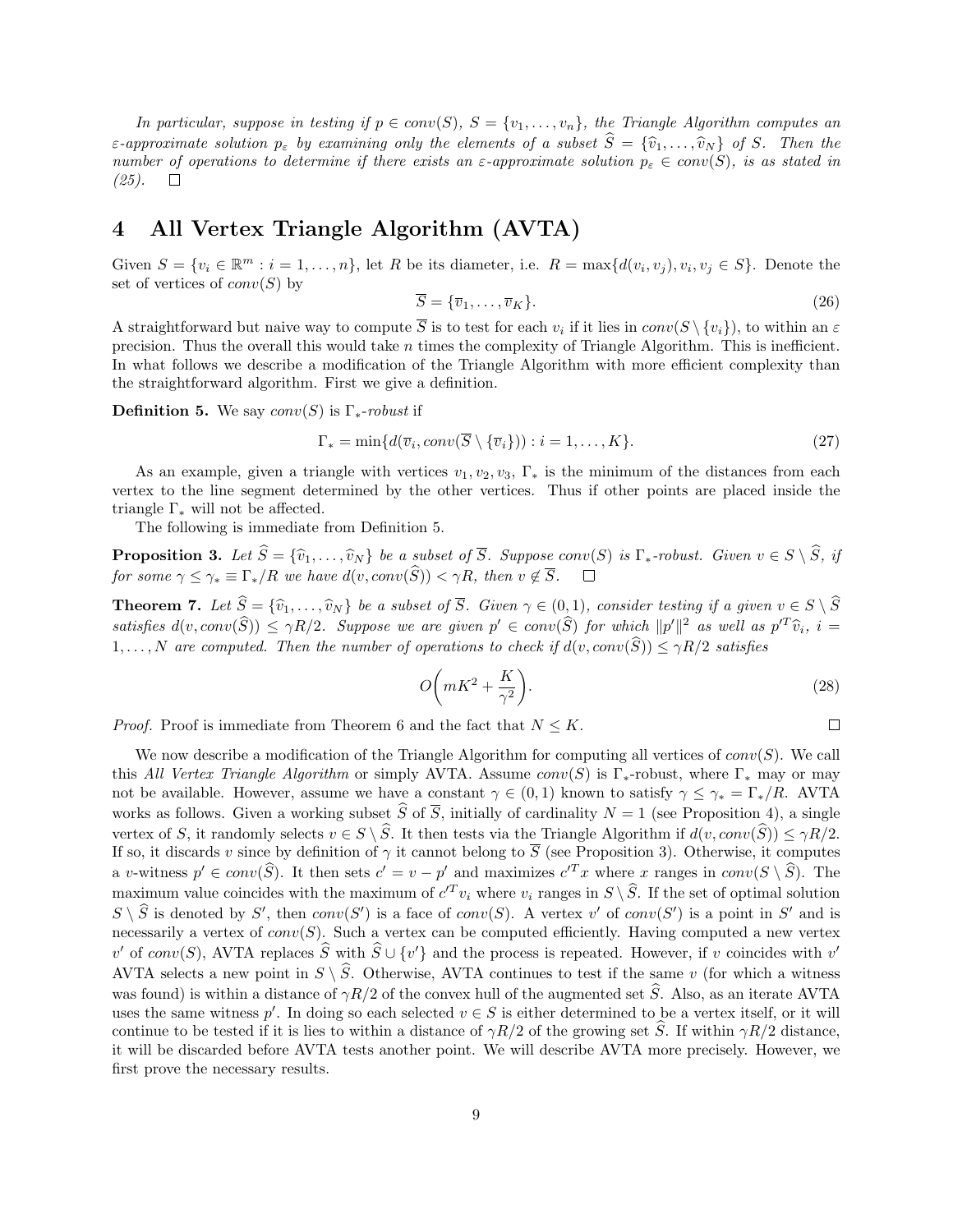*In particular, suppose in testing if $p \in conv(S)$, $S = \{v_1, \dots, v_n\}$, the Triangle Algorithm computes an $\varepsilon$-approximate solution $p_\varepsilon$ by examining only the elements of a subset $\widehat{S} = \{\widehat{v}_1, \dots, \widehat{v}_N\}$ of $S$. Then the number of operations to determine if there exists an $\varepsilon$-approximate solution $p_\varepsilon \in conv(S)$, is as stated in (25).* $\square$

# 4 All Vertex Triangle Algorithm (AVTA)

Given $S = \{v_i \in \mathbb{R}^m : i = 1, \dots, n\}$, let $R$ be its diameter, i.e. $R = \max\{d(v_i, v_j), v_i, v_j \in S\}$. Denote the set of vertices of $conv(S)$ by

$$\overline{S} = \{\overline{v}_1, \dots, \overline{v}_K\}. \tag{26}$$

A straightforward but naive way to compute $\overline{S}$ is to test for each $v_i$ if it lies in $conv(S \setminus \{v_i\})$, to within an $\varepsilon$ precision. Thus the overall this would take $n$ times the complexity of Triangle Algorithm. This is inefficient. In what follows we describe a modification of the Triangle Algorithm with more efficient complexity than the straightforward algorithm. First we give a definition.

**Definition 5.** We say $conv(S)$ is $\Gamma_*$*-robust* if

$$\Gamma_* = \min\{d(\overline{v}_i, conv(\overline{S} \setminus \{\overline{v}_i\})) : i = 1, \dots, K\}. \tag{27}$$

As an example, given a triangle with vertices $v_1, v_2, v_3$, $\Gamma_*$ is the minimum of the distances from each vertex to the line segment determined by the other vertices. Thus if other points are placed inside the triangle $\Gamma_*$ will not be affected.

The following is immediate from Definition 5.

**Proposition 3.** *Let $\widehat{S} = \{\widehat{v}_1, \dots, \widehat{v}_N\}$ be a subset of $\overline{S}$. Suppose $conv(S)$ is $\Gamma_*$-robust. Given $v \in S \setminus \widehat{S}$, if for some $\gamma \leq \gamma_* \equiv \Gamma_*/R$ we have $d(v, conv(\widehat{S})) < \gamma R$, then $v \notin \overline{S}$.* $\square$

**Theorem 7.** *Let $\widehat{S} = \{\widehat{v}_1, \dots, \widehat{v}_N\}$ be a subset of $\overline{S}$. Given $\gamma \in (0,1)$, consider testing if a given $v \in S \setminus \widehat{S}$ satisfies $d(v, conv(\widehat{S})) \leq \gamma R/2$. Suppose we are given $p' \in conv(\widehat{S})$ for which $\|p'\|^2$ as well as $p'^T \widehat{v}_i$, $i = 1, \dots, N$ are computed. Then the number of operations to check if $d(v, conv(\widehat{S})) \leq \gamma R/2$ satisfies*

$$O\bigg(mK^2 + \frac{K}{\gamma^2}\bigg). \tag{28}$$

*Proof.* Proof is immediate from Theorem 6 and the fact that $N \leq K$. $\square$

We now describe a modification of the Triangle Algorithm for computing all vertices of $conv(S)$. We call this *All Vertex Triangle Algorithm* or simply AVTA. Assume $conv(S)$ is $\Gamma_*$-robust, where $\Gamma_*$ may or may not be available. However, assume we have a constant $\gamma \in (0,1)$ known to satisfy $\gamma \leq \gamma_* = \Gamma_*/R$. AVTA works as follows. Given a working subset $\widehat{S}$ of $\overline{S}$, initially of cardinality $N = 1$ (see Proposition 4), a single vertex of $S$, it randomly selects $v \in S \setminus \widehat{S}$. It then tests via the Triangle Algorithm if $d(v, conv(\widehat{S})) \leq \gamma R/2$. If so, it discards $v$ since by definition of $\gamma$ it cannot belong to $\overline{S}$ (see Proposition 3). Otherwise, it computes a $v$-witness $p' \in conv(\widehat{S})$. It then sets $c' = v - p'$ and maximizes $c'^T x$ where $x$ ranges in $conv(S \setminus \widehat{S})$. The maximum value coincides with the maximum of $c'^T v_i$ where $v_i$ ranges in $S \setminus \widehat{S}$. If the set of optimal solution $S \setminus \widehat{S}$ is denoted by $S'$, then $conv(S')$ is a face of $conv(S)$. A vertex $v'$ of $conv(S')$ is a point in $S'$ and is necessarily a vertex of $conv(S)$. Such a vertex can be computed efficiently. Having computed a new vertex $v'$ of $conv(S)$, AVTA replaces $\widehat{S}$ with $\widehat{S} \cup \{v'\}$ and the process is repeated. However, if $v$ coincides with $v'$ AVTA selects a new point in $S \setminus \widehat{S}$. Otherwise, AVTA continues to test if the same $v$ (for which a witness was found) is within a distance of $\gamma R/2$ of the convex hull of the augmented set $\widehat{S}$. Also, as an iterate AVTA uses the same witness $p'$. In doing so each selected $v \in S$ is either determined to be a vertex itself, or it will continue to be tested if it is lies to within a distance of $\gamma R/2$ of the growing set $\widehat{S}$. If within $\gamma R/2$ distance, it will be discarded before AVTA tests another point. We will describe AVTA more precisely. However, we first prove the necessary results.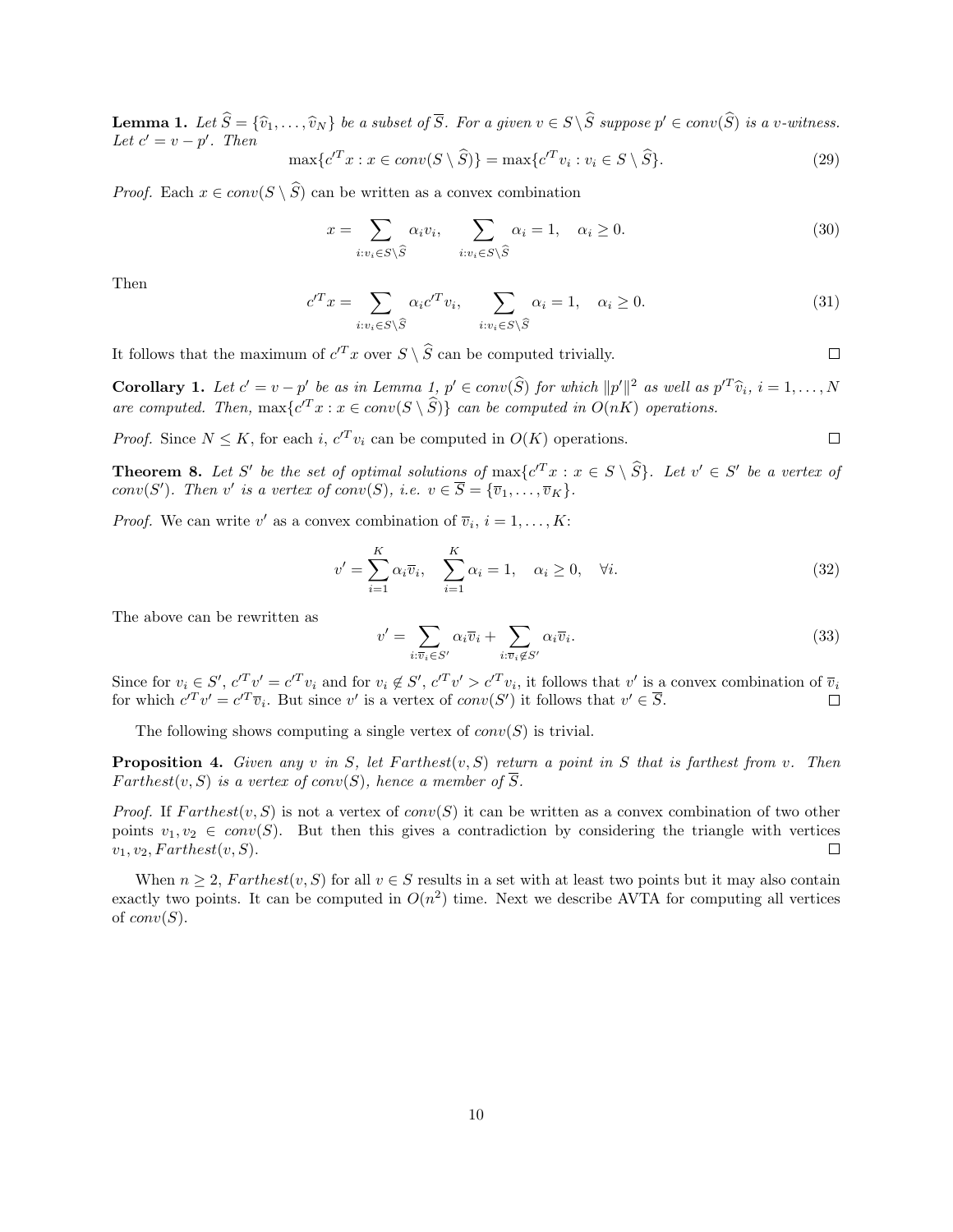**Lemma 1.** *Let $\widehat{S} = \{\widehat{v}_1, \ldots, \widehat{v}_N\}$ be a subset of $\overline{S}$. For a given $v \in S \setminus \widehat{S}$ suppose $p' \in conv(\widehat{S})$ is a $v$-witness. Let $c' = v - p'$. Then*

$$\max\{c'^T x : x \in conv(S \setminus \widehat{S})\} = \max\{c'^T v_i : v_i \in S \setminus \widehat{S}\}. \tag{29}$$

*Proof.* Each $x \in conv(S \setminus \widehat{S})$ can be written as a convex combination

$$x = \sum_{i: v_i \in S \setminus \widehat{S}} \alpha_i v_i, \qquad \sum_{i: v_i \in S \setminus \widehat{S}} \alpha_i = 1, \quad \alpha_i \geq 0. \tag{30}$$

Then

$$c'^T x = \sum_{i: v_i \in S \setminus \widehat{S}} \alpha_i c'^T v_i, \qquad \sum_{i: v_i \in S \setminus \widehat{S}} \alpha_i = 1, \quad \alpha_i \geq 0. \tag{31}$$

It follows that the maximum of $c'^T x$ over $S \setminus \widehat{S}$ can be computed trivially. $\square$

**Corollary 1.** *Let $c' = v - p'$ be as in Lemma 1, $p' \in conv(\widehat{S})$ for which $\|p'\|^2$ as well as $p'^T \widehat{v}_i$, $i = 1, \ldots, N$ are computed. Then, $\max\{c'^T x : x \in conv(S \setminus \widehat{S})\}$ can be computed in $O(nK)$ operations.*

*Proof.* Since $N \leq K$, for each $i$, $c'^T v_i$ can be computed in $O(K)$ operations. $\square$

**Theorem 8.** *Let $S'$ be the set of optimal solutions of $\max\{c'^T x : x \in S \setminus \widehat{S}\}$. Let $v' \in S'$ be a vertex of $conv(S')$. Then $v'$ is a vertex of $conv(S)$, i.e. $v \in \overline{S} = \{\overline{v}_1, \ldots, \overline{v}_K\}$.*

*Proof.* We can write $v'$ as a convex combination of $\overline{v}_i$, $i = 1, \ldots, K$:

$$v' = \sum_{i=1}^{K} \alpha_i \overline{v}_i, \quad \sum_{i=1}^{K} \alpha_i = 1, \quad \alpha_i \geq 0, \quad \forall i. \tag{32}$$

The above can be rewritten as

$$v' = \sum_{i: \overline{v}_i \in S'} \alpha_i \overline{v}_i + \sum_{i: \overline{v}_i \notin S'} \alpha_i \overline{v}_i. \tag{33}$$

Since for $v_i \in S'$, $c'^T v' = c'^T v_i$ and for $v_i \notin S'$, $c'^T v' > c'^T v_i$, it follows that $v'$ is a convex combination of $\overline{v}_i$ for which $c'^T v' = c'^T \overline{v}_i$. But since $v'$ is a vertex of $conv(S')$ it follows that $v' \in \overline{S}$. $\square$

The following shows computing a single vertex of $conv(S)$ is trivial.

**Proposition 4.** *Given any $v$ in $S$, let $Farthest(v, S)$ return a point in $S$ that is farthest from $v$. Then $Farthest(v, S)$ is a vertex of $conv(S)$, hence a member of $\overline{S}$.*

*Proof.* If $Farthest(v, S)$ is not a vertex of $conv(S)$ it can be written as a convex combination of two other points $v_1, v_2 \in conv(S)$. But then this gives a contradiction by considering the triangle with vertices $v_1, v_2, Farthest(v, S)$. $\square$

When $n \geq 2$, $Farthest(v, S)$ for all $v \in S$ results in a set with at least two points but it may also contain exactly two points. It can be computed in $O(n^2)$ time. Next we describe AVTA for computing all vertices of $conv(S)$.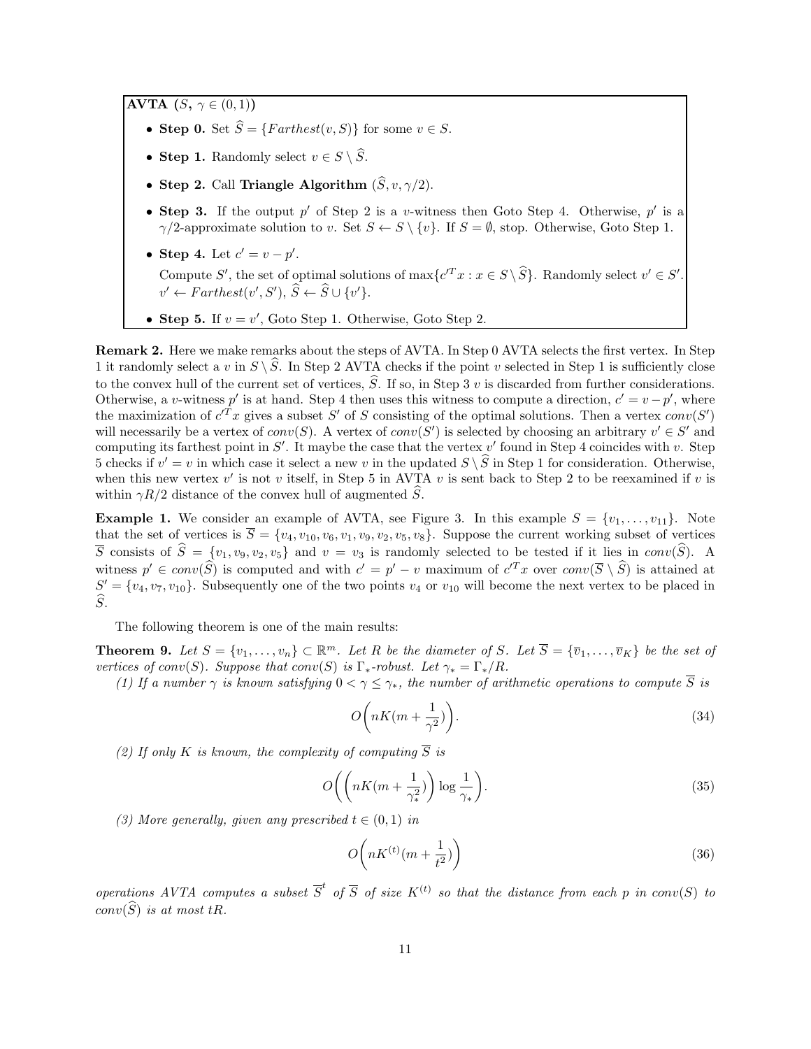**AVTA ($S$, $\gamma \in (0,1)$)**

- **Step 0.** Set $\widehat{S} = \{Farthest(v, S)\}$ for some $v \in S$.
- **Step 1.** Randomly select $v \in S \setminus \widehat{S}$.
- **Step 2.** Call **Triangle Algorithm** $(\widehat{S}, v, \gamma/2)$.
- **Step 3.** If the output $p'$ of Step 2 is a $v$-witness then Goto Step 4. Otherwise, $p'$ is a $\gamma/2$-approximate solution to $v$. Set $S \leftarrow S \setminus \{v\}$. If $S = \emptyset$, stop. Otherwise, Goto Step 1.
- **Step 4.** Let $c' = v - p'$.
  Compute $S'$, the set of optimal solutions of $\max\{c'^T x : x \in S \setminus \widehat{S}\}$. Randomly select $v' \in S'$. $v' \leftarrow Farthest(v', S')$, $\widehat{S} \leftarrow \widehat{S} \cup \{v'\}$.
- **Step 5.** If $v = v'$, Goto Step 1. Otherwise, Goto Step 2.

**Remark 2.** Here we make remarks about the steps of AVTA. In Step 0 AVTA selects the first vertex. In Step 1 it randomly select a $v$ in $S \setminus \widehat{S}$. In Step 2 AVTA checks if the point $v$ selected in Step 1 is sufficiently close to the convex hull of the current set of vertices, $\widehat{S}$. If so, in Step 3 $v$ is discarded from further considerations. Otherwise, a $v$-witness $p'$ is at hand. Step 4 then uses this witness to compute a direction, $c' = v - p'$, where the maximization of $c'^T x$ gives a subset $S'$ of $S$ consisting of the optimal solutions. Then a vertex $conv(S')$ will necessarily be a vertex of $conv(S)$. A vertex of $conv(S')$ is selected by choosing an arbitrary $v' \in S'$ and computing its farthest point in $S'$. It maybe the case that the vertex $v'$ found in Step 4 coincides with $v$. Step 5 checks if $v' = v$ in which case it select a new $v$ in the updated $S \setminus \widehat{S}$ in Step 1 for consideration. Otherwise, when this new vertex $v'$ is not $v$ itself, in Step 5 in AVTA $v$ is sent back to Step 2 to be reexamined if $v$ is within $\gamma R/2$ distance of the convex hull of augmented $\widehat{S}$.

**Example 1.** We consider an example of AVTA, see Figure 3. In this example $S = \{v_1, \ldots, v_{11}\}$. Note that the set of vertices is $\overline{S} = \{v_4, v_{10}, v_6, v_1, v_9, v_2, v_5, v_8\}$. Suppose the current working subset of vertices $\overline{S}$ consists of $\widehat{S} = \{v_1, v_9, v_2, v_5\}$ and $v = v_3$ is randomly selected to be tested if it lies in $conv(\widehat{S})$. A witness $p' \in conv(\widehat{S})$ is computed and with $c' = p' - v$ maximum of $c'^T x$ over $conv(\overline{S} \setminus \widehat{S})$ is attained at $S' = \{v_4, v_7, v_{10}\}$. Subsequently one of the two points $v_4$ or $v_{10}$ will become the next vertex to be placed in $\widehat{S}$.

The following theorem is one of the main results:

**Theorem 9.** *Let $S = \{v_1, \ldots, v_n\} \subset \mathbb{R}^m$. Let $R$ be the diameter of $S$. Let $\overline{S} = \{\overline{v}_1, \ldots, \overline{v}_K\}$ be the set of vertices of $conv(S)$. Suppose that $conv(S)$ is $\Gamma_*$-robust. Let $\gamma_* = \Gamma_*/R$.*

*(1) If a number $\gamma$ is known satisfying $0 < \gamma \le \gamma_*$, the number of arithmetic operations to compute $\overline{S}$ is*

$$O\bigg(nK(m + \frac{1}{\gamma^2})\bigg). \tag{34}$$

*(2) If only $K$ is known, the complexity of computing $\overline{S}$ is*

$$O\bigg(\bigg(nK(m + \frac{1}{\gamma_*^2})\bigg) \log \frac{1}{\gamma_*}\bigg). \tag{35}$$

*(3) More generally, given any prescribed $t \in (0,1)$ in*

$$O\bigg(nK^{(t)}(m + \frac{1}{t^2})\bigg) \tag{36}$$

*operations AVTA computes a subset $\overline{S}^t$ of $\overline{S}$ of size $K^{(t)}$ so that the distance from each $p$ in $conv(S)$ to $conv(\widehat{S})$ is at most $tR$.*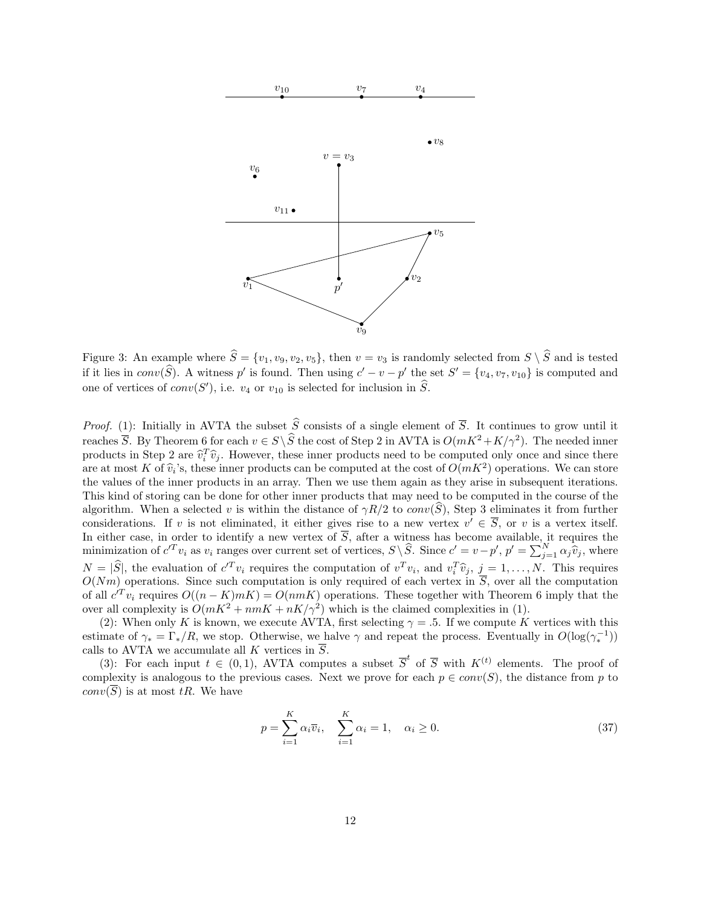Figure 3: An example where $\widehat{S} = \{v_1, v_9, v_2, v_5\}$, then $v = v_3$ is randomly selected from $S \setminus \widehat{S}$ and is tested if it lies in $conv(\widehat{S})$. A witness $p'$ is found. Then using $c' - v - p'$ the set $S' = \{v_4, v_7, v_{10}\}$ is computed and one of vertices of $conv(S')$, i.e. $v_4$ or $v_{10}$ is selected for inclusion in $\widehat{S}$.

*Proof.* (1): Initially in AVTA the subset $\widehat{S}$ consists of a single element of $\overline{S}$. It continues to grow until it reaches $\overline{S}$. By Theorem 6 for each $v \in S \setminus \widehat{S}$ the cost of Step 2 in AVTA is $O(mK^2 + K/\gamma^2)$. The needed inner products in Step 2 are $\widehat{v}_i^T \widehat{v}_j$. However, these inner products need to be computed only once and since there are at most $K$ of $\widehat{v}_i$'s, these inner products can be computed at the cost of $O(mK^2)$ operations. We can store the values of the inner products in an array. Then we use them again as they arise in subsequent iterations. This kind of storing can be done for other inner products that may need to be computed in the course of the algorithm. When a selected $v$ is within the distance of $\gamma R/2$ to $conv(\widehat{S})$, Step 3 eliminates it from further considerations. If $v$ is not eliminated, it either gives rise to a new vertex $v' \in \overline{S}$, or $v$ is a vertex itself. In either case, in order to identify a new vertex of $\overline{S}$, after a witness has become available, it requires the minimization of $c'^T v_i$ as $v_i$ ranges over current set of vertices, $S \setminus \widehat{S}$. Since $c' = v - p'$, $p' = \sum_{j=1}^{N} \alpha_j \widehat{v}_j$, where $N = |\widehat{S}|$, the evaluation of $c'^T v_i$ requires the computation of $v^T v_i$, and $v_i^T \widehat{v}_j$, $j = 1, \ldots, N$. This requires $O(Nm)$ operations. Since such computation is only required of each vertex in $\overline{S}$, over all the computation of all $c'^T v_i$ requires $O((n-K)mK) = O(nmK)$ operations. These together with Theorem 6 imply that the over all complexity is $O(mK^2 + nmK + nK/\gamma^2)$ which is the claimed complexities in (1).

(2): When only $K$ is known, we execute AVTA, first selecting $\gamma = .5$. If we compute $K$ vertices with this estimate of $\gamma_* = \Gamma_*/R$, we stop. Otherwise, we halve $\gamma$ and repeat the process. Eventually in $O(\log(\gamma_*^{-1}))$ calls to AVTA we accumulate all $K$ vertices in $\overline{S}$.

(3): For each input $t \in (0, 1)$, AVTA computes a subset $\overline{S}^t$ of $\overline{S}$ with $K^{(t)}$ elements. The proof of complexity is analogous to the previous cases. Next we prove for each $p \in conv(S)$, the distance from $p$ to $conv(\overline{S})$ is at most $tR$. We have

$$p = \sum_{i=1}^{K} \alpha_i \overline{v}_i, \quad \sum_{i=1}^{K} \alpha_i = 1, \quad \alpha_i \geq 0. \tag{37}$$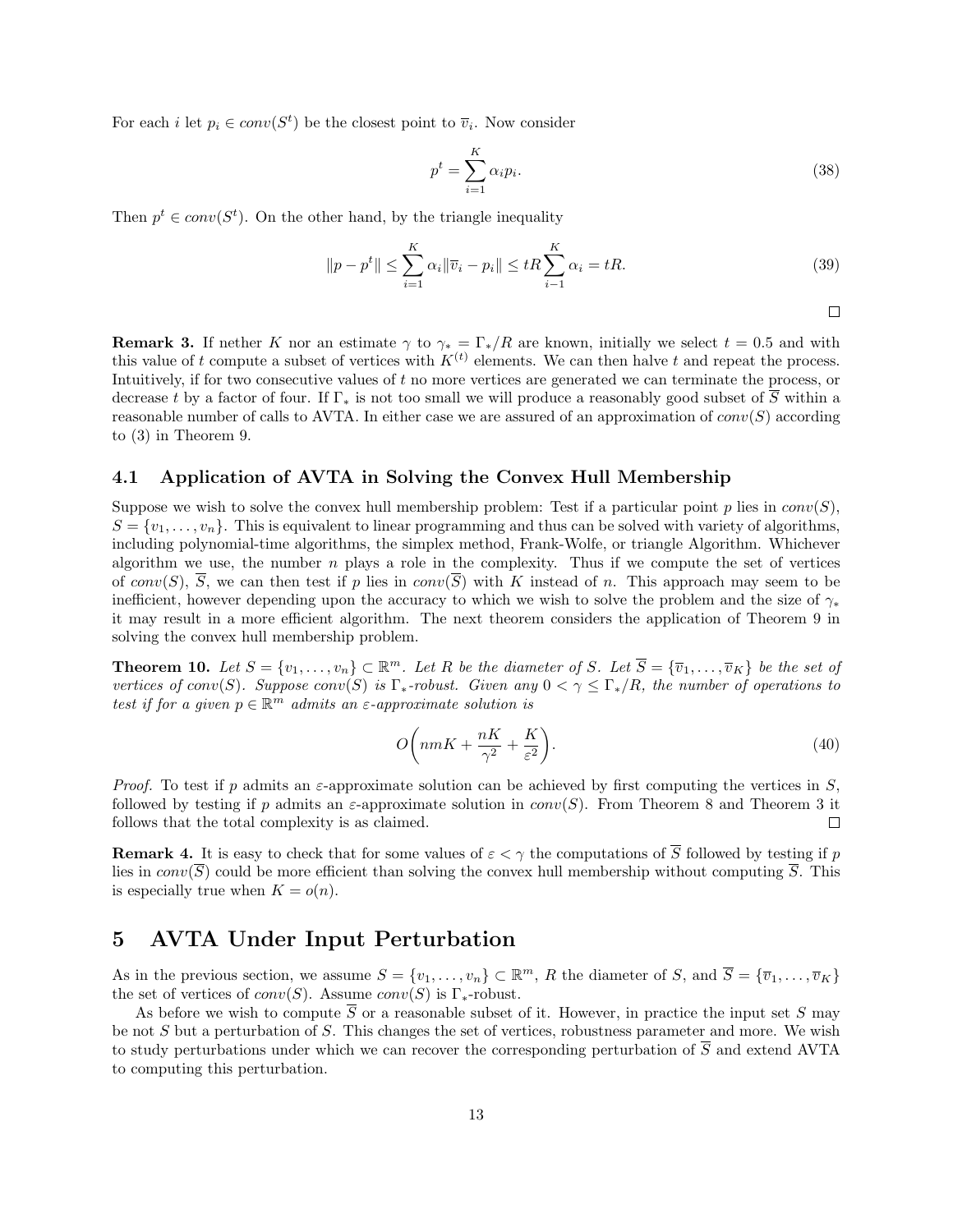For each $i$ let $p_i \in conv(S^t)$ be the closest point to $\overline{v}_i$. Now consider

$$p^t = \sum_{i=1}^{K} \alpha_i p_i. \tag{38}$$

Then $p^t \in conv(S^t)$. On the other hand, by the triangle inequality

$$\|p - p^t\| \leq \sum_{i=1}^{K} \alpha_i \|\overline{v}_i - p_i\| \leq tR \sum_{i-1}^{K} \alpha_i = tR. \tag{39}$$

□

**Remark 3.** If nether $K$ nor an estimate $\gamma$ to $\gamma_* = \Gamma_*/R$ are known, initially we select $t = 0.5$ and with this value of $t$ compute a subset of vertices with $K^{(t)}$ elements. We can then halve $t$ and repeat the process. Intuitively, if for two consecutive values of $t$ no more vertices are generated we can terminate the process, or decrease $t$ by a factor of four. If $\Gamma_*$ is not too small we will produce a reasonably good subset of $\overline{S}$ within a reasonable number of calls to AVTA. In either case we are assured of an approximation of $conv(S)$ according to (3) in Theorem 9.

## 4.1 Application of AVTA in Solving the Convex Hull Membership

Suppose we wish to solve the convex hull membership problem: Test if a particular point $p$ lies in $conv(S)$, $S = \{v_1, \ldots, v_n\}$. This is equivalent to linear programming and thus can be solved with variety of algorithms, including polynomial-time algorithms, the simplex method, Frank-Wolfe, or triangle Algorithm. Whichever algorithm we use, the number $n$ plays a role in the complexity. Thus if we compute the set of vertices of $conv(S)$, $\overline{S}$, we can then test if $p$ lies in $conv(\overline{S})$ with $K$ instead of $n$. This approach may seem to be inefficient, however depending upon the accuracy to which we wish to solve the problem and the size of $\gamma_*$ it may result in a more efficient algorithm. The next theorem considers the application of Theorem 9 in solving the convex hull membership problem.

**Theorem 10.** *Let $S = \{v_1, \ldots, v_n\} \subset \mathbb{R}^m$. Let $R$ be the diameter of $S$. Let $\overline{S} = \{\overline{v}_1, \ldots, \overline{v}_K\}$ be the set of vertices of $conv(S)$. Suppose $conv(S)$ is $\Gamma_*$-robust. Given any $0 < \gamma \leq \Gamma_*/R$, the number of operations to test if for a given $p \in \mathbb{R}^m$ admits an $\varepsilon$-approximate solution is*

$$O\left(nmK + \frac{nK}{\gamma^2} + \frac{K}{\varepsilon^2}\right). \tag{40}$$

*Proof.* To test if $p$ admits an $\varepsilon$-approximate solution can be achieved by first computing the vertices in $S$, followed by testing if $p$ admits an $\varepsilon$-approximate solution in $conv(S)$. From Theorem 8 and Theorem 3 it follows that the total complexity is as claimed. □

**Remark 4.** It is easy to check that for some values of $\varepsilon < \gamma$ the computations of $\overline{S}$ followed by testing if $p$ lies in $conv(\overline{S})$ could be more efficient than solving the convex hull membership without computing $\overline{S}$. This is especially true when $K = o(n)$.

# 5 AVTA Under Input Perturbation

As in the previous section, we assume $S = \{v_1, \ldots, v_n\} \subset \mathbb{R}^m$, $R$ the diameter of $S$, and $\overline{S} = \{\overline{v}_1, \ldots, \overline{v}_K\}$ the set of vertices of $conv(S)$. Assume $conv(S)$ is $\Gamma_*$-robust.

As before we wish to compute $\overline{S}$ or a reasonable subset of it. However, in practice the input set $S$ may be not $S$ but a perturbation of $S$. This changes the set of vertices, robustness parameter and more. We wish to study perturbations under which we can recover the corresponding perturbation of $\overline{S}$ and extend AVTA to computing this perturbation.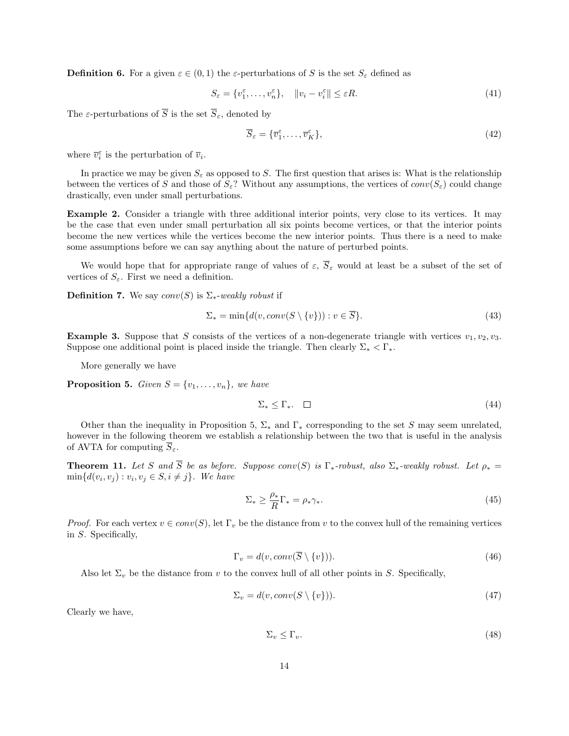**Definition 6.** For a given $\varepsilon \in (0, 1)$ the $\varepsilon$-perturbations of $S$ is the set $S_\varepsilon$ defined as

$$S_\varepsilon = \{v_1^\varepsilon, \dots, v_n^\varepsilon\}, \quad \|v_i - v_i^\varepsilon\| \le \varepsilon R. \tag{41}$$

The $\varepsilon$-perturbations of $\overline{S}$ is the set $\overline{S}_\varepsilon$, denoted by

$$\overline{S}_\varepsilon = \{\overline{v}_1^\varepsilon, \dots, \overline{v}_K^\varepsilon\}, \tag{42}$$

where $\overline{v}_i^\varepsilon$ is the perturbation of $\overline{v}_i$.

In practice we may be given $S_\varepsilon$ as opposed to $S$. The first question that arises is: What is the relationship between the vertices of $S$ and those of $S_\varepsilon$? Without any assumptions, the vertices of $conv(S_\varepsilon)$ could change drastically, even under small perturbations.

**Example 2.** Consider a triangle with three additional interior points, very close to its vertices. It may be the case that even under small perturbation all six points become vertices, or that the interior points become the new vertices while the vertices become the new interior points. Thus there is a need to make some assumptions before we can say anything about the nature of perturbed points.

We would hope that for appropriate range of values of $\varepsilon$, $\overline{S}_\varepsilon$ would at least be a subset of the set of vertices of $S_\varepsilon$. First we need a definition.

**Definition 7.** We say $conv(S)$ is $\Sigma_*$-*weakly robust* if

$$\Sigma_* = \min\{d(v, conv(S \setminus \{v\})) : v \in \overline{S}\}. \tag{43}$$

**Example 3.** Suppose that $S$ consists of the vertices of a non-degenerate triangle with vertices $v_1, v_2, v_3$. Suppose one additional point is placed inside the triangle. Then clearly $\Sigma_* < \Gamma_*$.

More generally we have

**Proposition 5.** *Given $S = \{v_1, \dots, v_n\}$, we have*

$$\Sigma_* \le \Gamma_*. \quad \square \tag{44}$$

Other than the inequality in Proposition 5, $\Sigma_*$ and $\Gamma_*$ corresponding to the set $S$ may seem unrelated, however in the following theorem we establish a relationship between the two that is useful in the analysis of AVTA for computing $\overline{S}_\varepsilon$.

**Theorem 11.** *Let $S$ and $\overline{S}$ be as before. Suppose $conv(S)$ is $\Gamma_*$-robust, also $\Sigma_*$-weakly robust. Let $\rho_* = \min\{d(v_i, v_j) : v_i, v_j \in S, i \neq j\}$. We have*

$$\Sigma_* \ge \frac{\rho_*}{R}\Gamma_* = \rho_* \gamma_*. \tag{45}$$

*Proof.* For each vertex $v \in conv(S)$, let $\Gamma_v$ be the distance from $v$ to the convex hull of the remaining vertices in $S$. Specifically,

$$\Gamma_v = d(v, conv(\overline{S} \setminus \{v\})). \tag{46}$$

Also let $\Sigma_v$ be the distance from $v$ to the convex hull of all other points in $S$. Specifically,

$$\Sigma_v = d(v, conv(S \setminus \{v\})). \tag{47}$$

Clearly we have,

$$\Sigma_v \le \Gamma_v. \tag{48}$$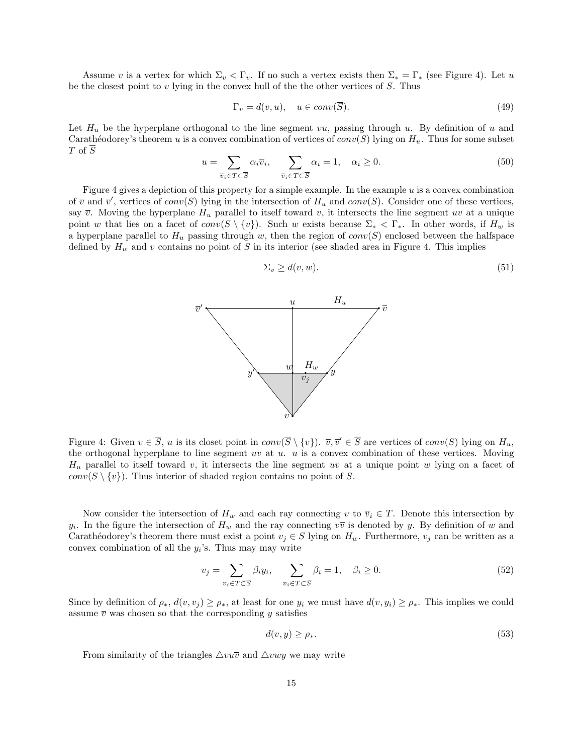Assume $v$ is a vertex for which $\Sigma_v < \Gamma_v$. If no such a vertex exists then $\Sigma_* = \Gamma_*$ (see Figure 4). Let $u$ be the closest point to $v$ lying in the convex hull of the the other vertices of $S$. Thus

$$\Gamma_v = d(v, u), \quad u \in conv(\overline{S}). \tag{49}$$

Let $H_u$ be the hyperplane orthogonal to the line segment $vu$, passing through $u$. By definition of $u$ and Carathéodorey's theorem $u$ is a convex combination of vertices of $conv(S)$ lying on $H_u$. Thus for some subset $T$ of $\overline{S}$

$$u = \sum_{\overline{v}_i \in T \subset \overline{S}} \alpha_i \overline{v}_i, \quad \sum_{\overline{v}_i \in T \subset \overline{S}} \alpha_i = 1, \quad \alpha_i \geq 0. \tag{50}$$

Figure 4 gives a depiction of this property for a simple example. In the example $u$ is a convex combination of $\overline{v}$ and $\overline{v}'$, vertices of $conv(S)$ lying in the intersection of $H_u$ and $conv(S)$. Consider one of these vertices, say $\overline{v}$. Moving the hyperplane $H_u$ parallel to itself toward $v$, it intersects the line segment $uv$ at a unique point $w$ that lies on a facet of $conv(S \setminus \{v\})$. Such $w$ exists because $\Sigma_* < \Gamma_*$. In other words, if $H_w$ is a hyperplane parallel to $H_u$ passing through $w$, then the region of $conv(S)$ enclosed between the halfspace defined by $H_w$ and $v$ contains no point of $S$ in its interior (see shaded area in Figure 4. This implies

$$\Sigma_v \geq d(v, w). \tag{51}$$

Figure 4: Given $v \in \overline{S}$, $u$ is its closet point in $conv(\overline{S} \setminus \{v\})$. $\overline{v}, \overline{v}' \in \overline{S}$ are vertices of $conv(S)$ lying on $H_u$, the orthogonal hyperplane to line segment $uv$ at $u$. $u$ is a convex combination of these vertices. Moving $H_u$ parallel to itself toward $v$, it intersects the line segment $uv$ at a unique point $w$ lying on a facet of $conv(S \setminus \{v\})$. Thus interior of shaded region contains no point of $S$.

Now consider the intersection of $H_w$ and each ray connecting $v$ to $\overline{v}_i \in T$. Denote this intersection by $y_i$. In the figure the intersection of $H_w$ and the ray connecting $v\overline{v}$ is denoted by $y$. By definition of $w$ and Carathéodorey's theorem there must exist a point $v_j \in S$ lying on $H_w$. Furthermore, $v_j$ can be written as a convex combination of all the $y_i$'s. Thus may may write

$$v_j = \sum_{\overline{v}_i \in T \subset \overline{S}} \beta_i y_i, \quad \sum_{\overline{v}_i \in T \subset \overline{S}} \beta_i = 1, \quad \beta_i \geq 0. \tag{52}$$

Since by definition of $\rho_*$, $d(v, v_j) \geq \rho_*$, at least for one $y_i$ we must have $d(v, y_i) \geq \rho_*$. This implies we could assume $\overline{v}$ was chosen so that the corresponding $y$ satisfies

$$d(v, y) \geq \rho_*. \tag{53}$$

From similarity of the triangles $\triangle vu\overline{v}$ and $\triangle vwy$ we may write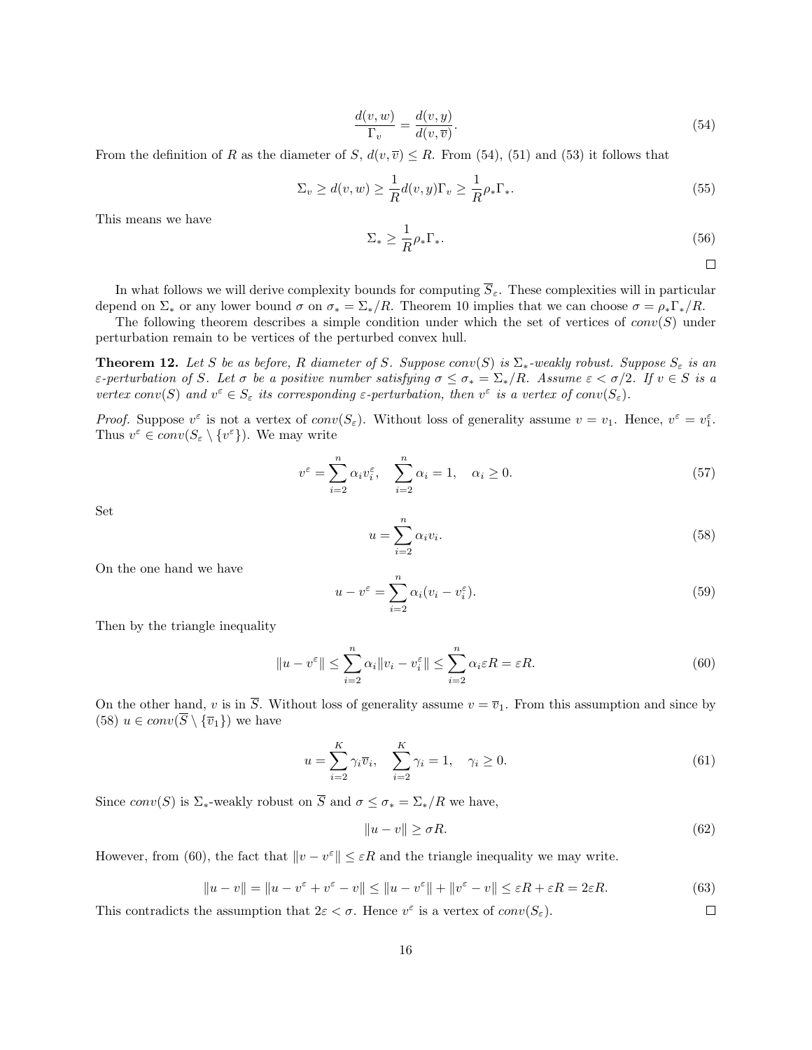$$\frac{d(v, w)}{\Gamma_v} = \frac{d(v, y)}{d(v, \overline{v})}. \tag{54}$$

From the definition of $R$ as the diameter of $S$, $d(v, \overline{v}) \leq R$. From (54), (51) and (53) it follows that

$$\Sigma_v \geq d(v, w) \geq \frac{1}{R} d(v, y) \Gamma_v \geq \frac{1}{R} \rho_* \Gamma_*. \tag{55}$$

This means we have

$$\Sigma_* \geq \frac{1}{R} \rho_* \Gamma_*. \tag{56}$$

□

In what follows we will derive complexity bounds for computing $\overline{S}_\varepsilon$. These complexities will in particular depend on $\Sigma_*$ or any lower bound $\sigma$ on $\sigma_* = \Sigma_*/R$. Theorem 10 implies that we can choose $\sigma = \rho_* \Gamma_*/R$.

The following theorem describes a simple condition under which the set of vertices of $conv(S)$ under perturbation remain to be vertices of the perturbed convex hull.

**Theorem 12.** *Let $S$ be as before, $R$ diameter of $S$. Suppose $conv(S)$ is $\Sigma_*$-weakly robust. Suppose $S_\varepsilon$ is an $\varepsilon$-perturbation of $S$. Let $\sigma$ be a positive number satisfying $\sigma \leq \sigma_* = \Sigma_*/R$. Assume $\varepsilon < \sigma/2$. If $v \in S$ is a vertex $conv(S)$ and $v^\varepsilon \in S_\varepsilon$ its corresponding $\varepsilon$-perturbation, then $v^\varepsilon$ is a vertex of $conv(S_\varepsilon)$.*

*Proof.* Suppose $v^\varepsilon$ is not a vertex of $conv(S_\varepsilon)$. Without loss of generality assume $v = v_1$. Hence, $v^\varepsilon = v_1^\varepsilon$. Thus $v^\varepsilon \in conv(S_\varepsilon \setminus \{v^\varepsilon\})$. We may write

$$v^\varepsilon = \sum_{i=2}^{n} \alpha_i v_i^\varepsilon, \quad \sum_{i=2}^{n} \alpha_i = 1, \quad \alpha_i \geq 0. \tag{57}$$

Set

$$u = \sum_{i=2}^{n} \alpha_i v_i. \tag{58}$$

On the one hand we have

$$u - v^\varepsilon = \sum_{i=2}^{n} \alpha_i (v_i - v_i^\varepsilon). \tag{59}$$

Then by the triangle inequality

$$\|u - v^\varepsilon\| \leq \sum_{i=2}^{n} \alpha_i \|v_i - v_i^\varepsilon\| \leq \sum_{i=2}^{n} \alpha_i \varepsilon R = \varepsilon R. \tag{60}$$

On the other hand, $v$ is in $\overline{S}$. Without loss of generality assume $v = \overline{v}_1$. From this assumption and since by (58) $u \in conv(\overline{S} \setminus \{\overline{v}_1\})$ we have

$$u = \sum_{i=2}^{K} \gamma_i \overline{v}_i, \quad \sum_{i=2}^{K} \gamma_i = 1, \quad \gamma_i \geq 0. \tag{61}$$

Since $conv(S)$ is $\Sigma_*$-weakly robust on $\overline{S}$ and $\sigma \leq \sigma_* = \Sigma_*/R$ we have,

$$\|u - v\| \geq \sigma R. \tag{62}$$

However, from (60), the fact that $\|v - v^\varepsilon\| \leq \varepsilon R$ and the triangle inequality we may write.

$$\|u - v\| = \|u - v^\varepsilon + v^\varepsilon - v\| \leq \|u - v^\varepsilon\| + \|v^\varepsilon - v\| \leq \varepsilon R + \varepsilon R = 2\varepsilon R. \tag{63}$$

This contradicts the assumption that $2\varepsilon < \sigma$. Hence $v^\varepsilon$ is a vertex of $conv(S_\varepsilon)$. □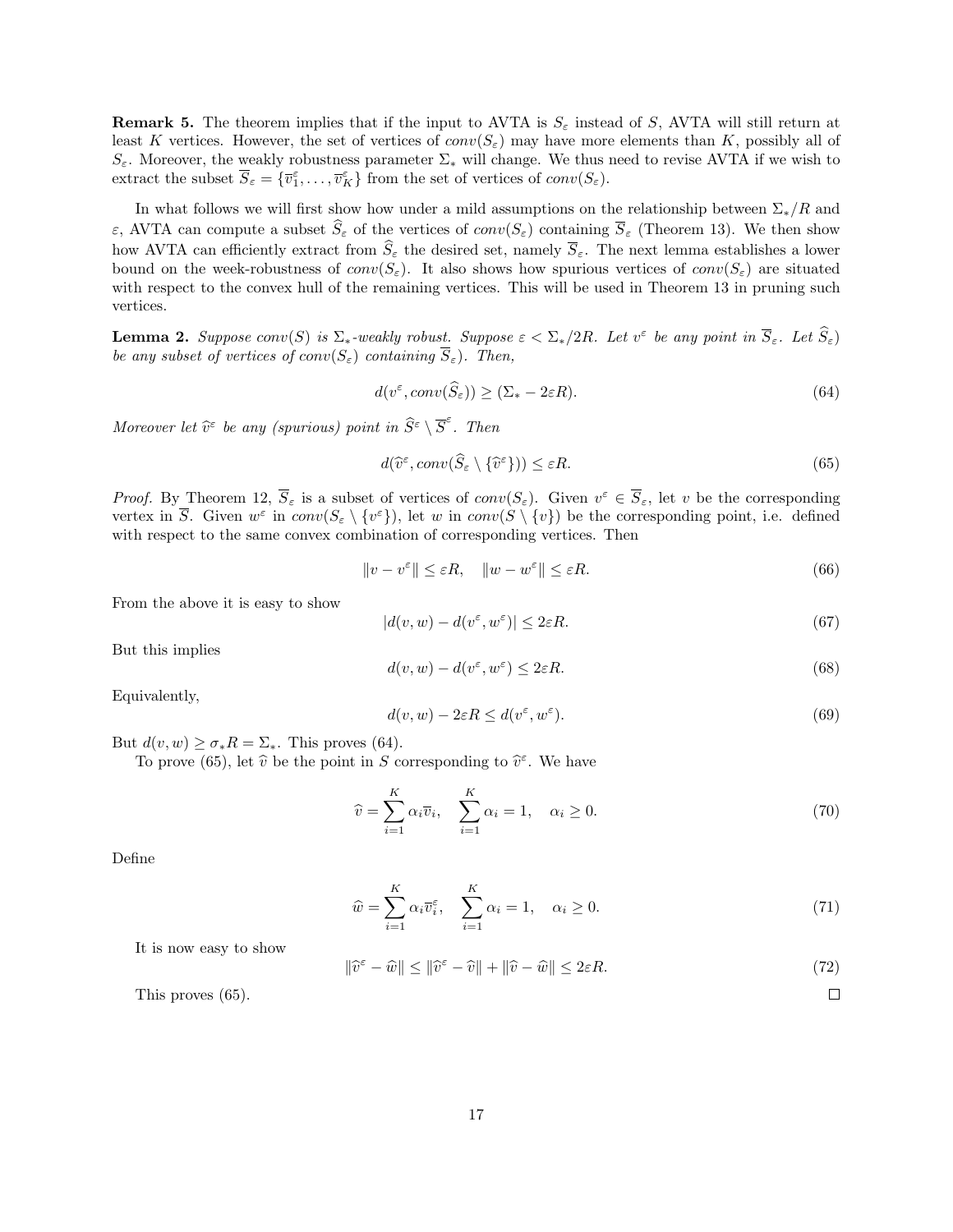**Remark 5.** The theorem implies that if the input to AVTA is $S_\varepsilon$ instead of $S$, AVTA will still return at least $K$ vertices. However, the set of vertices of $conv(S_\varepsilon)$ may have more elements than $K$, possibly all of $S_\varepsilon$. Moreover, the weakly robustness parameter $\Sigma_*$ will change. We thus need to revise AVTA if we wish to extract the subset $\overline{S}_\varepsilon = \{\overline{v}_1^\varepsilon, \dots, \overline{v}_K^\varepsilon\}$ from the set of vertices of $conv(S_\varepsilon)$.

In what follows we will first show how under a mild assumptions on the relationship between $\Sigma_*/R$ and $\varepsilon$, AVTA can compute a subset $\widehat{S}_\varepsilon$ of the vertices of $conv(S_\varepsilon)$ containing $\overline{S}_\varepsilon$ (Theorem 13). We then show how AVTA can efficiently extract from $\widehat{S}_\varepsilon$ the desired set, namely $\overline{S}_\varepsilon$. The next lemma establishes a lower bound on the week-robustness of $conv(S_\varepsilon)$. It also shows how spurious vertices of $conv(S_\varepsilon)$ are situated with respect to the convex hull of the remaining vertices. This will be used in Theorem 13 in pruning such vertices.

**Lemma 2.** *Suppose $conv(S)$ is $\Sigma_*$-weakly robust. Suppose $\varepsilon < \Sigma_*/2R$. Let $v^\varepsilon$ be any point in $\overline{S}_\varepsilon$. Let $\widehat{S}_\varepsilon$) be any subset of vertices of $conv(S_\varepsilon)$ containing $\overline{S}_\varepsilon$). Then,*

$$d(v^\varepsilon, conv(\widehat{S}_\varepsilon)) \geq (\Sigma_* - 2\varepsilon R). \tag{64}$$

*Moreover let $\widehat{v}^\varepsilon$ be any (spurious) point in $\widehat{S}^\varepsilon \setminus \overline{S}^\varepsilon$. Then*

$$d(\widehat{v}^\varepsilon, conv(\widehat{S}_\varepsilon \setminus \{\widehat{v}^\varepsilon\})) \leq \varepsilon R. \tag{65}$$

*Proof.* By Theorem 12, $\overline{S}_\varepsilon$ is a subset of vertices of $conv(S_\varepsilon)$. Given $v^\varepsilon \in \overline{S}_\varepsilon$, let $v$ be the corresponding vertex in $\overline{S}$. Given $w^\varepsilon$ in $conv(S_\varepsilon \setminus \{v^\varepsilon\})$, let $w$ in $conv(S \setminus \{v\})$ be the corresponding point, i.e. defined with respect to the same convex combination of corresponding vertices. Then

$$\|v - v^\varepsilon\| \leq \varepsilon R, \quad \|w - w^\varepsilon\| \leq \varepsilon R. \tag{66}$$

From the above it is easy to show

$$|d(v, w) - d(v^\varepsilon, w^\varepsilon)| \leq 2\varepsilon R. \tag{67}$$

But this implies

$$d(v, w) - d(v^\varepsilon, w^\varepsilon) \leq 2\varepsilon R. \tag{68}$$

Equivalently,

$$d(v, w) - 2\varepsilon R \leq d(v^\varepsilon, w^\varepsilon). \tag{69}$$

But $d(v, w) \geq \sigma_* R = \Sigma_*$. This proves (64).

To prove (65), let $\widehat{v}$ be the point in $S$ corresponding to $\widehat{v}^\varepsilon$. We have

$$\widehat{v} = \sum_{i=1}^{K} \alpha_i \overline{v}_i, \quad \sum_{i=1}^{K} \alpha_i = 1, \quad \alpha_i \geq 0. \tag{70}$$

Define

$$\widehat{w} = \sum_{i=1}^{K} \alpha_i \overline{v}_i^\varepsilon, \quad \sum_{i=1}^{K} \alpha_i = 1, \quad \alpha_i \geq 0. \tag{71}$$

It is now easy to show

$$\|\widehat{v}^\varepsilon - \widehat{w}\| \leq \|\widehat{v}^\varepsilon - \widehat{v}\| + \|\widehat{v} - \widehat{w}\| \leq 2\varepsilon R. \tag{72}$$

This proves (65). $\square$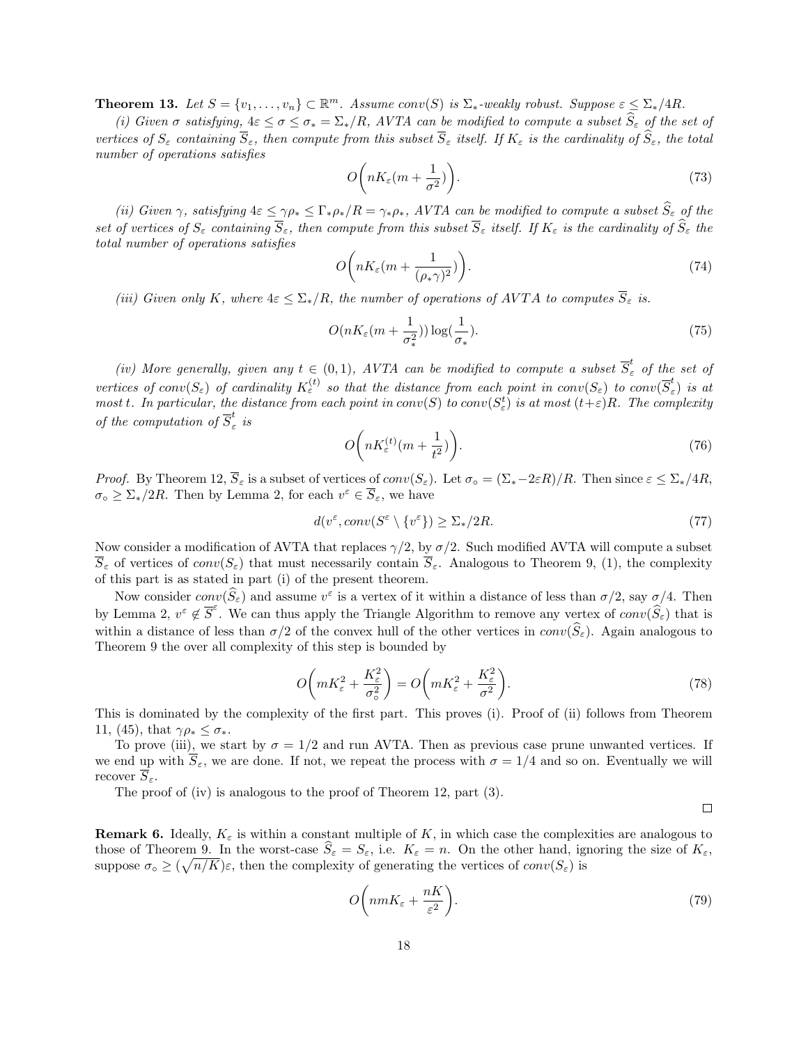**Theorem 13.** *Let $S = \{v_1, \dots, v_n\} \subset \mathbb{R}^m$. Assume $conv(S)$ is $\Sigma_*$-weakly robust. Suppose $\varepsilon \leq \Sigma_*/4R$.*

*(i) Given $\sigma$ satisfying, $4\varepsilon \leq \sigma \leq \sigma_* = \Sigma_*/R$, AVTA can be modified to compute a subset $\widehat{S}_\varepsilon$ of the set of vertices of $S_\varepsilon$ containing $\overline{S}_\varepsilon$, then compute from this subset $\overline{S}_\varepsilon$ itself. If $K_\varepsilon$ is the cardinality of $\widehat{S}_\varepsilon$, the total number of operations satisfies*

$$O\bigg(nK_\varepsilon(m + \frac{1}{\sigma^2})\bigg). \tag{73}$$

*(ii) Given $\gamma$, satisfying $4\varepsilon \leq \gamma\rho_* \leq \Gamma_*\rho_*/R = \gamma_*\rho_*$, AVTA can be modified to compute a subset $\widehat{S}_\varepsilon$ of the set of vertices of $S_\varepsilon$ containing $\overline{S}_\varepsilon$, then compute from this subset $\overline{S}_\varepsilon$ itself. If $K_\varepsilon$ is the cardinality of $\widehat{S}_\varepsilon$ the total number of operations satisfies*

$$O\bigg(nK_\varepsilon(m + \frac{1}{(\rho_*\gamma)^2})\bigg). \tag{74}$$

*(iii) Given only $K$, where $4\varepsilon \leq \Sigma_*/R$, the number of operations of AVTA to computes $\overline{S}_\varepsilon$ is.*

$$O(nK_\varepsilon(m + \frac{1}{\sigma_*^2}))\log(\frac{1}{\sigma_*}). \tag{75}$$

*(iv) More generally, given any $t \in (0,1)$, AVTA can be modified to compute a subset $\overline{S}^t_\varepsilon$ of the set of vertices of $conv(S_\varepsilon)$ of cardinality $K^{(t)}_\varepsilon$ so that the distance from each point in $conv(S_\varepsilon)$ to $conv(\overline{S}^t_\varepsilon)$ is at most $t$. In particular, the distance from each point in $conv(S)$ to $conv(S^t_\varepsilon)$ is at most $(t+\varepsilon)R$. The complexity of the computation of $\overline{S}^t_\varepsilon$ is*

$$O\bigg(nK^{(t)}_\varepsilon(m + \frac{1}{t^2})\bigg). \tag{76}$$

*Proof.* By Theorem 12, $\overline{S}_\varepsilon$ is a subset of vertices of $conv(S_\varepsilon)$. Let $\sigma_\circ = (\Sigma_* - 2\varepsilon R)/R$. Then since $\varepsilon \leq \Sigma_*/4R$, $\sigma_\circ \geq \Sigma_*/2R$. Then by Lemma 2, for each $v^\varepsilon \in \overline{S}_\varepsilon$, we have

$$d(v^\varepsilon, conv(S^\varepsilon \setminus \{v^\varepsilon\}) \geq \Sigma_*/2R. \tag{77}$$

Now consider a modification of AVTA that replaces $\gamma/2$, by $\sigma/2$. Such modified AVTA will compute a subset $\overline{S}_\varepsilon$ of vertices of $conv(S_\varepsilon)$ that must necessarily contain $\overline{S}_\varepsilon$. Analogous to Theorem 9, (1), the complexity of this part is as stated in part (i) of the present theorem.

Now consider $conv(\widehat{S}_\varepsilon)$ and assume $v^\varepsilon$ is a vertex of it within a distance of less than $\sigma/2$, say $\sigma/4$. Then by Lemma 2, $v^\varepsilon \notin \overline{S}^\varepsilon$. We can thus apply the Triangle Algorithm to remove any vertex of $conv(\widehat{S}_\varepsilon)$ that is within a distance of less than $\sigma/2$ of the convex hull of the other vertices in $conv(\widehat{S}_\varepsilon)$. Again analogous to Theorem 9 the over all complexity of this step is bounded by

$$O\bigg(mK_\varepsilon^2 + \frac{K_\varepsilon^2}{\sigma_\circ^2}\bigg) = O\bigg(mK_\varepsilon^2 + \frac{K_\varepsilon^2}{\sigma^2}\bigg). \tag{78}$$

This is dominated by the complexity of the first part. This proves (i). Proof of (ii) follows from Theorem 11, (45), that $\gamma\rho_* \leq \sigma_*$.

To prove (iii), we start by $\sigma = 1/2$ and run AVTA. Then as previous case prune unwanted vertices. If we end up with $\overline{S}_\varepsilon$, we are done. If not, we repeat the process with $\sigma = 1/4$ and so on. Eventually we will recover $\overline{S}_\varepsilon$.

The proof of (iv) is analogous to the proof of Theorem 12, part (3).

□

**Remark 6.** Ideally, $K_\varepsilon$ is within a constant multiple of $K$, in which case the complexities are analogous to those of Theorem 9. In the worst-case $\widehat{S}_\varepsilon = S_\varepsilon$, i.e. $K_\varepsilon = n$. On the other hand, ignoring the size of $K_\varepsilon$, suppose $\sigma_\circ \geq (\sqrt{n/K})\varepsilon$, then the complexity of generating the vertices of $conv(S_\varepsilon)$ is

$$O\bigg(nmK_\varepsilon + \frac{nK}{\varepsilon^2}\bigg). \tag{79}$$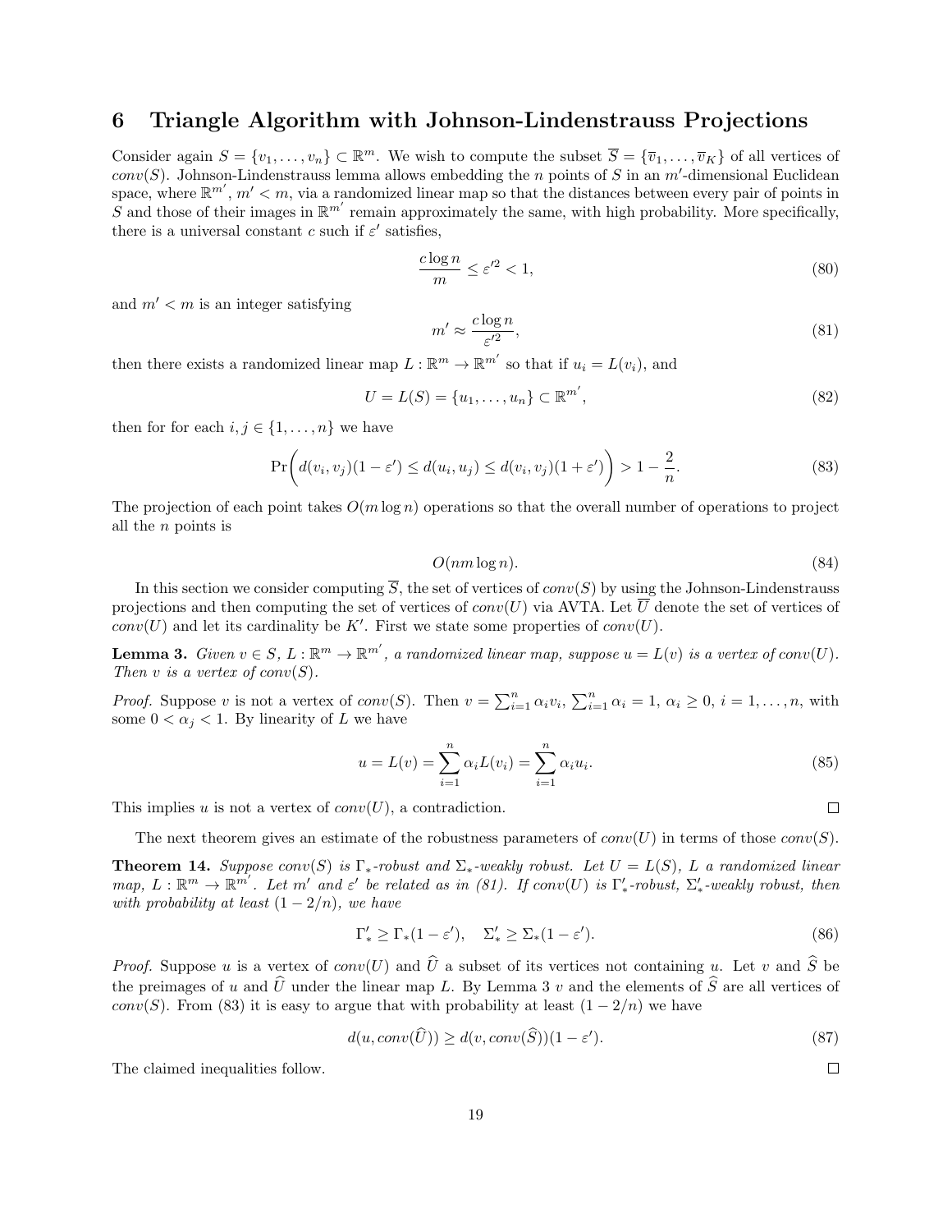# 6 Triangle Algorithm with Johnson-Lindenstrauss Projections

Consider again $S = \{v_1, \dots, v_n\} \subset \mathbb{R}^m$. We wish to compute the subset $\overline{S} = \{\overline{v}_1, \dots, \overline{v}_K\}$ of all vertices of $conv(S)$. Johnson-Lindenstrauss lemma allows embedding the $n$ points of $S$ in an $m'$-dimensional Euclidean space, where $\mathbb{R}^{m'}$, $m' < m$, via a randomized linear map so that the distances between every pair of points in $S$ and those of their images in $\mathbb{R}^{m'}$ remain approximately the same, with high probability. More specifically, there is a universal constant $c$ such if $\varepsilon'$ satisfies,

$$\frac{c \log n}{m} \leq \varepsilon'^2 < 1, \tag{80}$$

and $m' < m$ is an integer satisfying

$$m' \approx \frac{c \log n}{\varepsilon'^2}, \tag{81}$$

then there exists a randomized linear map $L : \mathbb{R}^m \to \mathbb{R}^{m'}$ so that if $u_i = L(v_i)$, and

$$U = L(S) = \{u_1, \dots, u_n\} \subset \mathbb{R}^{m'}, \tag{82}$$

then for for each $i, j \in \{1, \dots, n\}$ we have

$$\Pr\bigg(d(v_i, v_j)(1 - \varepsilon') \leq d(u_i, u_j) \leq d(v_i, v_j)(1 + \varepsilon')\bigg) > 1 - \frac{2}{n}. \tag{83}$$

The projection of each point takes $O(m \log n)$ operations so that the overall number of operations to project all the $n$ points is

$$O(nm \log n). \tag{84}$$

In this section we consider computing $\overline{S}$, the set of vertices of $conv(S)$ by using the Johnson-Lindenstrauss projections and then computing the set of vertices of $conv(U)$ via AVTA. Let $\overline{U}$ denote the set of vertices of $conv(U)$ and let its cardinality be $K'$. First we state some properties of $conv(U)$.

**Lemma 3.** *Given $v \in S$, $L : \mathbb{R}^m \to \mathbb{R}^{m'}$, a randomized linear map, suppose $u = L(v)$ is a vertex of $conv(U)$. Then $v$ is a vertex of $conv(S)$.*

*Proof.* Suppose $v$ is not a vertex of $conv(S)$. Then $v = \sum_{i=1}^n \alpha_i v_i$, $\sum_{i=1}^n \alpha_i = 1$, $\alpha_i \geq 0$, $i = 1, \dots, n$, with some $0 < \alpha_j < 1$. By linearity of $L$ we have

$$u = L(v) = \sum_{i=1}^n \alpha_i L(v_i) = \sum_{i=1}^n \alpha_i u_i. \tag{85}$$

This implies $u$ is not a vertex of $conv(U)$, a contradiction. $\square$

The next theorem gives an estimate of the robustness parameters of $conv(U)$ in terms of those $conv(S)$.

**Theorem 14.** *Suppose $conv(S)$ is $\Gamma_*$-robust and $\Sigma_*$-weakly robust. Let $U = L(S)$, $L$ a randomized linear map, $L : \mathbb{R}^m \to \mathbb{R}^{m'}$. Let $m'$ and $\varepsilon'$ be related as in (81). If $conv(U)$ is $\Gamma'_*$-robust, $\Sigma'_*$-weakly robust, then with probability at least $(1 - 2/n)$, we have*

$$\Gamma'_* \geq \Gamma_*(1 - \varepsilon'), \quad \Sigma'_* \geq \Sigma_*(1 - \varepsilon'). \tag{86}$$

*Proof.* Suppose $u$ is a vertex of $conv(U)$ and $\widehat{U}$ a subset of its vertices not containing $u$. Let $v$ and $\widehat{S}$ be the preimages of $u$ and $\widehat{U}$ under the linear map $L$. By Lemma 3 $v$ and the elements of $\widehat{S}$ are all vertices of $conv(S)$. From (83) it is easy to argue that with probability at least $(1 - 2/n)$ we have

$$d(u, conv(\widehat{U})) \geq d(v, conv(\widehat{S}))(1 - \varepsilon'). \tag{87}$$

The claimed inequalities follow. $\square$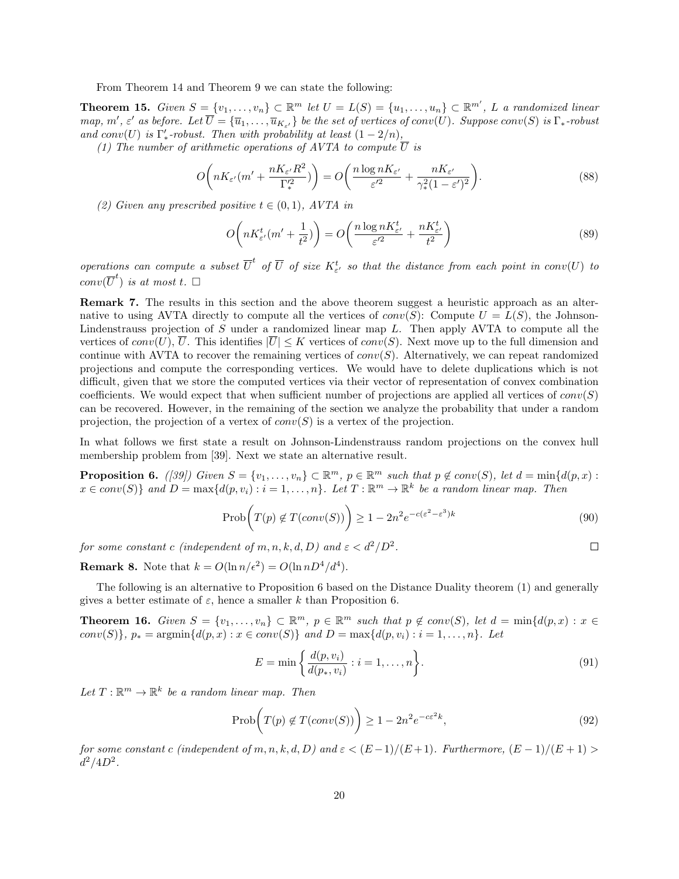From Theorem 14 and Theorem 9 we can state the following:

**Theorem 15.** *Given $S = \{v_1, \ldots, v_n\} \subset \mathbb{R}^m$ let $U = L(S) = \{u_1, \ldots, u_n\} \subset \mathbb{R}^{m'}$, $L$ a randomized linear map, $m'$, $\varepsilon'$ as before. Let $\overline{U} = \{\overline{u}_1, \ldots, \overline{u}_{K_{\varepsilon'}}\}$ be the set of vertices of $conv(U)$. Suppose $conv(S)$ is $\Gamma_*$-robust and $conv(U)$ is $\Gamma'_*$-robust. Then with probability at least $(1 - 2/n)$,*

*(1) The number of arithmetic operations of AVTA to compute $\overline{U}$ is*

$$O\bigg(nK_{\varepsilon'}(m' + \frac{nK_{\varepsilon'}R^2}{\Gamma'^2_*})\bigg) = O\bigg(\frac{n\log nK_{\varepsilon'}}{\varepsilon'^2} + \frac{nK_{\varepsilon'}}{\gamma_*^2(1-\varepsilon')^2}\bigg). \tag{88}$$

*(2) Given any prescribed positive $t \in (0,1)$, AVTA in*

$$O\bigg(nK^t_{\varepsilon'}(m' + \frac{1}{t^2})\bigg) = O\bigg(\frac{n\log nK^t_{\varepsilon'}}{\varepsilon'^2} + \frac{nK^t_{\varepsilon'}}{t^2}\bigg) \tag{89}$$

*operations can compute a subset $\overline{U}^t$ of $\overline{U}$ of size $K^t_{\varepsilon'}$ so that the distance from each point in $conv(U)$ to $conv(\overline{U}^t)$ is at most $t$.* $\square$

**Remark 7.** The results in this section and the above theorem suggest a heuristic approach as an alternative to using AVTA directly to compute all the vertices of $conv(S)$: Compute $U = L(S)$, the Johnson-Lindenstrauss projection of $S$ under a randomized linear map $L$. Then apply AVTA to compute all the vertices of $conv(U)$, $\overline{U}$. This identifies $|\overline{U}| \leq K$ vertices of $conv(S)$. Next move up to the full dimension and continue with AVTA to recover the remaining vertices of $conv(S)$. Alternatively, we can repeat randomized projections and compute the corresponding vertices. We would have to delete duplications which is not difficult, given that we store the computed vertices via their vector of representation of convex combination coefficients. We would expect that when sufficient number of projections are applied all vertices of $conv(S)$ can be recovered. However, in the remaining of the section we analyze the probability that under a random projection, the projection of a vertex of $conv(S)$ is a vertex of the projection.

In what follows we first state a result on Johnson-Lindenstrauss random projections on the convex hull membership problem from [39]. Next we state an alternative result.

**Proposition 6.** *([39]) Given $S = \{v_1, \ldots, v_n\} \subset \mathbb{R}^m$, $p \in \mathbb{R}^m$ such that $p \notin conv(S)$, let $d = \min\{d(p,x) : x \in conv(S)\}$ and $D = \max\{d(p, v_i) : i = 1, \ldots, n\}$. Let $T : \mathbb{R}^m \to \mathbb{R}^k$ be a random linear map. Then*

$$\text{Prob}\bigg(T(p) \notin T(conv(S))\bigg) \geq 1 - 2n^2 e^{-c(\varepsilon^2 - \varepsilon^3)k} \tag{90}$$

*for some constant $c$ (independent of $m, n, k, d, D$) and $\varepsilon < d^2/D^2$.* $\square$

**Remark 8.** Note that $k = O(\ln n/\epsilon^2) = O(\ln nD^4/d^4)$.

The following is an alternative to Proposition 6 based on the Distance Duality theorem (1) and generally gives a better estimate of $\varepsilon$, hence a smaller $k$ than Proposition 6.

**Theorem 16.** *Given $S = \{v_1, \ldots, v_n\} \subset \mathbb{R}^m$, $p \in \mathbb{R}^m$ such that $p \notin conv(S)$, let $d = \min\{d(p,x) : x \in conv(S)\}$, $p_* = \text{argmin}\{d(p,x) : x \in conv(S)\}$ and $D = \max\{d(p, v_i) : i = 1, \ldots, n\}$. Let*

$$E = \min\bigg\{\frac{d(p, v_i)}{d(p_*, v_i)} : i = 1, \ldots, n\bigg\}. \tag{91}$$

*Let $T : \mathbb{R}^m \to \mathbb{R}^k$ be a random linear map. Then*

$$\text{Prob}\bigg(T(p) \notin T(conv(S))\bigg) \geq 1 - 2n^2 e^{-c\varepsilon^2 k}, \tag{92}$$

*for some constant $c$ (independent of $m, n, k, d, D$) and $\varepsilon < (E-1)/(E+1)$. Furthermore, $(E-1)/(E+1) > d^2/4D^2$.*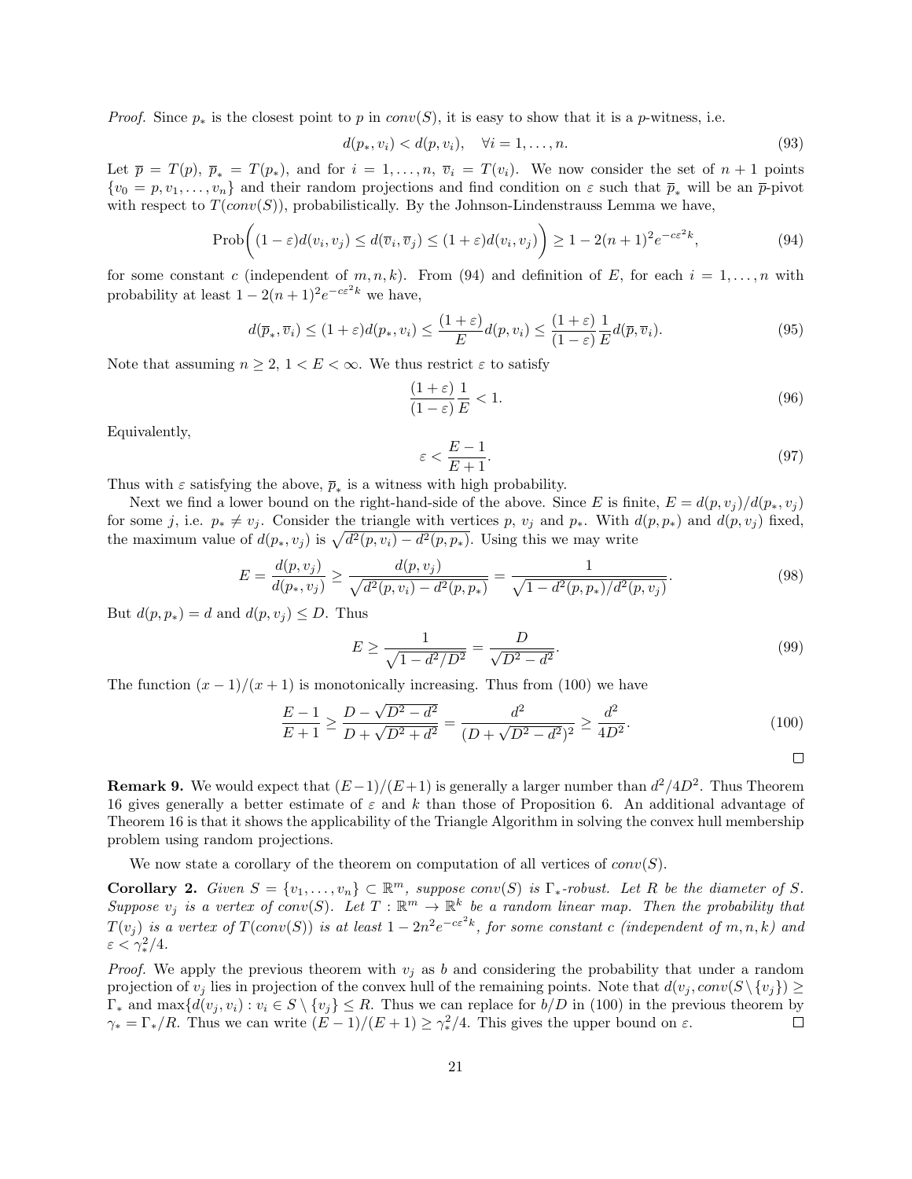*Proof.* Since $p_*$ is the closest point to $p$ in $conv(S)$, it is easy to show that it is a $p$-witness, i.e.

$$d(p_*, v_i) < d(p, v_i), \quad \forall i = 1, \ldots, n. \tag{93}$$

Let $\overline{p} = T(p)$, $\overline{p}_* = T(p_*)$, and for $i = 1, \ldots, n$, $\overline{v}_i = T(v_i)$. We now consider the set of $n+1$ points $\{v_0 = p, v_1, \ldots, v_n\}$ and their random projections and find condition on $\varepsilon$ such that $\overline{p}_*$ will be an $\overline{p}$-pivot with respect to $T(conv(S))$, probabilistically. By the Johnson-Lindenstrauss Lemma we have,

$$\text{Prob}\bigg( (1-\varepsilon) d(v_i, v_j) \leq d(\overline{v}_i, \overline{v}_j) \leq (1+\varepsilon) d(v_i, v_j) \bigg) \geq 1 - 2(n+1)^2 e^{-c\varepsilon^2 k}, \tag{94}$$

for some constant $c$ (independent of $m, n, k$). From (94) and definition of $E$, for each $i = 1, \ldots, n$ with probability at least $1 - 2(n+1)^2 e^{-c\varepsilon^2 k}$ we have,

$$d(\overline{p}_*, \overline{v}_i) \leq (1+\varepsilon) d(p_*, v_i) \leq \frac{(1+\varepsilon)}{E} d(p, v_i) \leq \frac{(1+\varepsilon)}{(1-\varepsilon)} \frac{1}{E} d(\overline{p}, \overline{v}_i). \tag{95}$$

Note that assuming $n \geq 2$, $1 < E < \infty$. We thus restrict $\varepsilon$ to satisfy

$$\frac{(1+\varepsilon)}{(1-\varepsilon)} \frac{1}{E} < 1. \tag{96}$$

Equivalently,

$$\varepsilon < \frac{E-1}{E+1}. \tag{97}$$

Thus with $\varepsilon$ satisfying the above, $\overline{p}_*$ is a witness with high probability.

Next we find a lower bound on the right-hand-side of the above. Since $E$ is finite, $E = d(p, v_j)/d(p_*, v_j)$ for some $j$, i.e. $p_* \neq v_j$. Consider the triangle with vertices $p$, $v_j$ and $p_*$. With $d(p, p_*)$ and $d(p, v_j)$ fixed, the maximum value of $d(p_*, v_j)$ is $\sqrt{d^2(p, v_i) - d^2(p, p_*)}$. Using this we may write

$$E = \frac{d(p, v_j)}{d(p_*, v_j)} \geq \frac{d(p, v_j)}{\sqrt{d^2(p, v_i) - d^2(p, p_*)}} = \frac{1}{\sqrt{1 - d^2(p, p_*)/d^2(p, v_j)}}. \tag{98}$$

But $d(p, p_*) = d$ and $d(p, v_j) \leq D$. Thus

$$E \geq \frac{1}{\sqrt{1 - d^2/D^2}} = \frac{D}{\sqrt{D^2 - d^2}}. \tag{99}$$

The function $(x-1)/(x+1)$ is monotonically increasing. Thus from (100) we have

$$\frac{E-1}{E+1} \geq \frac{D - \sqrt{D^2 - d^2}}{D + \sqrt{D^2 + d^2}} = \frac{d^2}{(D + \sqrt{D^2 - d^2})^2} \geq \frac{d^2}{4D^2}. \tag{100}$$

$\square$

**Remark 9.** We would expect that $(E-1)/(E+1)$ is generally a larger number than $d^2/4D^2$. Thus Theorem 16 gives generally a better estimate of $\varepsilon$ and $k$ than those of Proposition 6. An additional advantage of Theorem 16 is that it shows the applicability of the Triangle Algorithm in solving the convex hull membership problem using random projections.

We now state a corollary of the theorem on computation of all vertices of $conv(S)$.

**Corollary 2.** *Given $S = \{v_1, \ldots, v_n\} \subset \mathbb{R}^m$, suppose $conv(S)$ is $\Gamma_*$-robust. Let $R$ be the diameter of $S$. Suppose $v_j$ is a vertex of $conv(S)$. Let $T : \mathbb{R}^m \to \mathbb{R}^k$ be a random linear map. Then the probability that $T(v_j)$ is a vertex of $T(conv(S))$ is at least $1 - 2n^2 e^{-c\varepsilon^2 k}$, for some constant $c$ (independent of $m, n, k$) and $\varepsilon < \gamma_*^2/4$.*

*Proof.* We apply the previous theorem with $v_j$ as $b$ and considering the probability that under a random projection of $v_j$ lies in projection of the convex hull of the remaining points. Note that $d(v_j, conv(S \setminus \{v_j\}) \geq \Gamma_*$ and $\max\{d(v_j, v_i) : v_i \in S \setminus \{v_j\} \leq R$. Thus we can replace for $b/D$ in (100) in the previous theorem by $\gamma_* = \Gamma_*/R$. Thus we can write $(E-1)/(E+1) \geq \gamma_*^2/4$. This gives the upper bound on $\varepsilon$. $\square$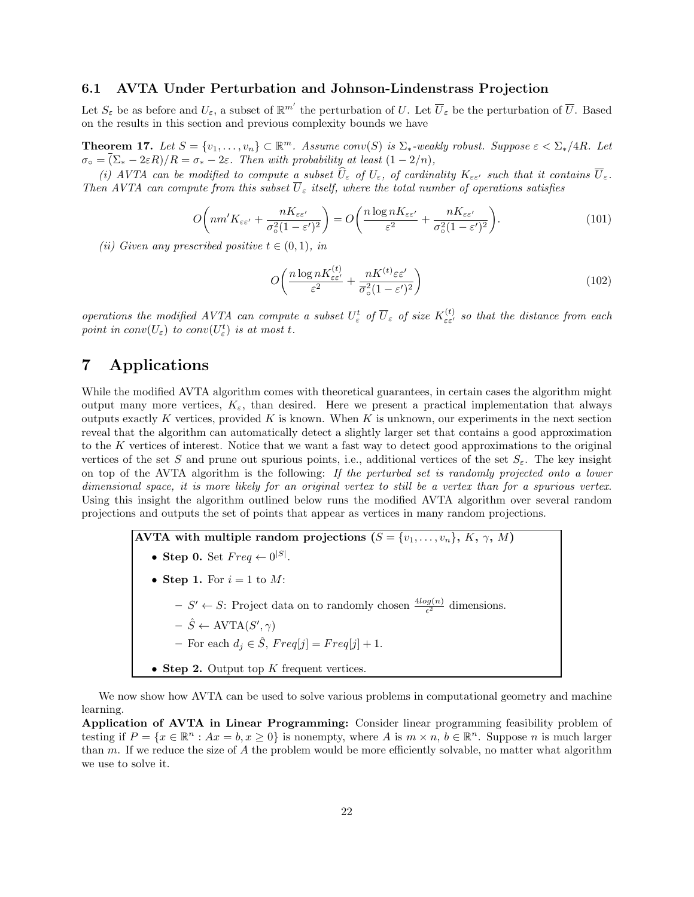### 6.1 AVTA Under Perturbation and Johnson-Lindenstrass Projection

Let $S_\varepsilon$ be as before and $U_\varepsilon$, a subset of $\mathbb{R}^{m'}$ the perturbation of $U$. Let $\overline{U}_\varepsilon$ be the perturbation of $\overline{U}$. Based on the results in this section and previous complexity bounds we have

**Theorem 17.** *Let $S = \{v_1, \ldots, v_n\} \subset \mathbb{R}^m$. Assume $conv(S)$ is $\Sigma_*$-weakly robust. Suppose $\varepsilon < \Sigma_*/4R$. Let $\sigma_\circ = (\Sigma_* - 2\varepsilon R)/R = \sigma_* - 2\varepsilon$. Then with probability at least $(1 - 2/n)$,*

*(i) AVTA can be modified to compute a subset $\widehat{U}_\varepsilon$ of $U_\varepsilon$, of cardinality $K_{\varepsilon\varepsilon'}$ such that it contains $\overline{U}_\varepsilon$. Then AVTA can compute from this subset $\overline{U}_\varepsilon$ itself, where the total number of operations satisfies*

$$O\bigg(nm'K_{\varepsilon\varepsilon'} + \frac{nK_{\varepsilon\varepsilon'}}{\sigma_\circ^2(1-\varepsilon')^2}\bigg) = O\bigg(\frac{n\log nK_{\varepsilon\varepsilon'}}{\varepsilon^2} + \frac{nK_{\varepsilon\varepsilon'}}{\sigma_\circ^2(1-\varepsilon')^2}\bigg). \tag{101}$$

*(ii) Given any prescribed positive $t \in (0,1)$, in*

$$O\bigg(\frac{n\log nK^{(t)}_{\varepsilon\varepsilon'}}{\varepsilon^2} + \frac{nK^{(t)}\varepsilon\varepsilon'}{\overline{\sigma}_\circ^2(1-\varepsilon')^2}\bigg) \tag{102}$$

*operations the modified AVTA can compute a subset $U^t_\varepsilon$ of $\overline{U}_\varepsilon$ of size $K^{(t)}_{\varepsilon\varepsilon'}$ so that the distance from each point in $conv(U_\varepsilon)$ to $conv(U^t_\varepsilon)$ is at most $t$.*

# 7 Applications

While the modified AVTA algorithm comes with theoretical guarantees, in certain cases the algorithm might output many more vertices, $K_\varepsilon$, than desired. Here we present a practical implementation that always outputs exactly $K$ vertices, provided $K$ is known. When $K$ is unknown, our experiments in the next section reveal that the algorithm can automatically detect a slightly larger set that contains a good approximation to the $K$ vertices of interest. Notice that we want a fast way to detect good approximations to the original vertices of the set $S$ and prune out spurious points, i.e., additional vertices of the set $S_\varepsilon$. The key insight on top of the AVTA algorithm is the following: *If the perturbed set is randomly projected onto a lower dimensional space, it is more likely for an original vertex to still be a vertex than for a spurious vertex.* Using this insight the algorithm outlined below runs the modified AVTA algorithm over several random projections and outputs the set of points that appear as vertices in many random projections.

**AVTA with multiple random projections ($S = \{v_1, \ldots, v_n\}$, $K$, $\gamma$, $M$)**

- **Step 0.** Set $Freq \leftarrow 0^{|S|}$.
- **Step 1.** For $i = 1$ to $M$:
  - $S' \leftarrow S$: Project data on to randomly chosen $\frac{4log(n)}{\epsilon^2}$ dimensions.
  - $\hat{S} \leftarrow$ AVTA$(S', \gamma)$
  - For each $d_j \in \hat{S}$, $Freq[j] = Freq[j] + 1$.
- **Step 2.** Output top $K$ frequent vertices.

We now show how AVTA can be used to solve various problems in computational geometry and machine learning.

**Application of AVTA in Linear Programming:** Consider linear programming feasibility problem of testing if $P = \{x \in \mathbb{R}^n : Ax = b, x \geq 0\}$ is nonempty, where $A$ is $m \times n$, $b \in \mathbb{R}^n$. Suppose $n$ is much larger than $m$. If we reduce the size of $A$ the problem would be more efficiently solvable, no matter what algorithm we use to solve it.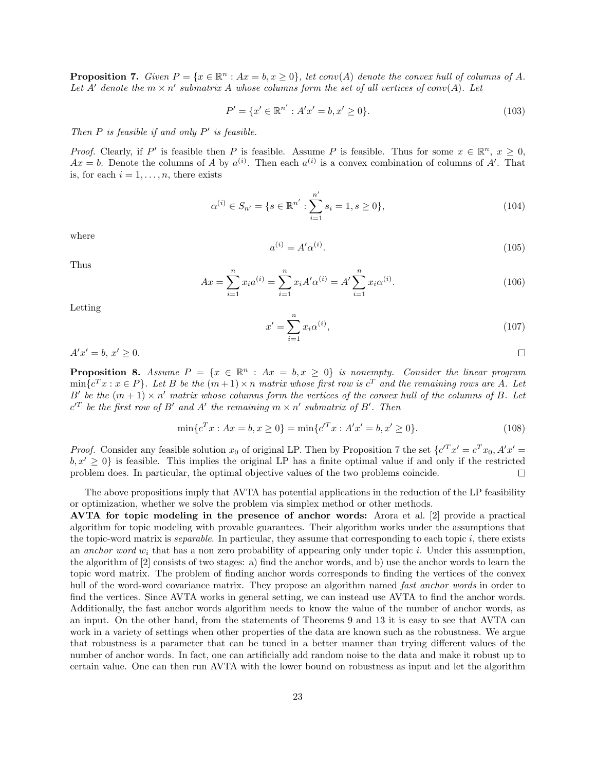**Proposition 7.** *Given $P = \{x \in \mathbb{R}^n : Ax = b, x \geq 0\}$, let $conv(A)$ denote the convex hull of columns of $A$. Let $A'$ denote the $m \times n'$ submatrix $A$ whose columns form the set of all vertices of $conv(A)$. Let*

$$P' = \{x' \in \mathbb{R}^{n'} : A'x' = b, x' \geq 0\}. \tag{103}$$

*Then $P$ is feasible if and only $P'$ is feasible.*

*Proof.* Clearly, if $P'$ is feasible then $P$ is feasible. Assume $P$ is feasible. Thus for some $x \in \mathbb{R}^n$, $x \geq 0$, $Ax = b$. Denote the columns of $A$ by $a^{(i)}$. Then each $a^{(i)}$ is a convex combination of columns of $A'$. That is, for each $i = 1, \ldots, n$, there exists

$$\alpha^{(i)} \in S_{n'} = \{s \in \mathbb{R}^{n'} : \sum_{i=1}^{n'} s_i = 1, s \geq 0\}, \tag{104}$$

where

$$a^{(i)} = A'\alpha^{(i)}. \tag{105}$$

Thus

$$Ax = \sum_{i=1}^{n} x_i a^{(i)} = \sum_{i=1}^{n} x_i A'\alpha^{(i)} = A' \sum_{i=1}^{n} x_i \alpha^{(i)}. \tag{106}$$

Letting

$$x' = \sum_{i=1}^{n} x_i \alpha^{(i)}, \tag{107}$$

$A'x' = b$, $x' \geq 0$. $\square$

**Proposition 8.** *Assume $P = \{x \in \mathbb{R}^n : Ax = b, x \geq 0\}$ is nonempty. Consider the linear program $\min\{c^T x : x \in P\}$. Let $B$ be the $(m+1) \times n$ matrix whose first row is $c^T$ and the remaining rows are $A$. Let $B'$ be the $(m+1) \times n'$ matrix whose columns form the vertices of the convex hull of the columns of $B$. Let $c'^T$ be the first row of $B'$ and $A'$ the remaining $m \times n'$ submatrix of $B'$. Then*

$$\min\{c^T x : Ax = b, x \geq 0\} = \min\{c'^T x : A'x' = b, x' \geq 0\}. \tag{108}$$

*Proof.* Consider any feasible solution $x_0$ of original LP. Then by Proposition 7 the set $\{c'^T x' = c^T x_0, A'x' = b, x' \geq 0\}$ is feasible. This implies the original LP has a finite optimal value if and only if the restricted problem does. In particular, the optimal objective values of the two problems coincide. $\square$

The above propositions imply that AVTA has potential applications in the reduction of the LP feasibility or optimization, whether we solve the problem via simplex method or other methods.

**AVTA for topic modeling in the presence of anchor words:** Arora et al. [2] provide a practical algorithm for topic modeling with provable guarantees. Their algorithm works under the assumptions that the topic-word matrix is *separable*. In particular, they assume that corresponding to each topic $i$, there exists an *anchor word* $w_i$ that has a non zero probability of appearing only under topic $i$. Under this assumption, the algorithm of [2] consists of two stages: a) find the anchor words, and b) use the anchor words to learn the topic word matrix. The problem of finding anchor words corresponds to finding the vertices of the convex hull of the word-word covariance matrix. They propose an algorithm named *fast anchor words* in order to find the vertices. Since AVTA works in general setting, we can instead use AVTA to find the anchor words. Additionally, the fast anchor words algorithm needs to know the value of the number of anchor words, as an input. On the other hand, from the statements of Theorems 9 and 13 it is easy to see that AVTA can work in a variety of settings when other properties of the data are known such as the robustness. We argue that robustness is a parameter that can be tuned in a better manner than trying different values of the number of anchor words. In fact, one can artificially add random noise to the data and make it robust up to certain value. One can then run AVTA with the lower bound on robustness as input and let the algorithm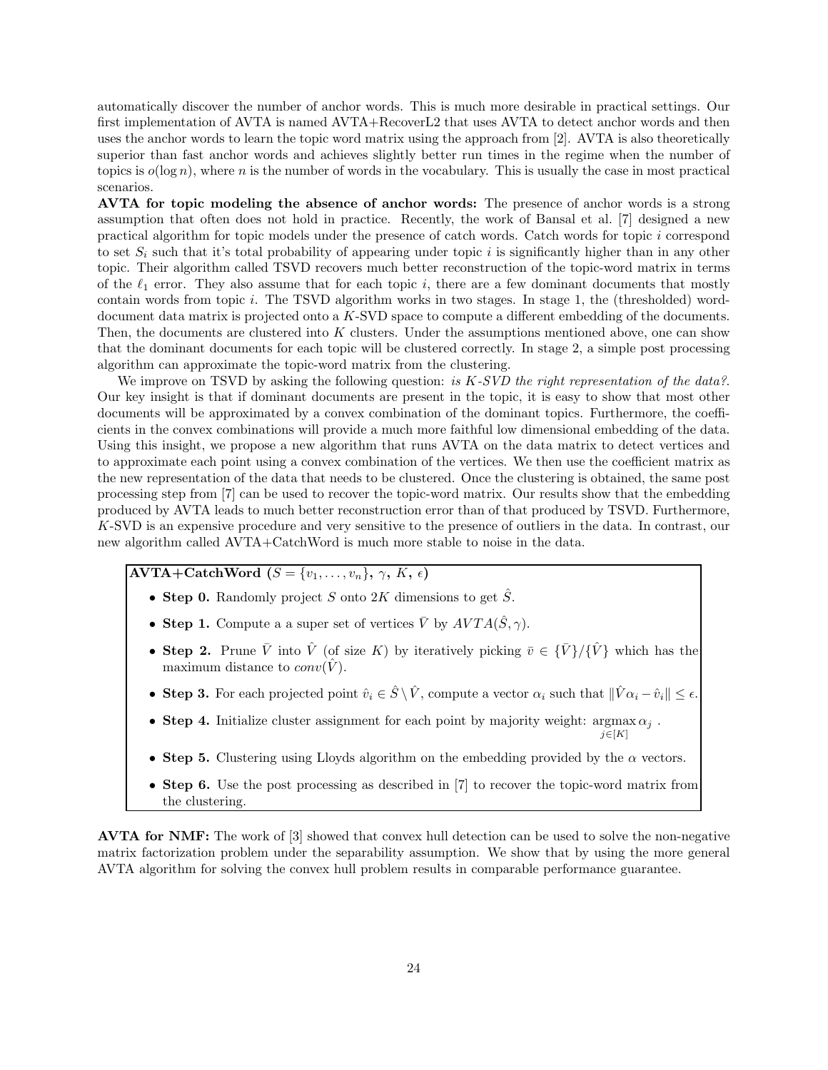automatically discover the number of anchor words. This is much more desirable in practical settings. Our first implementation of AVTA is named AVTA+RecoverL2 that uses AVTA to detect anchor words and then uses the anchor words to learn the topic word matrix using the approach from [2]. AVTA is also theoretically superior than fast anchor words and achieves slightly better run times in the regime when the number of topics is $o(\log n)$, where $n$ is the number of words in the vocabulary. This is usually the case in most practical scenarios.

**AVTA for topic modeling the absence of anchor words:** The presence of anchor words is a strong assumption that often does not hold in practice. Recently, the work of Bansal et al. [7] designed a new practical algorithm for topic models under the presence of catch words. Catch words for topic $i$ correspond to set $S_i$ such that it's total probability of appearing under topic $i$ is significantly higher than in any other topic. Their algorithm called TSVD recovers much better reconstruction of the topic-word matrix in terms of the $\ell_1$ error. They also assume that for each topic $i$, there are a few dominant documents that mostly contain words from topic $i$. The TSVD algorithm works in two stages. In stage 1, the (thresholded) word-document data matrix is projected onto a $K$-SVD space to compute a different embedding of the documents. Then, the documents are clustered into $K$ clusters. Under the assumptions mentioned above, one can show that the dominant documents for each topic will be clustered correctly. In stage 2, a simple post processing algorithm can approximate the topic-word matrix from the clustering.

We improve on TSVD by asking the following question: *is $K$-SVD the right representation of the data?*. Our key insight is that if dominant documents are present in the topic, it is easy to show that most other documents will be approximated by a convex combination of the dominant topics. Furthermore, the coefficients in the convex combinations will provide a much more faithful low dimensional embedding of the data. Using this insight, we propose a new algorithm that runs AVTA on the data matrix to detect vertices and to approximate each point using a convex combination of the vertices. We then use the coefficient matrix as the new representation of the data that needs to be clustered. Once the clustering is obtained, the same post processing step from [7] can be used to recover the topic-word matrix. Our results show that the embedding produced by AVTA leads to much better reconstruction error than of that produced by TSVD. Furthermore, $K$-SVD is an expensive procedure and very sensitive to the presence of outliers in the data. In contrast, our new algorithm called AVTA+CatchWord is much more stable to noise in the data.

**AVTA+CatchWord ($S = \{v_1, \ldots, v_n\}$, $\gamma$, $K$, $\epsilon$)**

- **Step 0.** Randomly project $S$ onto $2K$ dimensions to get $\hat{S}$.
- **Step 1.** Compute a a super set of vertices $\bar{V}$ by $AVTA(\hat{S}, \gamma)$.
- **Step 2.** Prune $\bar{V}$ into $\hat{V}$ (of size $K$) by iteratively picking $\bar{v} \in \{\bar{V}\}/\{\hat{V}\}$ which has the maximum distance to $conv(\hat{V})$.
- **Step 3.** For each projected point $\hat{v}_i \in \hat{S} \setminus \hat{V}$, compute a vector $\alpha_i$ such that $\|\hat{V}\alpha_i - \hat{v}_i\| \leq \epsilon$.
- **Step 4.** Initialize cluster assignment for each point by majority weight: $\underset{j \in [K]}{\operatorname{argmax}} \, \alpha_j$ .
- **Step 5.** Clustering using Lloyds algorithm on the embedding provided by the $\alpha$ vectors.
- **Step 6.** Use the post processing as described in [7] to recover the topic-word matrix from the clustering.

**AVTA for NMF:** The work of [3] showed that convex hull detection can be used to solve the non-negative matrix factorization problem under the separability assumption. We show that by using the more general AVTA algorithm for solving the convex hull problem results in comparable performance guarantee.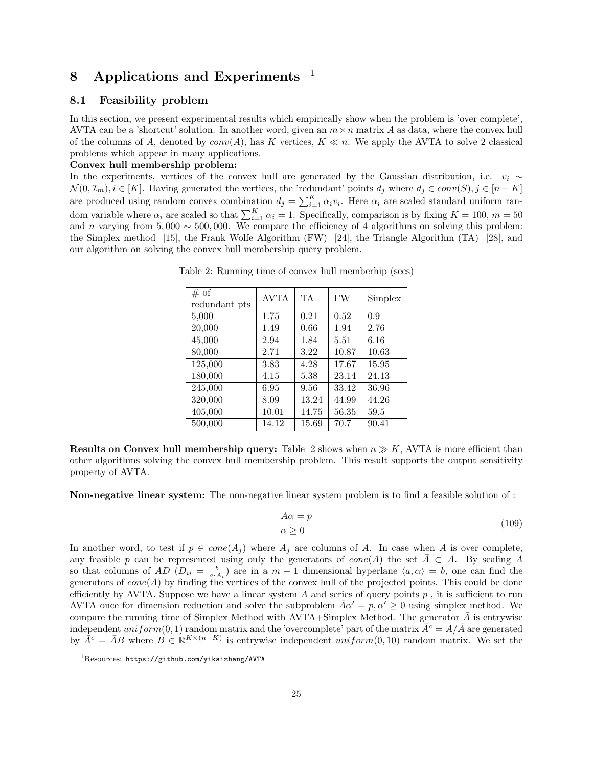# 8 Applications and Experiments [1]

## 8.1 Feasibility problem

In this section, we present experimental results which empirically show when the problem is 'over complete', AVTA can be a 'shortcut' solution. In another word, given an $m \times n$ matrix $A$ as data, where the convex hull of the columns of $A$, denoted by $conv(A)$, has $K$ vertices, $K \ll n$. We apply the AVTA to solve 2 classical problems which appear in many applications.

**Convex hull membership problem:**

In the experiments, vertices of the convex hull are generated by the Gaussian distribution, i.e. $v_i \sim \mathcal{N}(0, \mathcal{I}_m), i \in [K]$. Having generated the vertices, the 'redundant' points $d_j$ where $d_j \in conv(S), j \in [n-K]$ are produced using random convex combination $d_j = \sum_{i=1}^{K} \alpha_i v_i$. Here $\alpha_i$ are scaled standard uniform random variable where $\alpha_i$ are scaled so that $\sum_{i=1}^{K} \alpha_i = 1$. Specifically, comparison is by fixing $K = 100$, $m = 50$ and $n$ varying from $5,000 \sim 500,000$. We compare the efficiency of 4 algorithms on solving this problem: the Simplex method [15], the Frank Wolfe Algorithm (FW) [24], the Triangle Algorithm (TA) [28], and our algorithm on solving the convex hull membership query problem.

Table 2: Running time of convex hull memberhip (secs)

| # of redundant pts | AVTA | TA | FW | Simplex |
|---|---|---|---|---|
| 5,000 | 1.75 | 0.21 | 0.52 | 0.9 |
| 20,000 | 1.49 | 0.66 | 1.94 | 2.76 |
| 45,000 | 2.94 | 1.84 | 5.51 | 6.16 |
| 80,000 | 2.71 | 3.22 | 10.87 | 10.63 |
| 125,000 | 3.83 | 4.28 | 17.67 | 15.95 |
| 180,000 | 4.15 | 5.38 | 23.14 | 24.13 |
| 245,000 | 6.95 | 9.56 | 33.42 | 36.96 |
| 320,000 | 8.09 | 13.24 | 44.99 | 44.26 |
| 405,000 | 10.01 | 14.75 | 56.35 | 59.5 |
| 500,000 | 14.12 | 15.69 | 70.7 | 90.41 |

**Results on Convex hull membership query:** Table 2 shows when $n \gg K$, AVTA is more efficient than other algorithms solving the convex hull membership problem. This result supports the output sensitivity property of AVTA.

**Non-negative linear system:** The non-negative linear system problem is to find a feasible solution of :

$$
\begin{aligned}
A\alpha &= p \\
\alpha &\geq 0
\end{aligned}
\tag{109}
$$

In another word, to test if $p \in cone(A_j)$ where $A_j$ are columns of $A$. In case when $A$ is over complete, any feasible $p$ can be represented using only the generators of $cone(A)$ the set $\bar{A} \subset A$. By scaling $A$ so that columns of $AD$ ($D_{ii} = \frac{b}{a \cdot A_i}$) are in a $m-1$ dimensional hyperlane $\langle a, \alpha \rangle = b$, one can find the generators of $cone(A)$ by finding the vertices of the convex hull of the projected points. This could be done efficiently by AVTA. Suppose we have a linear system $A$ and series of query points $p$ , it is sufficient to run AVTA once for dimension reduction and solve the subproblem $\bar{A}\alpha' = p, \alpha' \geq 0$ using simplex method. We compare the running time of Simplex Method with AVTA+Simplex Method. The generator $\bar{A}$ is entrywise independent $uniform(0, 1)$ random matrix and the 'overcomplete' part of the matrix $\bar{A}^c = A/\bar{A}$ are generated by $\bar{A}^c = \bar{A}B$ where $B \in \mathbb{R}^{K \times (n-K)}$ is entrywise independent $uniform(0, 10)$ random matrix. We set the

[1] Resources: `https://github.com/yikaizhang/AVTA`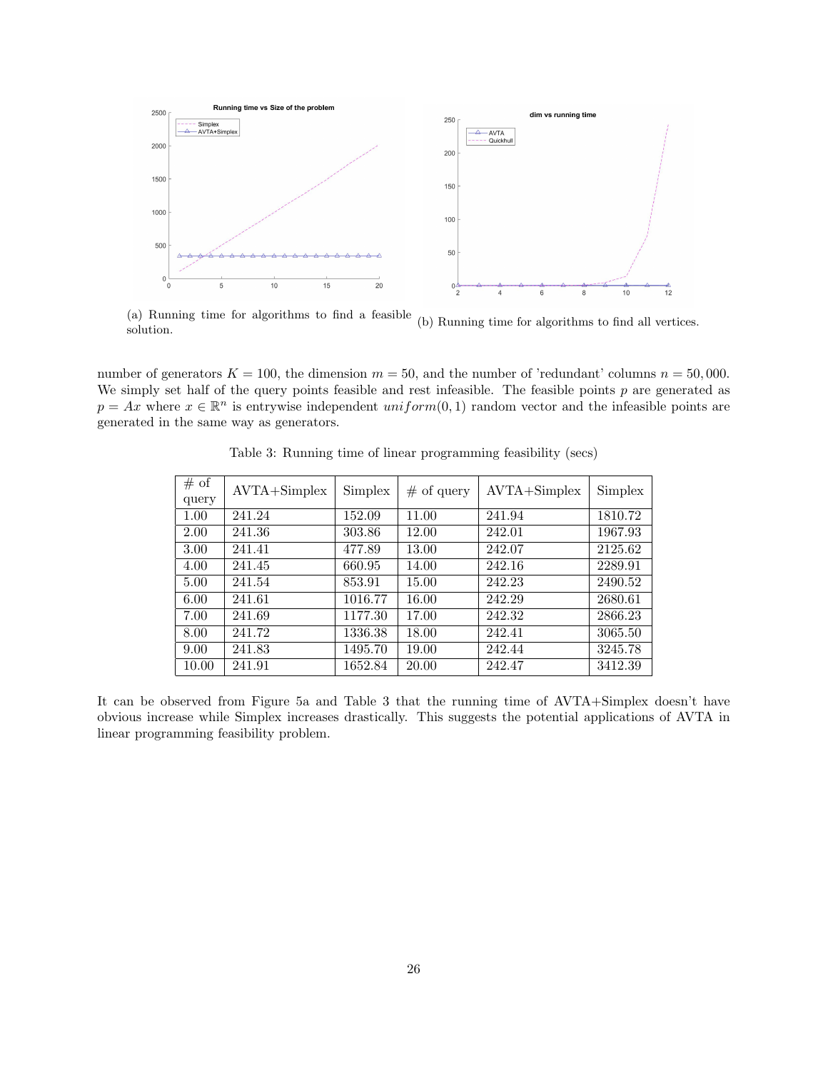(a) Running time for algorithms to find a feasible solution.

(b) Running time for algorithms to find all vertices.

number of generators $K = 100$, the dimension $m = 50$, and the number of 'redundant' columns $n = 50,000$. We simply set half of the query points feasible and rest infeasible. The feasible points $p$ are generated as $p = Ax$ where $x \in \mathbb{R}^n$ is entrywise independent $uniform(0,1)$ random vector and the infeasible points are generated in the same way as generators.

Table 3: Running time of linear programming feasibility (secs)

| # of query | AVTA+Simplex | Simplex | # of query | AVTA+Simplex | Simplex |
|---|---|---|---|---|---|
| 1.00 | 241.24 | 152.09 | 11.00 | 241.94 | 1810.72 |
| 2.00 | 241.36 | 303.86 | 12.00 | 242.01 | 1967.93 |
| 3.00 | 241.41 | 477.89 | 13.00 | 242.07 | 2125.62 |
| 4.00 | 241.45 | 660.95 | 14.00 | 242.16 | 2289.91 |
| 5.00 | 241.54 | 853.91 | 15.00 | 242.23 | 2490.52 |
| 6.00 | 241.61 | 1016.77 | 16.00 | 242.29 | 2680.61 |
| 7.00 | 241.69 | 1177.30 | 17.00 | 242.32 | 2866.23 |
| 8.00 | 241.72 | 1336.38 | 18.00 | 242.41 | 3065.50 |
| 9.00 | 241.83 | 1495.70 | 19.00 | 242.44 | 3245.78 |
| 10.00 | 241.91 | 1652.84 | 20.00 | 242.47 | 3412.39 |

It can be observed from Figure 5a and Table 3 that the running time of AVTA+Simplex doesn't have obvious increase while Simplex increases drastically. This suggests the potential applications of AVTA in linear programming feasibility problem.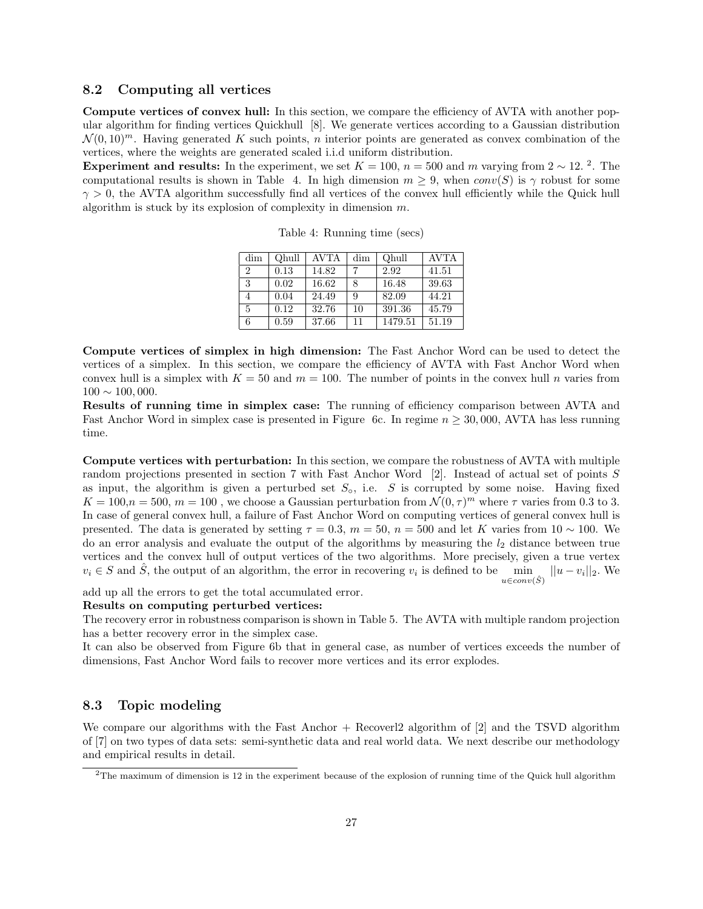### 8.2 Computing all vertices

**Compute vertices of convex hull:** In this section, we compare the efficiency of AVTA with another popular algorithm for finding vertices Quickhull [8]. We generate vertices according to a Gaussian distribution $\mathcal{N}(0, 10)^m$. Having generated $K$ such points, $n$ interior points are generated as convex combination of the vertices, where the weights are generated scaled i.i.d uniform distribution.

**Experiment and results:** In the experiment, we set $K = 100$, $n = 500$ and $m$ varying from $2 \sim 12$. [2]. The computational results is shown in Table 4. In high dimension $m \geq 9$, when $conv(S)$ is $\gamma$ robust for some $\gamma > 0$, the AVTA algorithm successfully find all vertices of the convex hull efficiently while the Quick hull algorithm is stuck by its explosion of complexity in dimension $m$.

Table 4: Running time (secs)

| dim | Qhull | AVTA | dim | Qhull | AVTA |
|---|---|---|---|---|---|
| 2 | 0.13 | 14.82 | 7 | 2.92 | 41.51 |
| 3 | 0.02 | 16.62 | 8 | 16.48 | 39.63 |
| 4 | 0.04 | 24.49 | 9 | 82.09 | 44.21 |
| 5 | 0.12 | 32.76 | 10 | 391.36 | 45.79 |
| 6 | 0.59 | 37.66 | 11 | 1479.51 | 51.19 |

**Compute vertices of simplex in high dimension:** The Fast Anchor Word can be used to detect the vertices of a simplex. In this section, we compare the efficiency of AVTA with Fast Anchor Word when convex hull is a simplex with $K = 50$ and $m = 100$. The number of points in the convex hull $n$ varies from $100 \sim 100,000$.

**Results of running time in simplex case:** The running of efficiency comparison between AVTA and Fast Anchor Word in simplex case is presented in Figure 6c. In regime $n \geq 30,000$, AVTA has less running time.

**Compute vertices with perturbation:** In this section, we compare the robustness of AVTA with multiple random projections presented in section 7 with Fast Anchor Word [2]. Instead of actual set of points $S$ as input, the algorithm is given a perturbed set $S_\circ$, i.e. $S$ is corrupted by some noise. Having fixed $K = 100$,$n = 500$, $m = 100$ , we choose a Gaussian perturbation from $\mathcal{N}(0, \tau)^m$ where $\tau$ varies from 0.3 to 3. In case of general convex hull, a failure of Fast Anchor Word on computing vertices of general convex hull is presented. The data is generated by setting $\tau = 0.3$, $m = 50$, $n = 500$ and let $K$ varies from $10 \sim 100$. We do an error analysis and evaluate the output of the algorithms by measuring the $l_2$ distance between true vertices and the convex hull of output vertices of the two algorithms. More precisely, given a true vertex $v_i \in S$ and $\hat{S}$, the output of an algorithm, the error in recovering $v_i$ is defined to be $\min\limits_{u \in conv(\hat{S})} ||u - v_i||_2$. We add up all the errors to get the total accumulated error.

**Results on computing perturbed vertices:**

The recovery error in robustness comparison is shown in Table 5. The AVTA with multiple random projection has a better recovery error in the simplex case.

It can also be observed from Figure 6b that in general case, as number of vertices exceeds the number of dimensions, Fast Anchor Word fails to recover more vertices and its error explodes.

### 8.3 Topic modeling

We compare our algorithms with the Fast Anchor + Recoverl2 algorithm of [2] and the TSVD algorithm of [7] on two types of data sets: semi-synthetic data and real world data. We next describe our methodology and empirical results in detail.

[2]The maximum of dimension is 12 in the experiment because of the explosion of running time of the Quick hull algorithm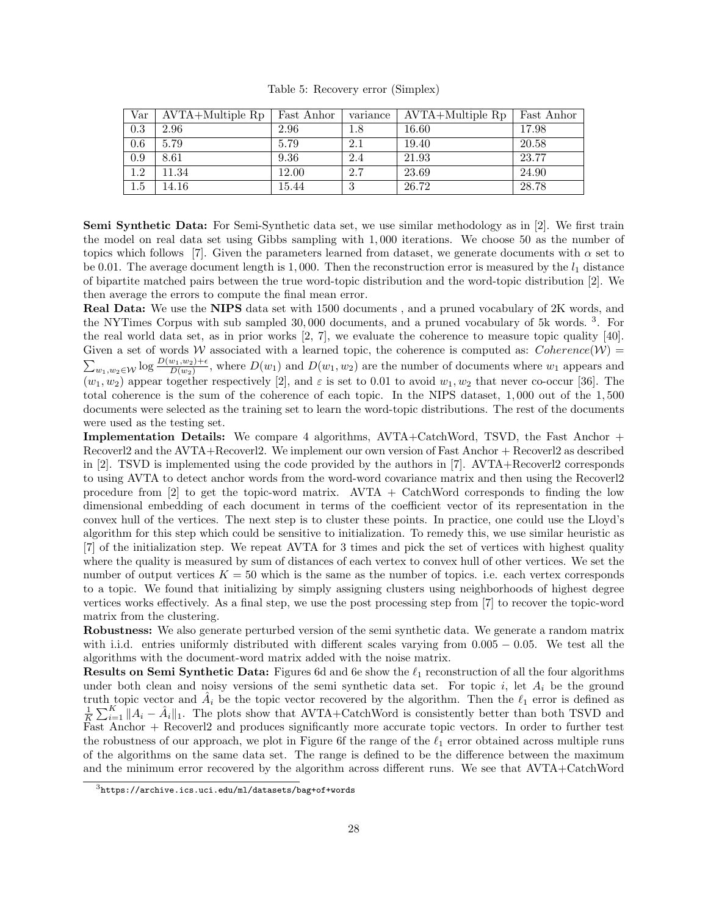Table 5: Recovery error (Simplex)

| Var | AVTA+Multiple Rp | Fast Anhor | variance | AVTA+Multiple Rp | Fast Anhor |
|---|---|---|---|---|---|
| 0.3 | 2.96 | 2.96 | 1.8 | 16.60 | 17.98 |
| 0.6 | 5.79 | 5.79 | 2.1 | 19.40 | 20.58 |
| 0.9 | 8.61 | 9.36 | 2.4 | 21.93 | 23.77 |
| 1.2 | 11.34 | 12.00 | 2.7 | 23.69 | 24.90 |
| 1.5 | 14.16 | 15.44 | 3 | 26.72 | 28.78 |

**Semi Synthetic Data:** For Semi-Synthetic data set, we use similar methodology as in [2]. We first train the model on real data set using Gibbs sampling with 1,000 iterations. We choose 50 as the number of topics which follows [7]. Given the parameters learned from dataset, we generate documents with $\alpha$ set to be 0.01. The average document length is 1,000. Then the reconstruction error is measured by the $l_1$ distance of bipartite matched pairs between the true word-topic distribution and the word-topic distribution [2]. We then average the errors to compute the final mean error.

**Real Data:** We use the **NIPS** data set with 1500 documents , and a pruned vocabulary of 2K words, and the NYTimes Corpus with sub sampled 30,000 documents, and a pruned vocabulary of 5k words. [3]. For the real world data set, as in prior works [2, 7], we evaluate the coherence to measure topic quality [40]. Given a set of words $\mathcal{W}$ associated with a learned topic, the coherence is computed as: $Coherence(\mathcal{W}) = \sum_{w_1,w_2\in\mathcal{W}} \log \frac{D(w_1,w_2)+\epsilon}{D(w_2)}$, where $D(w_1)$ and $D(w_1, w_2)$ are the number of documents where $w_1$ appears and $(w_1, w_2)$ appear together respectively [2], and $\varepsilon$ is set to 0.01 to avoid $w_1, w_2$ that never co-occur [36]. The total coherence is the sum of the coherence of each topic. In the NIPS dataset, 1,000 out of the 1,500 documents were selected as the training set to learn the word-topic distributions. The rest of the documents were used as the testing set.

**Implementation Details:** We compare 4 algorithms, AVTA+CatchWord, TSVD, the Fast Anchor + Recoverl2 and the AVTA+Recoverl2. We implement our own version of Fast Anchor + Recoverl2 as described in [2]. TSVD is implemented using the code provided by the authors in [7]. AVTA+Recoverl2 corresponds to using AVTA to detect anchor words from the word-word covariance matrix and then using the Recoverl2 procedure from [2] to get the topic-word matrix. AVTA + CatchWord corresponds to finding the low dimensional embedding of each document in terms of the coefficient vector of its representation in the convex hull of the vertices. The next step is to cluster these points. In practice, one could use the Lloyd's algorithm for this step which could be sensitive to initialization. To remedy this, we use similar heuristic as [7] of the initialization step. We repeat AVTA for 3 times and pick the set of vertices with highest quality where the quality is measured by sum of distances of each vertex to convex hull of other vertices. We set the number of output vertices $K = 50$ which is the same as the number of topics. i.e. each vertex corresponds to a topic. We found that initializing by simply assigning clusters using neighborhoods of highest degree vertices works effectively. As a final step, we use the post processing step from [7] to recover the topic-word matrix from the clustering.

**Robustness:** We also generate perturbed version of the semi synthetic data. We generate a random matrix with i.i.d. entries uniformly distributed with different scales varying from $0.005 - 0.05$. We test all the algorithms with the document-word matrix added with the noise matrix.

**Results on Semi Synthetic Data:** Figures 6d and 6e show the $\ell_1$ reconstruction of all the four algorithms under both clean and noisy versions of the semi synthetic data set. For topic $i$, let $A_i$ be the ground truth topic vector and $\hat{A}_i$ be the topic vector recovered by the algorithm. Then the $\ell_1$ error is defined as $\frac{1}{K}\sum_{i=1}^{K}\|A_i - \hat{A}_i\|_1$. The plots show that AVTA+CatchWord is consistently better than both TSVD and Fast Anchor + Recoverl2 and produces significantly more accurate topic vectors. In order to further test the robustness of our approach, we plot in Figure 6f the range of the $\ell_1$ error obtained across multiple runs of the algorithms on the same data set. The range is defined to be the difference between the maximum and the minimum error recovered by the algorithm across different runs. We see that AVTA+CatchWord

[3] https://archive.ics.uci.edu/ml/datasets/bag+of+words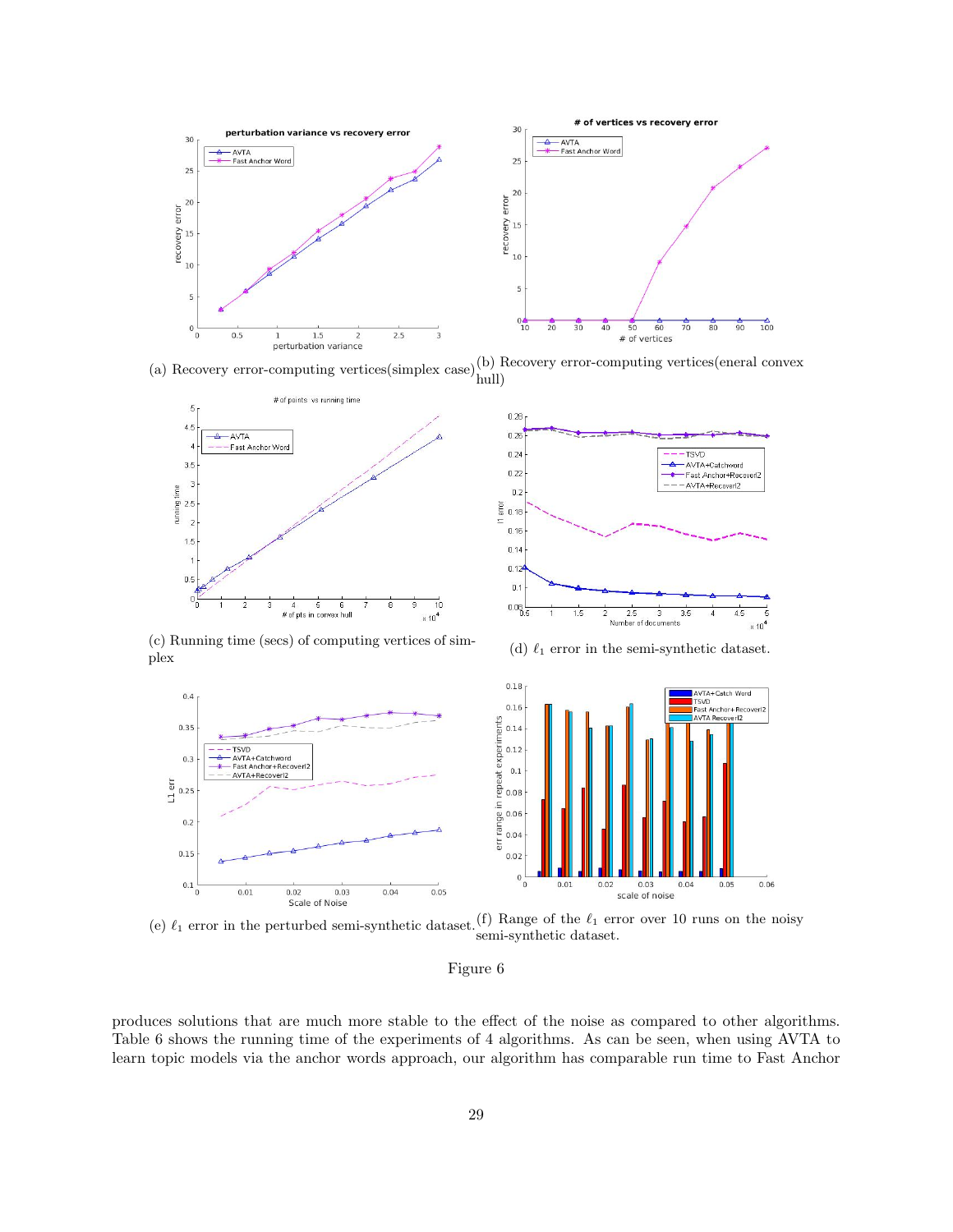(a) Recovery error-computing vertices(simplex case)

(b) Recovery error-computing vertices(eneral convex hull)

(c) Running time (secs) of computing vertices of simplex

(d) $\ell_1$ error in the semi-synthetic dataset.

(e) $\ell_1$ error in the perturbed semi-synthetic dataset.

(f) Range of the $\ell_1$ error over 10 runs on the noisy semi-synthetic dataset.

Figure 6

produces solutions that are much more stable to the effect of the noise as compared to other algorithms. Table 6 shows the running time of the experiments of 4 algorithms. As can be seen, when using AVTA to learn topic models via the anchor words approach, our algorithm has comparable run time to Fast Anchor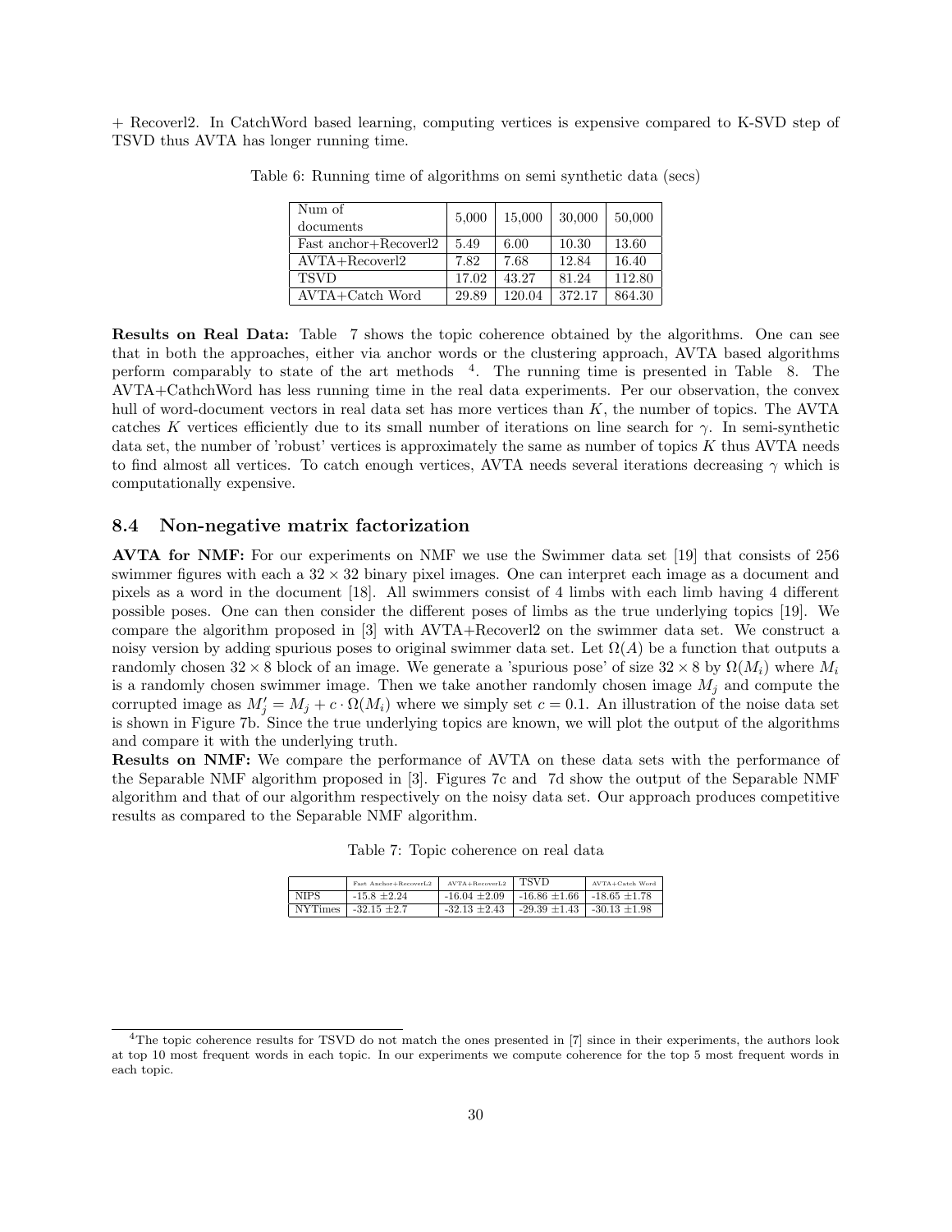+ Recoverl2. In CatchWord based learning, computing vertices is expensive compared to K-SVD step of TSVD thus AVTA has longer running time.

Table 6: Running time of algorithms on semi synthetic data (secs)

| Num of documents | 5,000 | 15,000 | 30,000 | 50,000 |
|---|---|---|---|---|
| Fast anchor+Recoverl2 | 5.49 | 6.00 | 10.30 | 13.60 |
| AVTA+Recoverl2 | 7.82 | 7.68 | 12.84 | 16.40 |
| TSVD | 17.02 | 43.27 | 81.24 | 112.80 |
| AVTA+Catch Word | 29.89 | 120.04 | 372.17 | 864.30 |

**Results on Real Data:** Table 7 shows the topic coherence obtained by the algorithms. One can see that in both the approaches, either via anchor words or the clustering approach, AVTA based algorithms perform comparably to state of the art methods [4]. The running time is presented in Table 8. The AVTA+CathchWord has less running time in the real data experiments. Per our observation, the convex hull of word-document vectors in real data set has more vertices than $K$, the number of topics. The AVTA catches $K$ vertices efficiently due to its small number of iterations on line search for $\gamma$. In semi-synthetic data set, the number of 'robust' vertices is approximately the same as number of topics $K$ thus AVTA needs to find almost all vertices. To catch enough vertices, AVTA needs several iterations decreasing $\gamma$ which is computationally expensive.

## 8.4 Non-negative matrix factorization

**AVTA for NMF:** For our experiments on NMF we use the Swimmer data set [19] that consists of 256 swimmer figures with each a $32 \times 32$ binary pixel images. One can interpret each image as a document and pixels as a word in the document [18]. All swimmers consist of 4 limbs with each limb having 4 different possible poses. One can then consider the different poses of limbs as the true underlying topics [19]. We compare the algorithm proposed in [3] with AVTA+Recoverl2 on the swimmer data set. We construct a noisy version by adding spurious poses to original swimmer data set. Let $\Omega(A)$ be a function that outputs a randomly chosen $32 \times 8$ block of an image. We generate a 'spurious pose' of size $32 \times 8$ by $\Omega(M_i)$ where $M_i$ is a randomly chosen swimmer image. Then we take another randomly chosen image $M_j$ and compute the corrupted image as $M_j' = M_j + c \cdot \Omega(M_i)$ where we simply set $c = 0.1$. An illustration of the noise data set is shown in Figure 7b. Since the true underlying topics are known, we will plot the output of the algorithms and compare it with the underlying truth.

**Results on NMF:** We compare the performance of AVTA on these data sets with the performance of the Separable NMF algorithm proposed in [3]. Figures 7c and 7d show the output of the Separable NMF algorithm and that of our algorithm respectively on the noisy data set. Our approach produces competitive results as compared to the Separable NMF algorithm.

Table 7: Topic coherence on real data

| | Fast Anchor+RecoverL2 | AVTA+RecoverL2 | TSVD | AVTA+Catch Word |
|---|---|---|---|---|
| NIPS | -15.8 $\pm$2.24 | -16.04 $\pm$2.09 | -16.86 $\pm$1.66 | -18.65 $\pm$1.78 |
| NYTimes | -32.15 $\pm$2.7 | -32.13 $\pm$2.43 | -29.39 $\pm$1.43 | -30.13 $\pm$1.98 |

[4] The topic coherence results for TSVD do not match the ones presented in [7] since in their experiments, the authors look at top 10 most frequent words in each topic. In our experiments we compute coherence for the top 5 most frequent words in each topic.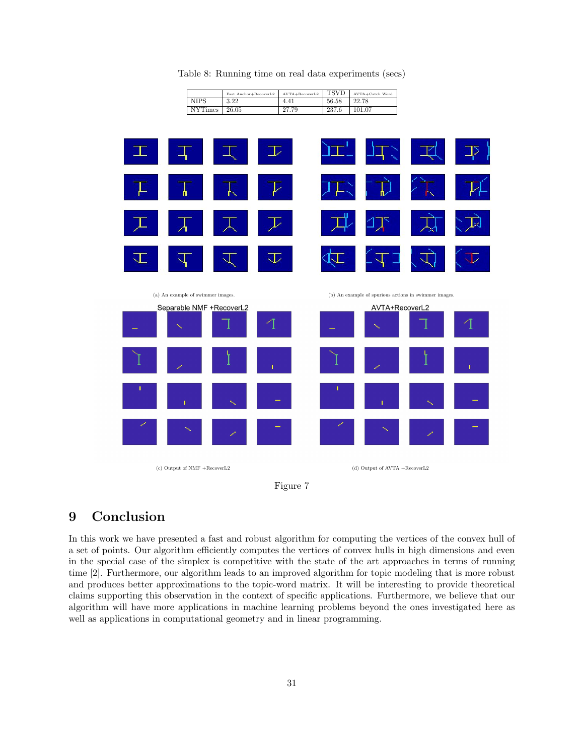Table 8: Running time on real data experiments (secs)

| | Fast Anchor+RecoverL2 | AVTA+RecoverL2 | TSVD | AVTA+Catch Word |
|---|---|---|---|---|
| NIPS | 3.22 | 4.41 | 56.58 | 22.78 |
| NYTimes | 26.05 | 27.79 | 237.6 | 101.07 |

(a) An example of swimmer images.

(b) An example of spurious actions in swimmer images.

(c) Output of NMF +RecoverL2

(d) Output of AVTA +RecoverL2

Figure 7

# 9 Conclusion

In this work we have presented a fast and robust algorithm for computing the vertices of the convex hull of a set of points. Our algorithm efficiently computes the vertices of convex hulls in high dimensions and even in the special case of the simplex is competitive with the state of the art approaches in terms of running time [2]. Furthermore, our algorithm leads to an improved algorithm for topic modeling that is more robust and produces better approximations to the topic-word matrix. It will be interesting to provide theoretical claims supporting this observation in the context of specific applications. Furthermore, we believe that our algorithm will have more applications in machine learning problems beyond the ones investigated here as well as applications in computational geometry and in linear programming.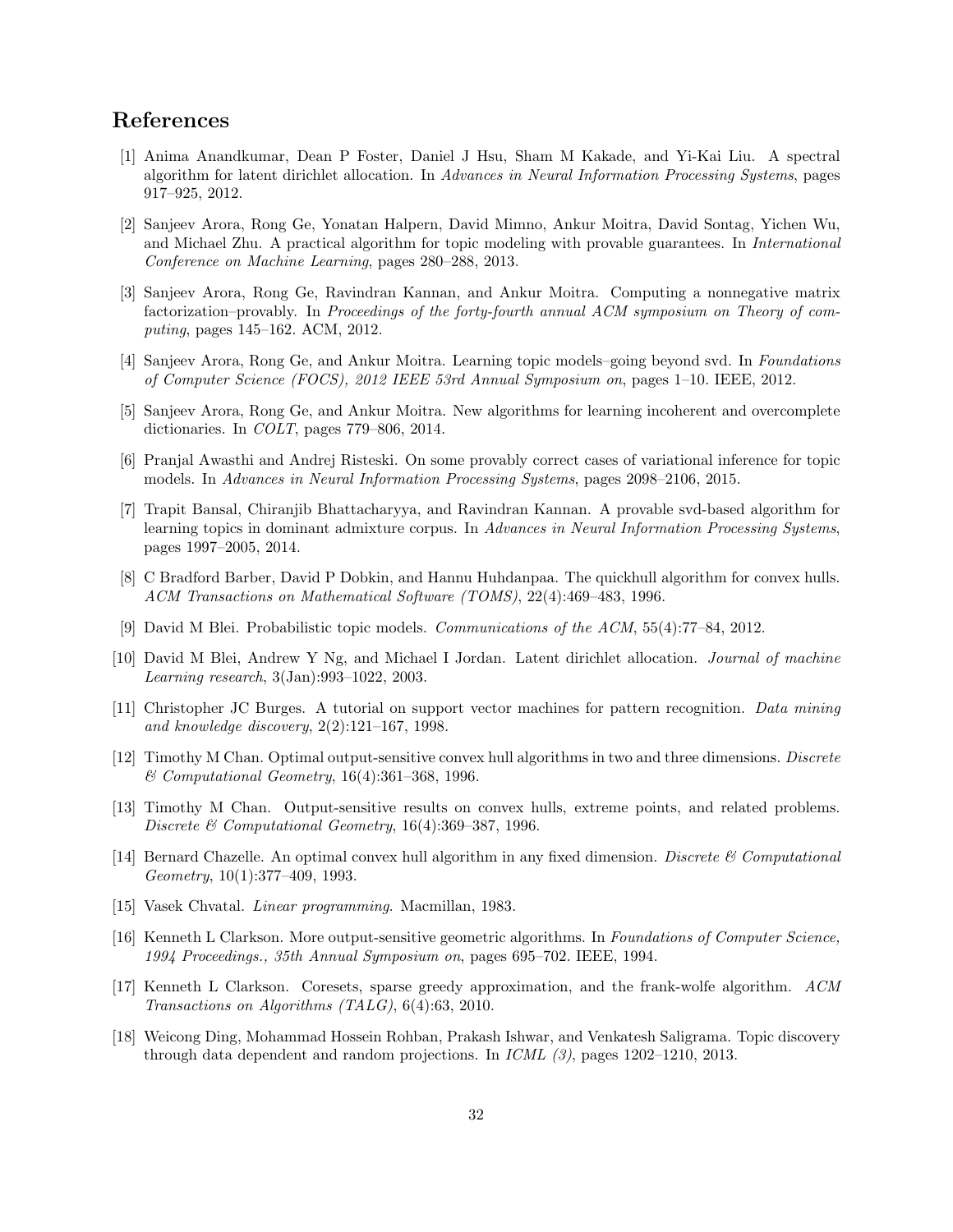# References

[1] Anima Anandkumar, Dean P Foster, Daniel J Hsu, Sham M Kakade, and Yi-Kai Liu. A spectral algorithm for latent dirichlet allocation. In *Advances in Neural Information Processing Systems*, pages 917–925, 2012.

[2] Sanjeev Arora, Rong Ge, Yonatan Halpern, David Mimno, Ankur Moitra, David Sontag, Yichen Wu, and Michael Zhu. A practical algorithm for topic modeling with provable guarantees. In *International Conference on Machine Learning*, pages 280–288, 2013.

[3] Sanjeev Arora, Rong Ge, Ravindran Kannan, and Ankur Moitra. Computing a nonnegative matrix factorization–provably. In *Proceedings of the forty-fourth annual ACM symposium on Theory of computing*, pages 145–162. ACM, 2012.

[4] Sanjeev Arora, Rong Ge, and Ankur Moitra. Learning topic models–going beyond svd. In *Foundations of Computer Science (FOCS), 2012 IEEE 53rd Annual Symposium on*, pages 1–10. IEEE, 2012.

[5] Sanjeev Arora, Rong Ge, and Ankur Moitra. New algorithms for learning incoherent and overcomplete dictionaries. In *COLT*, pages 779–806, 2014.

[6] Pranjal Awasthi and Andrej Risteski. On some provably correct cases of variational inference for topic models. In *Advances in Neural Information Processing Systems*, pages 2098–2106, 2015.

[7] Trapit Bansal, Chiranjib Bhattacharyya, and Ravindran Kannan. A provable svd-based algorithm for learning topics in dominant admixture corpus. In *Advances in Neural Information Processing Systems*, pages 1997–2005, 2014.

[8] C Bradford Barber, David P Dobkin, and Hannu Huhdanpaa. The quickhull algorithm for convex hulls. *ACM Transactions on Mathematical Software (TOMS)*, 22(4):469–483, 1996.

[9] David M Blei. Probabilistic topic models. *Communications of the ACM*, 55(4):77–84, 2012.

[10] David M Blei, Andrew Y Ng, and Michael I Jordan. Latent dirichlet allocation. *Journal of machine Learning research*, 3(Jan):993–1022, 2003.

[11] Christopher JC Burges. A tutorial on support vector machines for pattern recognition. *Data mining and knowledge discovery*, 2(2):121–167, 1998.

[12] Timothy M Chan. Optimal output-sensitive convex hull algorithms in two and three dimensions. *Discrete & Computational Geometry*, 16(4):361–368, 1996.

[13] Timothy M Chan. Output-sensitive results on convex hulls, extreme points, and related problems. *Discrete & Computational Geometry*, 16(4):369–387, 1996.

[14] Bernard Chazelle. An optimal convex hull algorithm in any fixed dimension. *Discrete & Computational Geometry*, 10(1):377–409, 1993.

[15] Vasek Chvatal. *Linear programming*. Macmillan, 1983.

[16] Kenneth L Clarkson. More output-sensitive geometric algorithms. In *Foundations of Computer Science, 1994 Proceedings., 35th Annual Symposium on*, pages 695–702. IEEE, 1994.

[17] Kenneth L Clarkson. Coresets, sparse greedy approximation, and the frank-wolfe algorithm. *ACM Transactions on Algorithms (TALG)*, 6(4):63, 2010.

[18] Weicong Ding, Mohammad Hossein Rohban, Prakash Ishwar, and Venkatesh Saligrama. Topic discovery through data dependent and random projections. In *ICML (3)*, pages 1202–1210, 2013.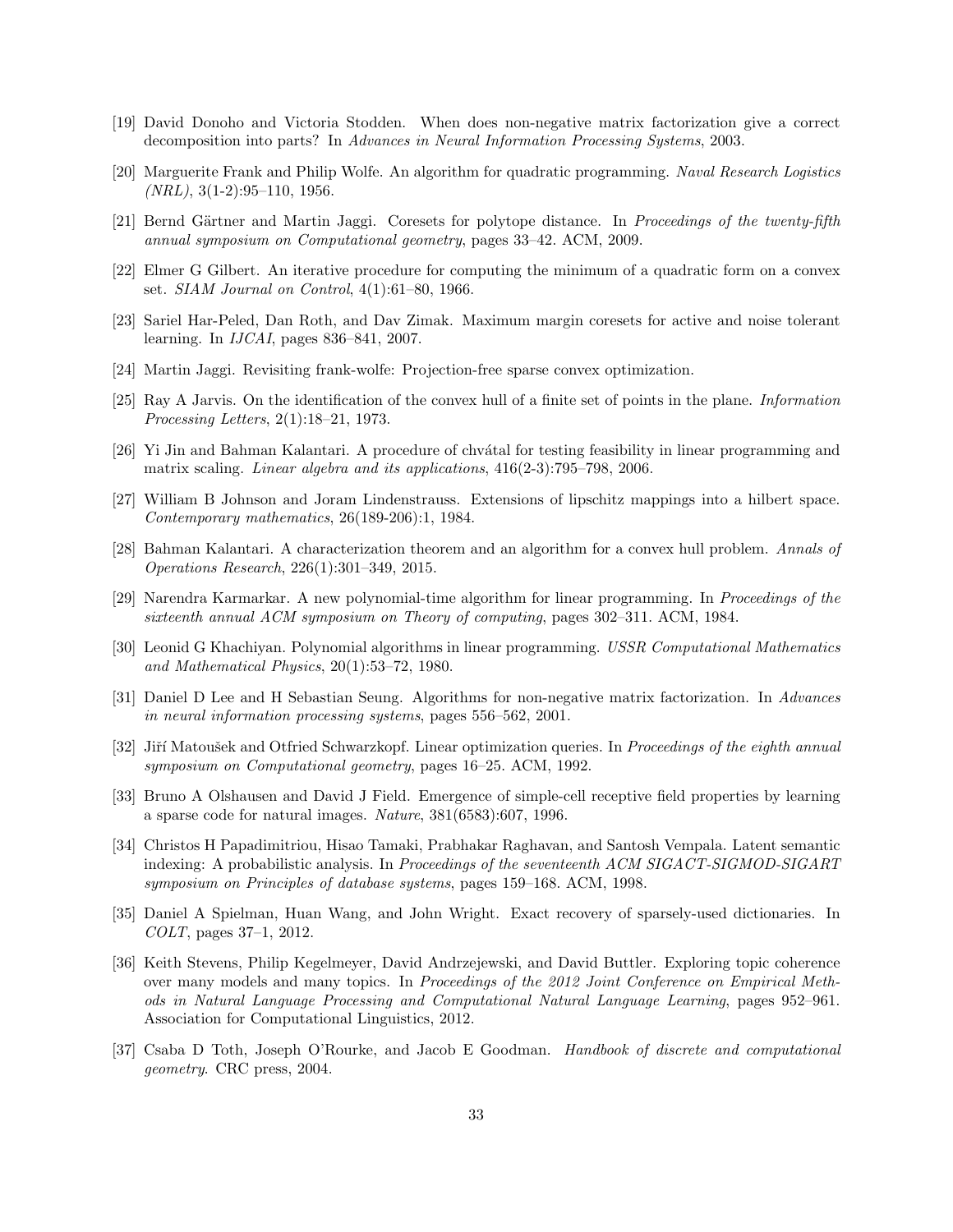[19] David Donoho and Victoria Stodden. When does non-negative matrix factorization give a correct decomposition into parts? In *Advances in Neural Information Processing Systems*, 2003.

[20] Marguerite Frank and Philip Wolfe. An algorithm for quadratic programming. *Naval Research Logistics (NRL)*, 3(1-2):95–110, 1956.

[21] Bernd Gärtner and Martin Jaggi. Coresets for polytope distance. In *Proceedings of the twenty-fifth annual symposium on Computational geometry*, pages 33–42. ACM, 2009.

[22] Elmer G Gilbert. An iterative procedure for computing the minimum of a quadratic form on a convex set. *SIAM Journal on Control*, 4(1):61–80, 1966.

[23] Sariel Har-Peled, Dan Roth, and Dav Zimak. Maximum margin coresets for active and noise tolerant learning. In *IJCAI*, pages 836–841, 2007.

[24] Martin Jaggi. Revisiting frank-wolfe: Projection-free sparse convex optimization.

[25] Ray A Jarvis. On the identification of the convex hull of a finite set of points in the plane. *Information Processing Letters*, 2(1):18–21, 1973.

[26] Yi Jin and Bahman Kalantari. A procedure of chvátal for testing feasibility in linear programming and matrix scaling. *Linear algebra and its applications*, 416(2-3):795–798, 2006.

[27] William B Johnson and Joram Lindenstrauss. Extensions of lipschitz mappings into a hilbert space. *Contemporary mathematics*, 26(189-206):1, 1984.

[28] Bahman Kalantari. A characterization theorem and an algorithm for a convex hull problem. *Annals of Operations Research*, 226(1):301–349, 2015.

[29] Narendra Karmarkar. A new polynomial-time algorithm for linear programming. In *Proceedings of the sixteenth annual ACM symposium on Theory of computing*, pages 302–311. ACM, 1984.

[30] Leonid G Khachiyan. Polynomial algorithms in linear programming. *USSR Computational Mathematics and Mathematical Physics*, 20(1):53–72, 1980.

[31] Daniel D Lee and H Sebastian Seung. Algorithms for non-negative matrix factorization. In *Advances in neural information processing systems*, pages 556–562, 2001.

[32] Jiří Matoušek and Otfried Schwarzkopf. Linear optimization queries. In *Proceedings of the eighth annual symposium on Computational geometry*, pages 16–25. ACM, 1992.

[33] Bruno A Olshausen and David J Field. Emergence of simple-cell receptive field properties by learning a sparse code for natural images. *Nature*, 381(6583):607, 1996.

[34] Christos H Papadimitriou, Hisao Tamaki, Prabhakar Raghavan, and Santosh Vempala. Latent semantic indexing: A probabilistic analysis. In *Proceedings of the seventeenth ACM SIGACT-SIGMOD-SIGART symposium on Principles of database systems*, pages 159–168. ACM, 1998.

[35] Daniel A Spielman, Huan Wang, and John Wright. Exact recovery of sparsely-used dictionaries. In *COLT*, pages 37–1, 2012.

[36] Keith Stevens, Philip Kegelmeyer, David Andrzejewski, and David Buttler. Exploring topic coherence over many models and many topics. In *Proceedings of the 2012 Joint Conference on Empirical Methods in Natural Language Processing and Computational Natural Language Learning*, pages 952–961. Association for Computational Linguistics, 2012.

[37] Csaba D Toth, Joseph O'Rourke, and Jacob E Goodman. *Handbook of discrete and computational geometry*. CRC press, 2004.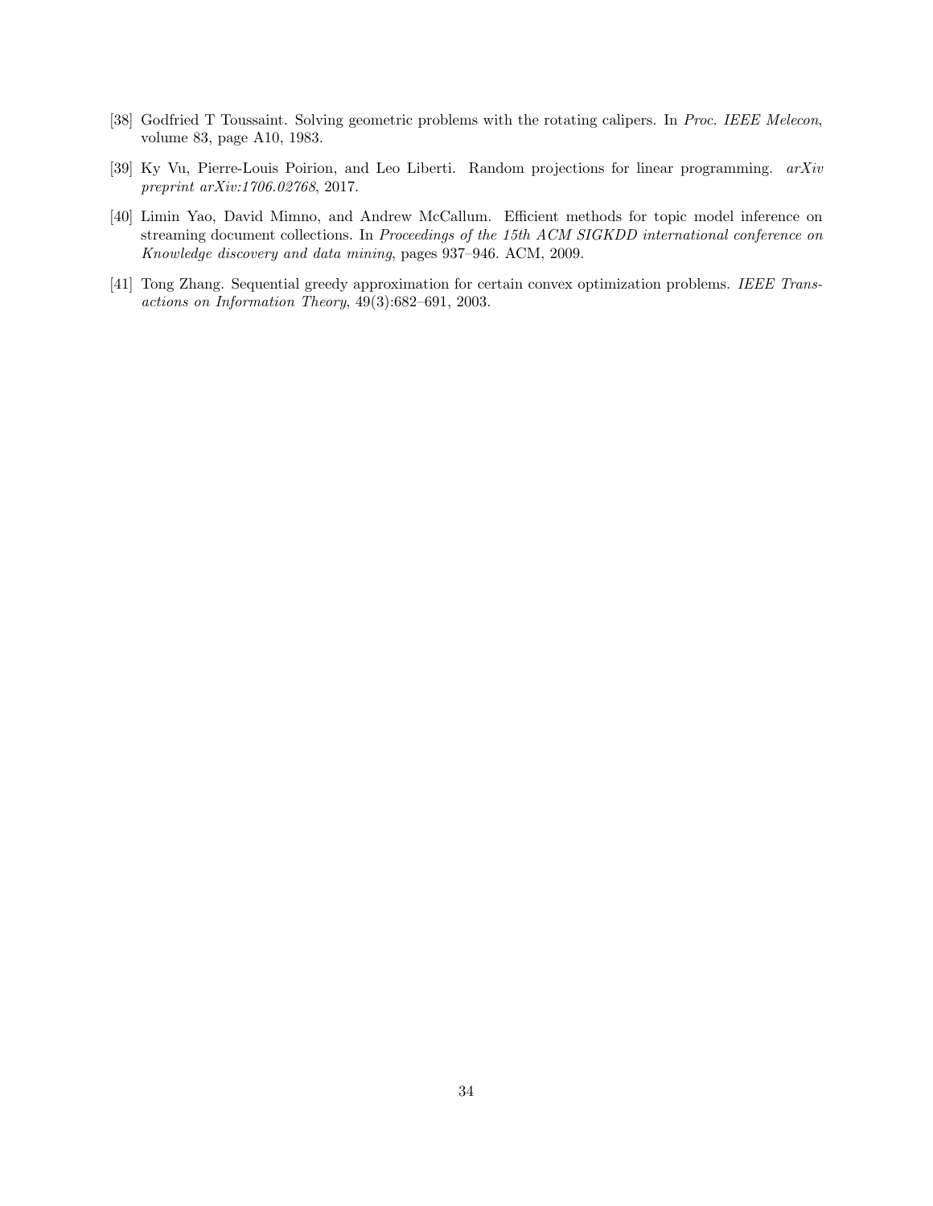[38] Godfried T Toussaint. Solving geometric problems with the rotating calipers. In *Proc. IEEE Melecon*, volume 83, page A10, 1983.

[39] Ky Vu, Pierre-Louis Poirion, and Leo Liberti. Random projections for linear programming. *arXiv preprint arXiv:1706.02768*, 2017.

[40] Limin Yao, David Mimno, and Andrew McCallum. Efficient methods for topic model inference on streaming document collections. In *Proceedings of the 15th ACM SIGKDD international conference on Knowledge discovery and data mining*, pages 937–946. ACM, 2009.

[41] Tong Zhang. Sequential greedy approximation for certain convex optimization problems. *IEEE Transactions on Information Theory*, 49(3):682–691, 2003.